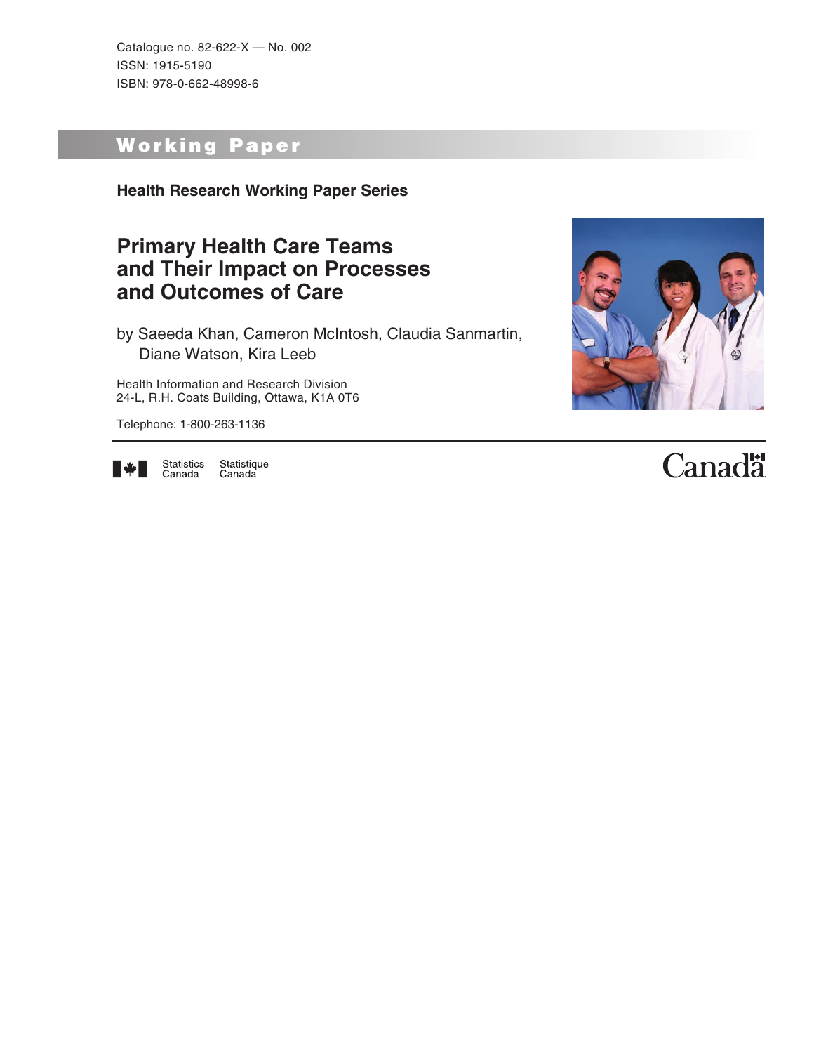Catalogue no. 82-622-X — No. 002
ISSN: 1915-5190
ISBN: 978-0-662-48998-6

**Working Paper**

**Health Research Working Paper Series**

# Primary Health Care Teams and Their Impact on Processes and Outcomes of Care

by Saeeda Khan, Cameron McIntosh, Claudia Sanmartin, Diane Watson, Kira Leeb

Health Information and Research Division
24-L, R.H. Coats Building, Ottawa, K1A 0T6

Telephone: 1-800-263-1136

Statistics Canada Statistique Canada

Canada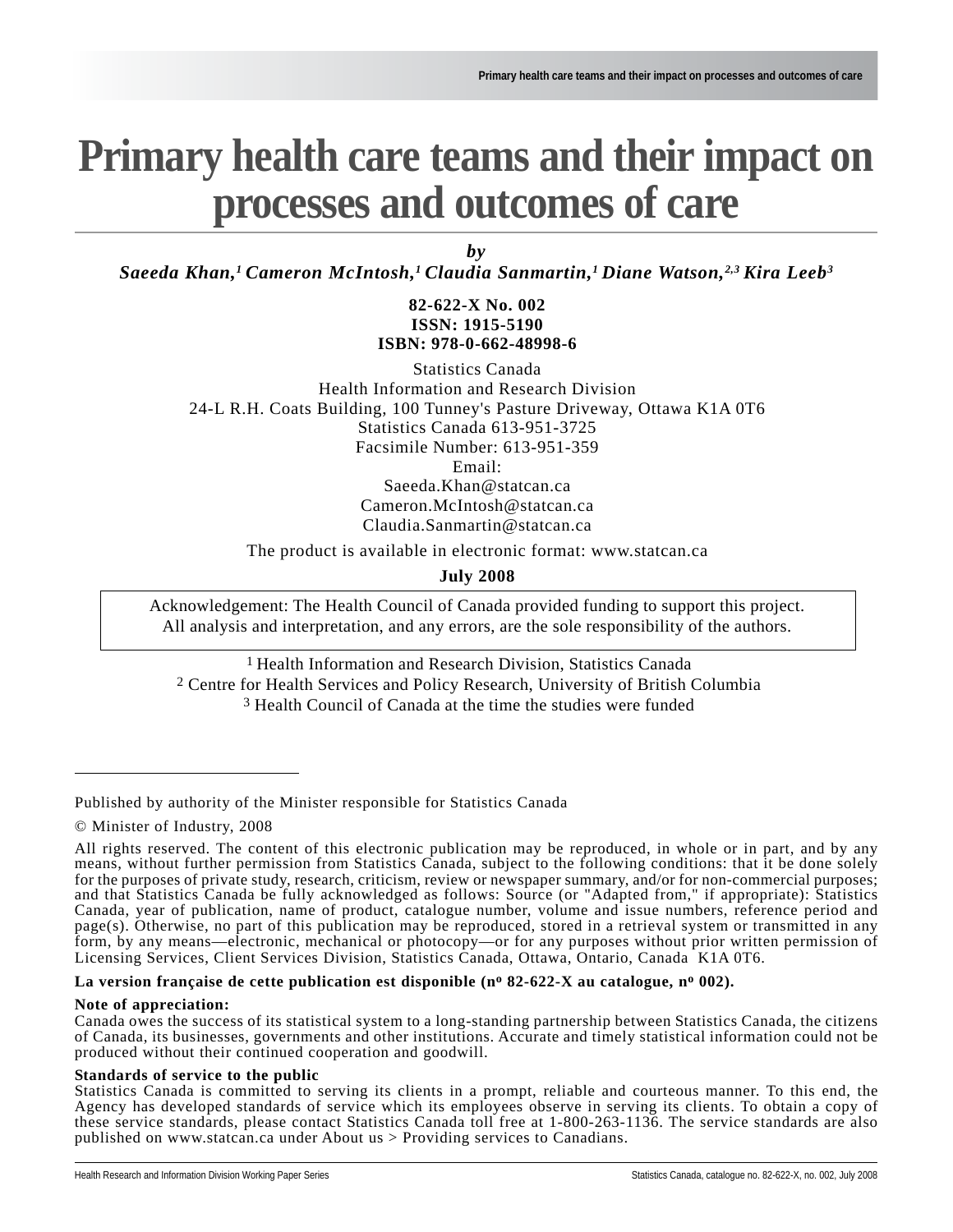# Primary health care teams and their impact on processes and outcomes of care

***by***

***Saeeda Khan,[1] Cameron McIntosh,[1] Claudia Sanmartin,[1] Diane Watson,[2,3] Kira Leeb[3]***

**82-622-X No. 002**
**ISSN: 1915-5190**
**ISBN: 978-0-662-48998-6**

Statistics Canada
Health Information and Research Division
24-L R.H. Coats Building, 100 Tunney's Pasture Driveway, Ottawa K1A 0T6
Statistics Canada 613-951-3725
Facsimile Number: 613-951-359
Email:
Saeeda.Khan@statcan.ca
Cameron.McIntosh@statcan.ca
Claudia.Sanmartin@statcan.ca

The product is available in electronic format: www.statcan.ca

**July 2008**

Acknowledgement: The Health Council of Canada provided funding to support this project. All analysis and interpretation, and any errors, are the sole responsibility of the authors.

[1] Health Information and Research Division, Statistics Canada
[2] Centre for Health Services and Policy Research, University of British Columbia
[3] Health Council of Canada at the time the studies were funded

---

Published by authority of the Minister responsible for Statistics Canada

© Minister of Industry, 2008

All rights reserved. The content of this electronic publication may be reproduced, in whole or in part, and by any means, without further permission from Statistics Canada, subject to the following conditions: that it be done solely for the purposes of private study, research, criticism, review or newspaper summary, and/or for non-commercial purposes; and that Statistics Canada be fully acknowledged as follows: Source (or "Adapted from," if appropriate): Statistics Canada, year of publication, name of product, catalogue number, volume and issue numbers, reference period and page(s). Otherwise, no part of this publication may be reproduced, stored in a retrieval system or transmitted in any form, by any means—electronic, mechanical or photocopy—or for any purposes without prior written permission of Licensing Services, Client Services Division, Statistics Canada, Ottawa, Ontario, Canada K1A 0T6.

**La version française de cette publication est disponible (nº 82-622-X au catalogue, nº 002).**

**Note of appreciation:**
Canada owes the success of its statistical system to a long-standing partnership between Statistics Canada, the citizens of Canada, its businesses, governments and other institutions. Accurate and timely statistical information could not be produced without their continued cooperation and goodwill.

**Standards of service to the public**
Statistics Canada is committed to serving its clients in a prompt, reliable and courteous manner. To this end, the Agency has developed standards of service which its employees observe in serving its clients. To obtain a copy of these service standards, please contact Statistics Canada toll free at 1-800-263-1136. The service standards are also published on www.statcan.ca under About us > Providing services to Canadians.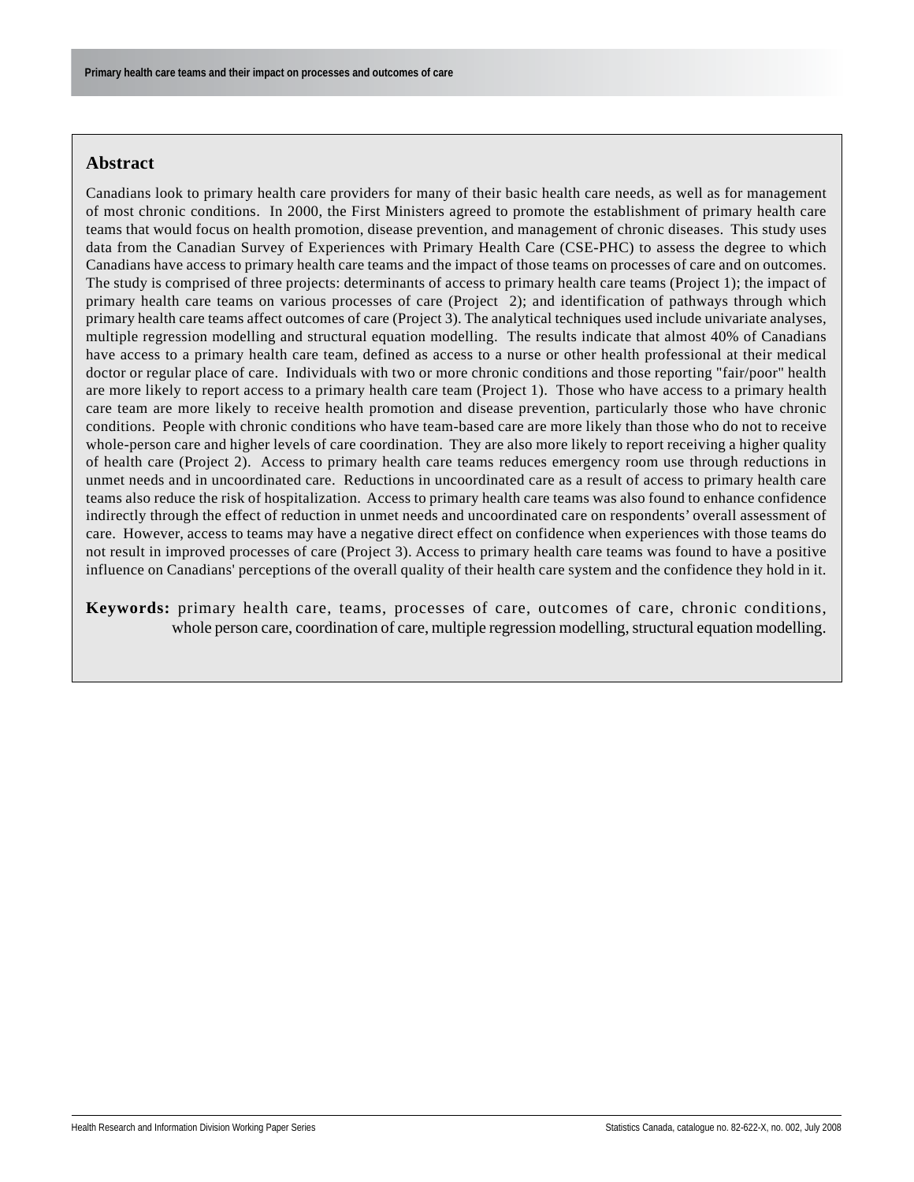## Abstract

Canadians look to primary health care providers for many of their basic health care needs, as well as for management of most chronic conditions. In 2000, the First Ministers agreed to promote the establishment of primary health care teams that would focus on health promotion, disease prevention, and management of chronic diseases. This study uses data from the Canadian Survey of Experiences with Primary Health Care (CSE-PHC) to assess the degree to which Canadians have access to primary health care teams and the impact of those teams on processes of care and on outcomes. The study is comprised of three projects: determinants of access to primary health care teams (Project 1); the impact of primary health care teams on various processes of care (Project 2); and identification of pathways through which primary health care teams affect outcomes of care (Project 3). The analytical techniques used include univariate analyses, multiple regression modelling and structural equation modelling. The results indicate that almost 40% of Canadians have access to a primary health care team, defined as access to a nurse or other health professional at their medical doctor or regular place of care. Individuals with two or more chronic conditions and those reporting "fair/poor" health are more likely to report access to a primary health care team (Project 1). Those who have access to a primary health care team are more likely to receive health promotion and disease prevention, particularly those who have chronic conditions. People with chronic conditions who have team-based care are more likely than those who do not to receive whole-person care and higher levels of care coordination. They are also more likely to report receiving a higher quality of health care (Project 2). Access to primary health care teams reduces emergency room use through reductions in unmet needs and in uncoordinated care. Reductions in uncoordinated care as a result of access to primary health care teams also reduce the risk of hospitalization. Access to primary health care teams was also found to enhance confidence indirectly through the effect of reduction in unmet needs and uncoordinated care on respondents' overall assessment of care. However, access to teams may have a negative direct effect on confidence when experiences with those teams do not result in improved processes of care (Project 3). Access to primary health care teams was found to have a positive influence on Canadians' perceptions of the overall quality of their health care system and the confidence they hold in it.

**Keywords:** primary health care, teams, processes of care, outcomes of care, chronic conditions, whole person care, coordination of care, multiple regression modelling, structural equation modelling.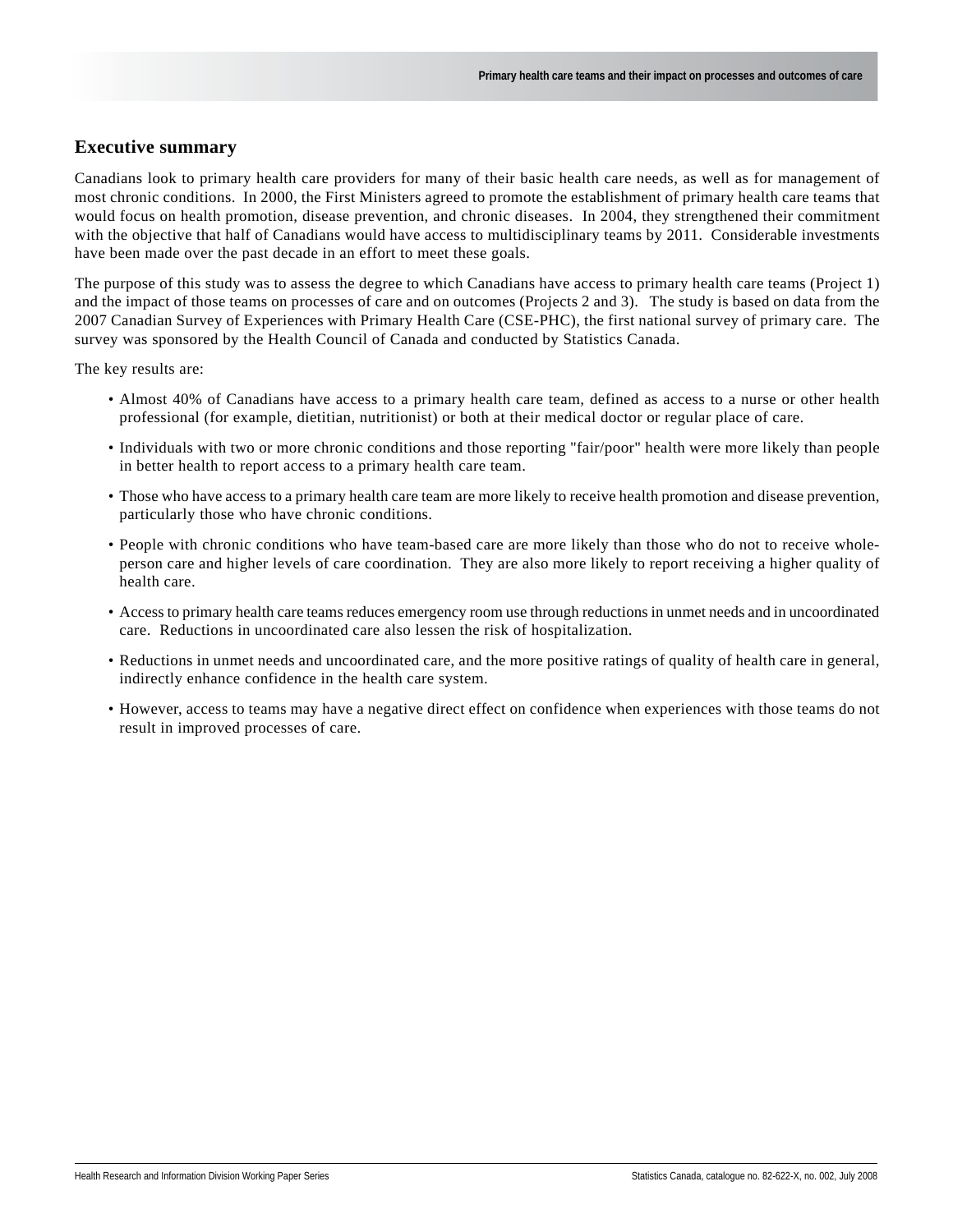## Executive summary

Canadians look to primary health care providers for many of their basic health care needs, as well as for management of most chronic conditions. In 2000, the First Ministers agreed to promote the establishment of primary health care teams that would focus on health promotion, disease prevention, and chronic diseases. In 2004, they strengthened their commitment with the objective that half of Canadians would have access to multidisciplinary teams by 2011. Considerable investments have been made over the past decade in an effort to meet these goals.

The purpose of this study was to assess the degree to which Canadians have access to primary health care teams (Project 1) and the impact of those teams on processes of care and on outcomes (Projects 2 and 3). The study is based on data from the 2007 Canadian Survey of Experiences with Primary Health Care (CSE-PHC), the first national survey of primary care. The survey was sponsored by the Health Council of Canada and conducted by Statistics Canada.

The key results are:

- Almost 40% of Canadians have access to a primary health care team, defined as access to a nurse or other health professional (for example, dietitian, nutritionist) or both at their medical doctor or regular place of care.
- Individuals with two or more chronic conditions and those reporting "fair/poor" health were more likely than people in better health to report access to a primary health care team.
- Those who have access to a primary health care team are more likely to receive health promotion and disease prevention, particularly those who have chronic conditions.
- People with chronic conditions who have team-based care are more likely than those who do not to receive whole-person care and higher levels of care coordination. They are also more likely to report receiving a higher quality of health care.
- Access to primary health care teams reduces emergency room use through reductions in unmet needs and in uncoordinated care. Reductions in uncoordinated care also lessen the risk of hospitalization.
- Reductions in unmet needs and uncoordinated care, and the more positive ratings of quality of health care in general, indirectly enhance confidence in the health care system.
- However, access to teams may have a negative direct effect on confidence when experiences with those teams do not result in improved processes of care.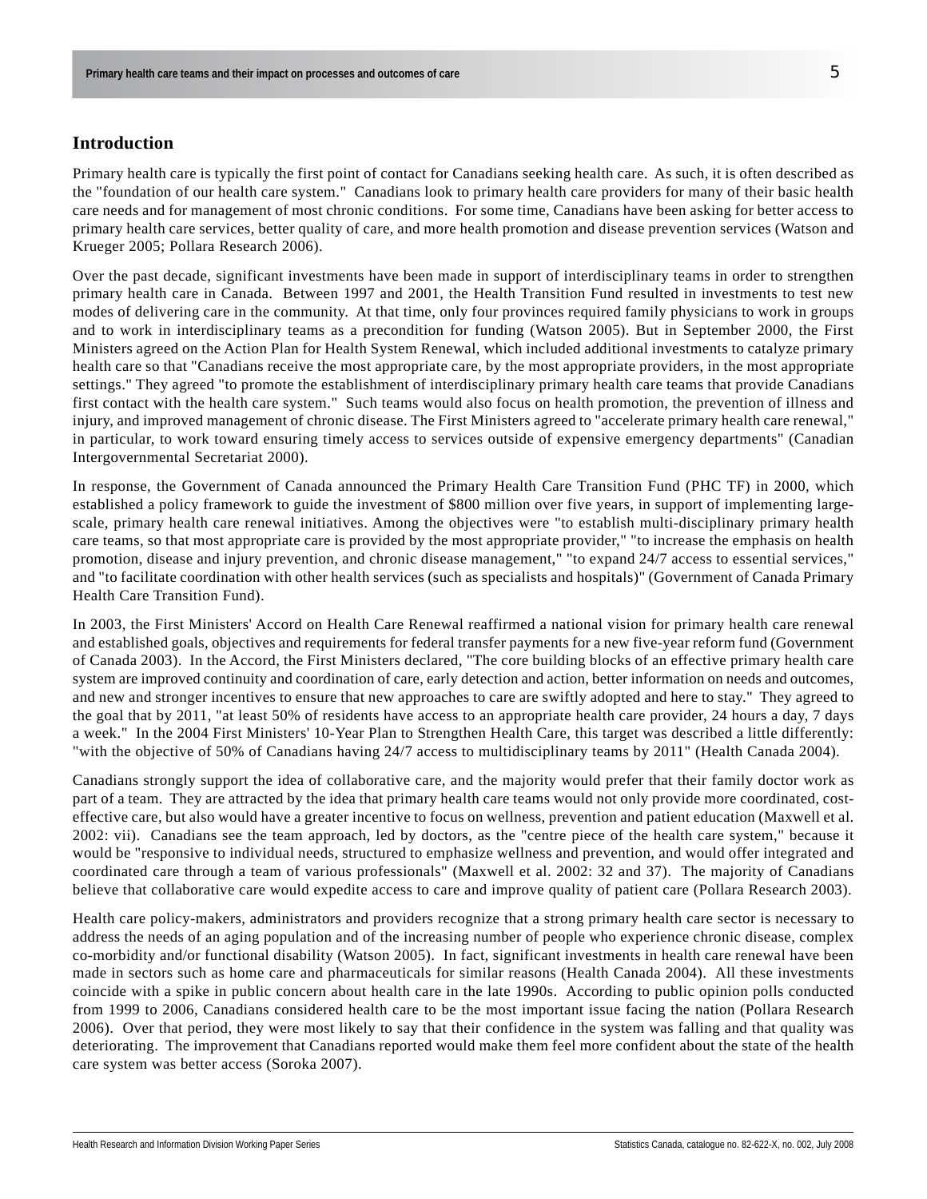## Introduction

Primary health care is typically the first point of contact for Canadians seeking health care. As such, it is often described as the "foundation of our health care system." Canadians look to primary health care providers for many of their basic health care needs and for management of most chronic conditions. For some time, Canadians have been asking for better access to primary health care services, better quality of care, and more health promotion and disease prevention services (Watson and Krueger 2005; Pollara Research 2006).

Over the past decade, significant investments have been made in support of interdisciplinary teams in order to strengthen primary health care in Canada. Between 1997 and 2001, the Health Transition Fund resulted in investments to test new modes of delivering care in the community. At that time, only four provinces required family physicians to work in groups and to work in interdisciplinary teams as a precondition for funding (Watson 2005). But in September 2000, the First Ministers agreed on the Action Plan for Health System Renewal, which included additional investments to catalyze primary health care so that "Canadians receive the most appropriate care, by the most appropriate providers, in the most appropriate settings." They agreed "to promote the establishment of interdisciplinary primary health care teams that provide Canadians first contact with the health care system." Such teams would also focus on health promotion, the prevention of illness and injury, and improved management of chronic disease. The First Ministers agreed to "accelerate primary health care renewal," in particular, to work toward ensuring timely access to services outside of expensive emergency departments" (Canadian Intergovernmental Secretariat 2000).

In response, the Government of Canada announced the Primary Health Care Transition Fund (PHC TF) in 2000, which established a policy framework to guide the investment of $800 million over five years, in support of implementing large-scale, primary health care renewal initiatives. Among the objectives were "to establish multi-disciplinary primary health care teams, so that most appropriate care is provided by the most appropriate provider," "to increase the emphasis on health promotion, disease and injury prevention, and chronic disease management," "to expand 24/7 access to essential services," and "to facilitate coordination with other health services (such as specialists and hospitals)" (Government of Canada Primary Health Care Transition Fund).

In 2003, the First Ministers' Accord on Health Care Renewal reaffirmed a national vision for primary health care renewal and established goals, objectives and requirements for federal transfer payments for a new five-year reform fund (Government of Canada 2003). In the Accord, the First Ministers declared, "The core building blocks of an effective primary health care system are improved continuity and coordination of care, early detection and action, better information on needs and outcomes, and new and stronger incentives to ensure that new approaches to care are swiftly adopted and here to stay." They agreed to the goal that by 2011, "at least 50% of residents have access to an appropriate health care provider, 24 hours a day, 7 days a week." In the 2004 First Ministers' 10-Year Plan to Strengthen Health Care, this target was described a little differently: "with the objective of 50% of Canadians having 24/7 access to multidisciplinary teams by 2011" (Health Canada 2004).

Canadians strongly support the idea of collaborative care, and the majority would prefer that their family doctor work as part of a team. They are attracted by the idea that primary health care teams would not only provide more coordinated, cost-effective care, but also would have a greater incentive to focus on wellness, prevention and patient education (Maxwell et al. 2002: vii). Canadians see the team approach, led by doctors, as the "centre piece of the health care system," because it would be "responsive to individual needs, structured to emphasize wellness and prevention, and would offer integrated and coordinated care through a team of various professionals" (Maxwell et al. 2002: 32 and 37). The majority of Canadians believe that collaborative care would expedite access to care and improve quality of patient care (Pollara Research 2003).

Health care policy-makers, administrators and providers recognize that a strong primary health care sector is necessary to address the needs of an aging population and of the increasing number of people who experience chronic disease, complex co-morbidity and/or functional disability (Watson 2005). In fact, significant investments in health care renewal have been made in sectors such as home care and pharmaceuticals for similar reasons (Health Canada 2004). All these investments coincide with a spike in public concern about health care in the late 1990s. According to public opinion polls conducted from 1999 to 2006, Canadians considered health care to be the most important issue facing the nation (Pollara Research 2006). Over that period, they were most likely to say that their confidence in the system was falling and that quality was deteriorating. The improvement that Canadians reported would make them feel more confident about the state of the health care system was better access (Soroka 2007).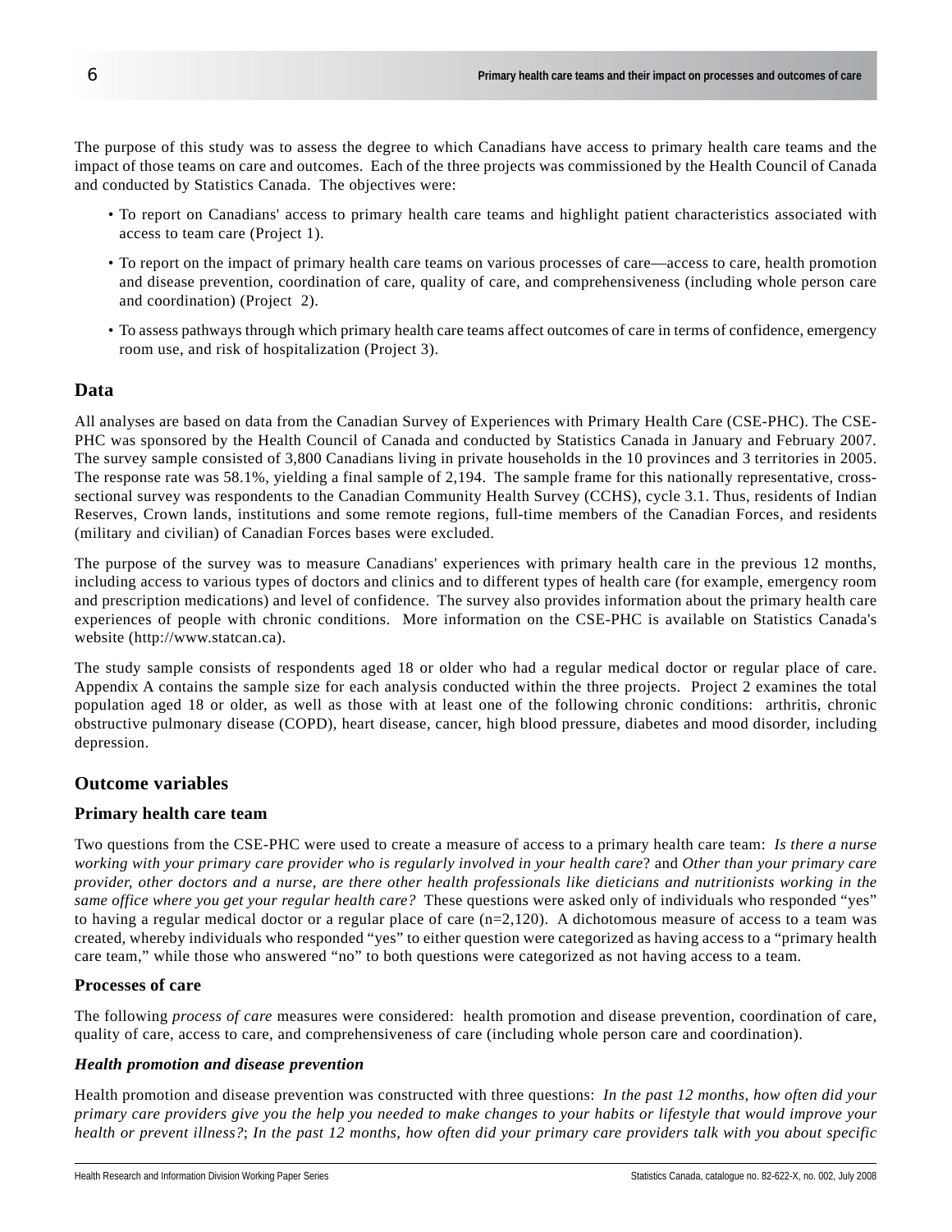The purpose of this study was to assess the degree to which Canadians have access to primary health care teams and the impact of those teams on care and outcomes. Each of the three projects was commissioned by the Health Council of Canada and conducted by Statistics Canada. The objectives were:

- To report on Canadians' access to primary health care teams and highlight patient characteristics associated with access to team care (Project 1).
- To report on the impact of primary health care teams on various processes of care—access to care, health promotion and disease prevention, coordination of care, quality of care, and comprehensiveness (including whole person care and coordination) (Project 2).
- To assess pathways through which primary health care teams affect outcomes of care in terms of confidence, emergency room use, and risk of hospitalization (Project 3).

## Data

All analyses are based on data from the Canadian Survey of Experiences with Primary Health Care (CSE-PHC). The CSE-PHC was sponsored by the Health Council of Canada and conducted by Statistics Canada in January and February 2007. The survey sample consisted of 3,800 Canadians living in private households in the 10 provinces and 3 territories in 2005. The response rate was 58.1%, yielding a final sample of 2,194. The sample frame for this nationally representative, cross-sectional survey was respondents to the Canadian Community Health Survey (CCHS), cycle 3.1. Thus, residents of Indian Reserves, Crown lands, institutions and some remote regions, full-time members of the Canadian Forces, and residents (military and civilian) of Canadian Forces bases were excluded.

The purpose of the survey was to measure Canadians' experiences with primary health care in the previous 12 months, including access to various types of doctors and clinics and to different types of health care (for example, emergency room and prescription medications) and level of confidence. The survey also provides information about the primary health care experiences of people with chronic conditions. More information on the CSE-PHC is available on Statistics Canada's website (http://www.statcan.ca).

The study sample consists of respondents aged 18 or older who had a regular medical doctor or regular place of care. Appendix A contains the sample size for each analysis conducted within the three projects. Project 2 examines the total population aged 18 or older, as well as those with at least one of the following chronic conditions: arthritis, chronic obstructive pulmonary disease (COPD), heart disease, cancer, high blood pressure, diabetes and mood disorder, including depression.

## Outcome variables

### Primary health care team

Two questions from the CSE-PHC were used to create a measure of access to a primary health care team: *Is there a nurse working with your primary care provider who is regularly involved in your health care*? and *Other than your primary care provider, other doctors and a nurse, are there other health professionals like dieticians and nutritionists working in the same office where you get your regular health care?* These questions were asked only of individuals who responded "yes" to having a regular medical doctor or a regular place of care (n=2,120). A dichotomous measure of access to a team was created, whereby individuals who responded "yes" to either question were categorized as having access to a "primary health care team," while those who answered "no" to both questions were categorized as not having access to a team.

### Processes of care

The following *process of care* measures were considered: health promotion and disease prevention, coordination of care, quality of care, access to care, and comprehensiveness of care (including whole person care and coordination).

#### *Health promotion and disease prevention*

Health promotion and disease prevention was constructed with three questions: *In the past 12 months, how often did your primary care providers give you the help you needed to make changes to your habits or lifestyle that would improve your health or prevent illness?*; *In the past 12 months, how often did your primary care providers talk with you about specific*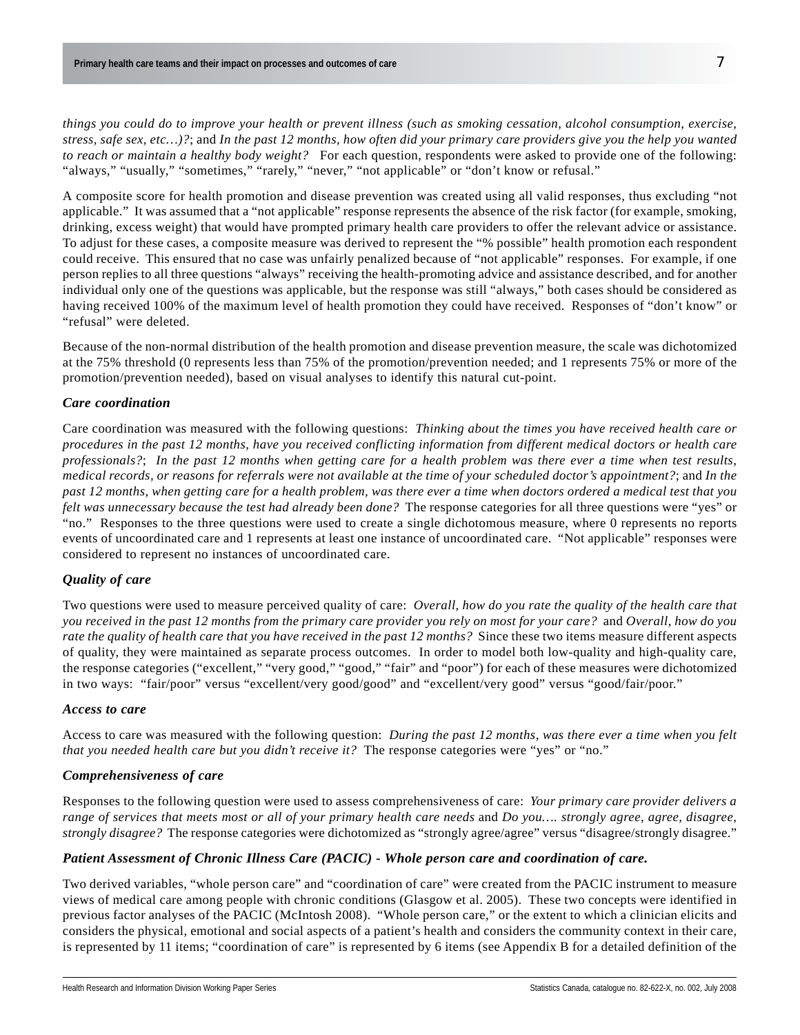*things you could do to improve your health or prevent illness (such as smoking cessation, alcohol consumption, exercise, stress, safe sex, etc…)?*; and *In the past 12 months, how often did your primary care providers give you the help you wanted to reach or maintain a healthy body weight?* For each question, respondents were asked to provide one of the following: "always," "usually," "sometimes," "rarely," "never," "not applicable" or "don't know or refusal."

A composite score for health promotion and disease prevention was created using all valid responses, thus excluding "not applicable." It was assumed that a "not applicable" response represents the absence of the risk factor (for example, smoking, drinking, excess weight) that would have prompted primary health care providers to offer the relevant advice or assistance. To adjust for these cases, a composite measure was derived to represent the "% possible" health promotion each respondent could receive. This ensured that no case was unfairly penalized because of "not applicable" responses. For example, if one person replies to all three questions "always" receiving the health-promoting advice and assistance described, and for another individual only one of the questions was applicable, but the response was still "always," both cases should be considered as having received 100% of the maximum level of health promotion they could have received. Responses of "don't know" or "refusal" were deleted.

Because of the non-normal distribution of the health promotion and disease prevention measure, the scale was dichotomized at the 75% threshold (0 represents less than 75% of the promotion/prevention needed; and 1 represents 75% or more of the promotion/prevention needed), based on visual analyses to identify this natural cut-point.

### *Care coordination*

Care coordination was measured with the following questions: *Thinking about the times you have received health care or procedures in the past 12 months, have you received conflicting information from different medical doctors or health care professionals?*; *In the past 12 months when getting care for a health problem was there ever a time when test results, medical records, or reasons for referrals were not available at the time of your scheduled doctor's appointment?*; and *In the past 12 months, when getting care for a health problem, was there ever a time when doctors ordered a medical test that you felt was unnecessary because the test had already been done?* The response categories for all three questions were "yes" or "no." Responses to the three questions were used to create a single dichotomous measure, where 0 represents no reports events of uncoordinated care and 1 represents at least one instance of uncoordinated care. "Not applicable" responses were considered to represent no instances of uncoordinated care.

### *Quality of care*

Two questions were used to measure perceived quality of care: *Overall, how do you rate the quality of the health care that you received in the past 12 months from the primary care provider you rely on most for your care?* and *Overall, how do you rate the quality of health care that you have received in the past 12 months?* Since these two items measure different aspects of quality, they were maintained as separate process outcomes. In order to model both low-quality and high-quality care, the response categories ("excellent," "very good," "good," "fair" and "poor") for each of these measures were dichotomized in two ways: "fair/poor" versus "excellent/very good/good" and "excellent/very good" versus "good/fair/poor."

### *Access to care*

Access to care was measured with the following question: *During the past 12 months, was there ever a time when you felt that you needed health care but you didn't receive it?* The response categories were "yes" or "no."

### *Comprehensiveness of care*

Responses to the following question were used to assess comprehensiveness of care: *Your primary care provider delivers a range of services that meets most or all of your primary health care needs* and *Do you…. strongly agree, agree, disagree, strongly disagree?* The response categories were dichotomized as "strongly agree/agree" versus "disagree/strongly disagree."

### *Patient Assessment of Chronic Illness Care (PACIC) - Whole person care and coordination of care.*

Two derived variables, "whole person care" and "coordination of care" were created from the PACIC instrument to measure views of medical care among people with chronic conditions (Glasgow et al. 2005). These two concepts were identified in previous factor analyses of the PACIC (McIntosh 2008). "Whole person care," or the extent to which a clinician elicits and considers the physical, emotional and social aspects of a patient's health and considers the community context in their care, is represented by 11 items; "coordination of care" is represented by 6 items (see Appendix B for a detailed definition of the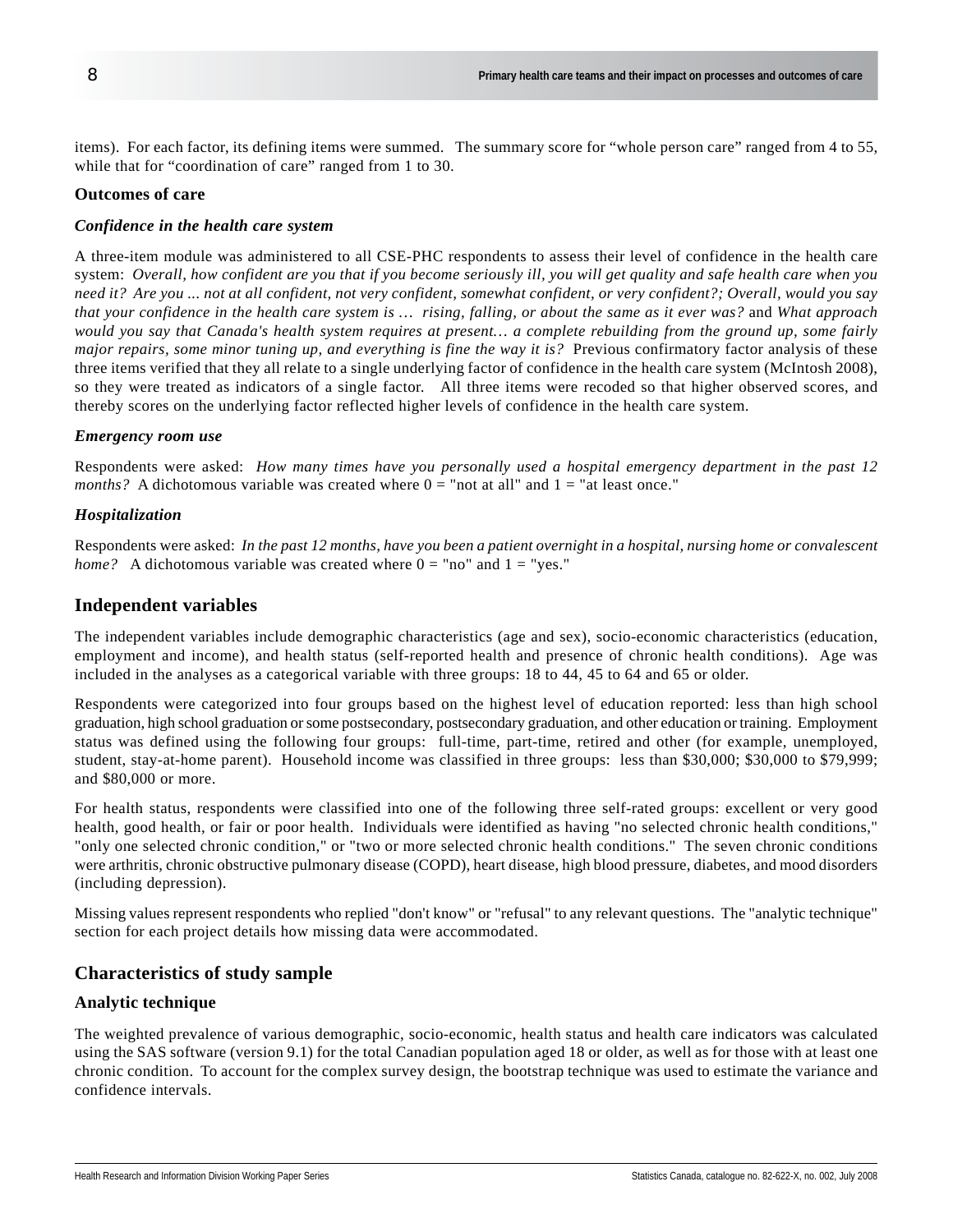items). For each factor, its defining items were summed. The summary score for "whole person care" ranged from 4 to 55, while that for "coordination of care" ranged from 1 to 30.

### Outcomes of care

#### *Confidence in the health care system*

A three-item module was administered to all CSE-PHC respondents to assess their level of confidence in the health care system: *Overall, how confident are you that if you become seriously ill, you will get quality and safe health care when you need it? Are you ... not at all confident, not very confident, somewhat confident, or very confident?; Overall, would you say that your confidence in the health care system is … rising, falling, or about the same as it ever was?* and *What approach would you say that Canada's health system requires at present… a complete rebuilding from the ground up, some fairly major repairs, some minor tuning up, and everything is fine the way it is?* Previous confirmatory factor analysis of these three items verified that they all relate to a single underlying factor of confidence in the health care system (McIntosh 2008), so they were treated as indicators of a single factor. All three items were recoded so that higher observed scores, and thereby scores on the underlying factor reflected higher levels of confidence in the health care system.

#### *Emergency room use*

Respondents were asked: *How many times have you personally used a hospital emergency department in the past 12 months?* A dichotomous variable was created where 0 = "not at all" and 1 = "at least once."

#### *Hospitalization*

Respondents were asked: *In the past 12 months, have you been a patient overnight in a hospital, nursing home or convalescent home?* A dichotomous variable was created where 0 = "no" and 1 = "yes."

## Independent variables

The independent variables include demographic characteristics (age and sex), socio-economic characteristics (education, employment and income), and health status (self-reported health and presence of chronic health conditions). Age was included in the analyses as a categorical variable with three groups: 18 to 44, 45 to 64 and 65 or older.

Respondents were categorized into four groups based on the highest level of education reported: less than high school graduation, high school graduation or some postsecondary, postsecondary graduation, and other education or training. Employment status was defined using the following four groups: full-time, part-time, retired and other (for example, unemployed, student, stay-at-home parent). Household income was classified in three groups: less than $30,000; $30,000 to $79,999; and $80,000 or more.

For health status, respondents were classified into one of the following three self-rated groups: excellent or very good health, good health, or fair or poor health. Individuals were identified as having "no selected chronic health conditions," "only one selected chronic condition," or "two or more selected chronic health conditions." The seven chronic conditions were arthritis, chronic obstructive pulmonary disease (COPD), heart disease, high blood pressure, diabetes, and mood disorders (including depression).

Missing values represent respondents who replied "don't know" or "refusal" to any relevant questions. The "analytic technique" section for each project details how missing data were accommodated.

## Characteristics of study sample

### Analytic technique

The weighted prevalence of various demographic, socio-economic, health status and health care indicators was calculated using the SAS software (version 9.1) for the total Canadian population aged 18 or older, as well as for those with at least one chronic condition. To account for the complex survey design, the bootstrap technique was used to estimate the variance and confidence intervals.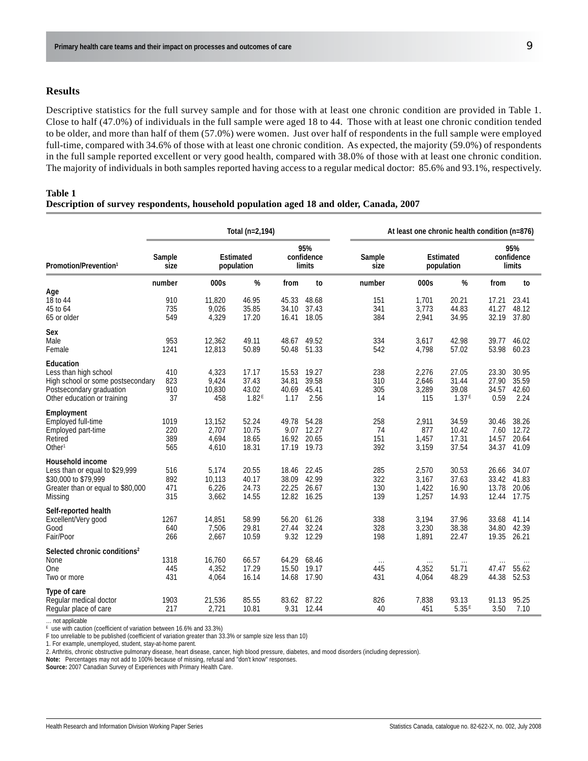## Results

Descriptive statistics for the full survey sample and for those with at least one chronic condition are provided in Table 1. Close to half (47.0%) of individuals in the full sample were aged 18 to 44. Those with at least one chronic condition tended to be older, and more than half of them (57.0%) were women. Just over half of respondents in the full sample were employed full-time, compared with 34.6% of those with at least one chronic condition. As expected, the majority (59.0%) of respondents in the full sample reported excellent or very good health, compared with 38.0% of those with at least one chronic condition. The majority of individuals in both samples reported having access to a regular medical doctor: 85.6% and 93.1%, respectively.

**Table 1**
**Description of survey respondents, household population aged 18 and older, Canada, 2007**

| | Total (n=2,194) | | | | | At least one chronic health condition (n=876) | | | | |
|---|---|---|---|---|---|---|---|---|---|---|
| Promotion/Prevention[1] | Sample size | Estimated population | | 95% confidence limits | | Sample size | Estimated population | | 95% confidence limits | |
| | number | 000s | % | from | to | number | 000s | % | from | to |
| **Age** | | | | | | | | | | |
| 18 to 44 | 910 | 11,820 | 46.95 | 45.33 | 48.68 | 151 | 1,701 | 20.21 | 17.21 | 23.41 |
| 45 to 64 | 735 | 9,026 | 35.85 | 34.10 | 37.43 | 341 | 3,773 | 44.83 | 41.27 | 48.12 |
| 65 or older | 549 | 4,329 | 17.20 | 16.41 | 18.05 | 384 | 2,941 | 34.95 | 32.19 | 37.80 |
| **Sex** | | | | | | | | | | |
| Male | 953 | 12,362 | 49.11 | 48.67 | 49.52 | 334 | 3,617 | 42.98 | 39.77 | 46.02 |
| Female | 1241 | 12,813 | 50.89 | 50.48 | 51.33 | 542 | 4,798 | 57.02 | 53.98 | 60.23 |
| **Education** | | | | | | | | | | |
| Less than high school | 410 | 4,323 | 17.17 | 15.53 | 19.27 | 238 | 2,276 | 27.05 | 23.30 | 30.95 |
| High school or some postsecondary | 823 | 9,424 | 37.43 | 34.81 | 39.58 | 310 | 2,646 | 31.44 | 27.90 | 35.59 |
| Postsecondary graduation | 910 | 10,830 | 43.02 | 40.69 | 45.41 | 305 | 3,289 | 39.08 | 34.57 | 42.60 |
| Other education or training | 37 | 458 | 1.82 E | 1.17 | 2.56 | 14 | 115 | 1.37 E | 0.59 | 2.24 |
| **Employment** | | | | | | | | | | |
| Employed full-time | 1019 | 13,152 | 52.24 | 49.78 | 54.28 | 258 | 2,911 | 34.59 | 30.46 | 38.26 |
| Employed part-time | 220 | 2,707 | 10.75 | 9.07 | 12.27 | 74 | 877 | 10.42 | 7.60 | 12.72 |
| Retired | 389 | 4,694 | 18.65 | 16.92 | 20.65 | 151 | 1,457 | 17.31 | 14.57 | 20.64 |
| Other[1] | 565 | 4,610 | 18.31 | 17.19 | 19.73 | 392 | 3,159 | 37.54 | 34.37 | 41.09 |
| **Household income** | | | | | | | | | | |
| Less than or equal to $29,999 | 516 | 5,174 | 20.55 | 18.46 | 22.45 | 285 | 2,570 | 30.53 | 26.66 | 34.07 |
| $30,000 to $79,999 | 892 | 10,113 | 40.17 | 38.09 | 42.99 | 322 | 3,167 | 37.63 | 33.42 | 41.83 |
| Greater than or equal to $80,000 | 471 | 6,226 | 24.73 | 22.25 | 26.67 | 130 | 1,422 | 16.90 | 13.78 | 20.06 |
| Missing | 315 | 3,662 | 14.55 | 12.82 | 16.25 | 139 | 1,257 | 14.93 | 12.44 | 17.75 |
| **Self-reported health** | | | | | | | | | | |
| Excellent/Very good | 1267 | 14,851 | 58.99 | 56.20 | 61.26 | 338 | 3,194 | 37.96 | 33.68 | 41.14 |
| Good | 640 | 7,506 | 29.81 | 27.44 | 32.24 | 328 | 3,230 | 38.38 | 34.80 | 42.39 |
| Fair/Poor | 266 | 2,667 | 10.59 | 9.32 | 12.29 | 198 | 1,891 | 22.47 | 19.35 | 26.21 |
| **Selected chronic conditions[2]** | | | | | | | | | | |
| None | 1318 | 16,760 | 66.57 | 64.29 | 68.46 | ... | ... | ... | ... | ... |
| One | 445 | 4,352 | 17.29 | 15.50 | 19.17 | 445 | 4,352 | 51.71 | 47.47 | 55.62 |
| Two or more | 431 | 4,064 | 16.14 | 14.68 | 17.90 | 431 | 4,064 | 48.29 | 44.38 | 52.53 |
| **Type of care** | | | | | | | | | | |
| Regular medical doctor | 1903 | 21,536 | 85.55 | 83.62 | 87.22 | 826 | 7,838 | 93.13 | 91.13 | 95.25 |
| Regular place of care | 217 | 2,721 | 10.81 | 9.31 | 12.44 | 40 | 451 | 5.35 E | 3.50 | 7.10 |

... not applicable
E use with caution (coefficient of variation between 16.6% and 33.3%)
F too unreliable to be published (coefficient of variation greater than 33.3% or sample size less than 10)
1. For example, unemployed, student, stay-at-home parent.
2. Arthritis, chronic obstructive pulmonary disease, heart disease, cancer, high blood pressure, diabetes, and mood disorders (including depression).
**Note:** Percentages may not add to 100% because of missing, refusal and "don't know" responses.
**Source:** 2007 Canadian Survey of Experiences with Primary Health Care.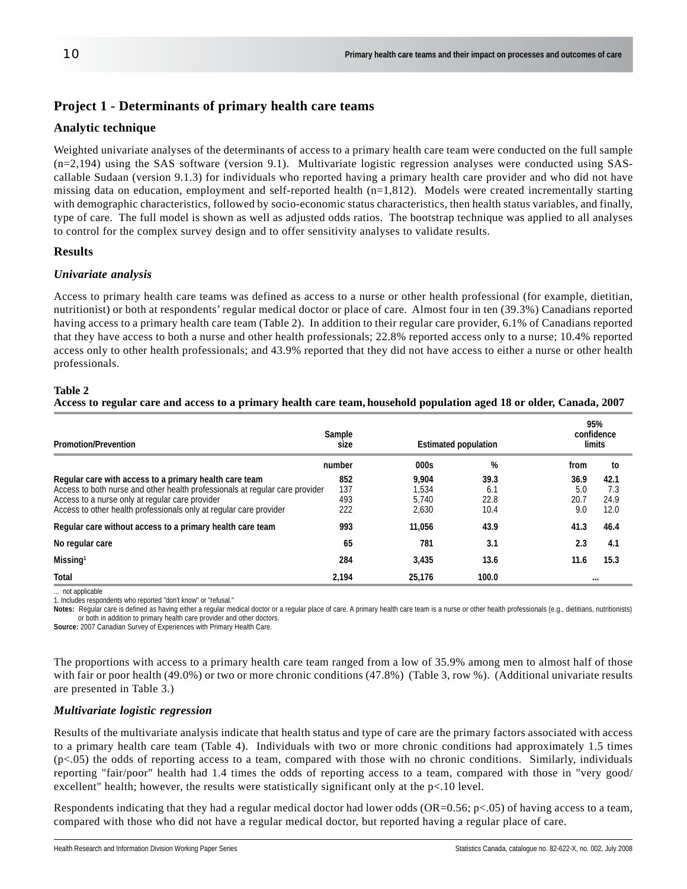## Project 1 - Determinants of primary health care teams

### Analytic technique

Weighted univariate analyses of the determinants of access to a primary health care team were conducted on the full sample (n=2,194) using the SAS software (version 9.1). Multivariate logistic regression analyses were conducted using SAS-callable Sudaan (version 9.1.3) for individuals who reported having a primary health care provider and who did not have missing data on education, employment and self-reported health (n=1,812). Models were created incrementally starting with demographic characteristics, followed by socio-economic status characteristics, then health status variables, and finally, type of care. The full model is shown as well as adjusted odds ratios. The bootstrap technique was applied to all analyses to control for the complex survey design and to offer sensitivity analyses to validate results.

### Results

#### *Univariate analysis*

Access to primary health care teams was defined as access to a nurse or other health professional (for example, dietitian, nutritionist) or both at respondents' regular medical doctor or place of care. Almost four in ten (39.3%) Canadians reported having access to a primary health care team (Table 2). In addition to their regular care provider, 6.1% of Canadians reported that they have access to both a nurse and other health professionals; 22.8% reported access only to a nurse; 10.4% reported access only to other health professionals; and 43.9% reported that they did not have access to either a nurse or other health professionals.

**Table 2**
**Access to regular care and access to a primary health care team, household population aged 18 or older, Canada, 2007**

| Promotion/Prevention | Sample size | Estimated population | | 95% confidence limits | |
|---|---|---|---|---|---|
| | number | 000s | % | from | to |
| **Regular care with access to a primary health care team** | **852** | **9,904** | **39.3** | **36.9** | **42.1** |
| Access to both nurse and other health professionals at regular care provider | 137 | 1,534 | 6.1 | 5.0 | 7.3 |
| Access to a nurse only at regular care provider | 493 | 5,740 | 22.8 | 20.7 | 24.9 |
| Access to other health professionals only at regular care provider | 222 | 2,630 | 10.4 | 9.0 | 12.0 |
| **Regular care without access to a primary health care team** | **993** | **11,056** | **43.9** | **41.3** | **46.4** |
| **No regular care** | **65** | **781** | **3.1** | **2.3** | **4.1** |
| **Missing[1]** | **284** | **3,435** | **13.6** | **11.6** | **15.3** |
| **Total** | **2,194** | **25,176** | **100.0** | **...** | |

... not applicable
1. Includes respondents who reported "don't know" or "refusal."
**Notes:** Regular care is defined as having either a regular medical doctor or a regular place of care. A primary health care team is a nurse or other health professionals (e.g., dietitians, nutritionists) or both in addition to primary health care provider and other doctors.
**Source:** 2007 Canadian Survey of Experiences with Primary Health Care.

The proportions with access to a primary health care team ranged from a low of 35.9% among men to almost half of those with fair or poor health (49.0%) or two or more chronic conditions (47.8%) (Table 3, row %). (Additional univariate results are presented in Table 3.)

#### *Multivariate logistic regression*

Results of the multivariate analysis indicate that health status and type of care are the primary factors associated with access to a primary health care team (Table 4). Individuals with two or more chronic conditions had approximately 1.5 times ($p<.05$) the odds of reporting access to a team, compared with those with no chronic conditions. Similarly, individuals reporting "fair/poor" health had 1.4 times the odds of reporting access to a team, compared with those in "very good/excellent" health; however, the results were statistically significant only at the $p<.10$ level.

Respondents indicating that they had a regular medical doctor had lower odds (OR=0.56; $p<.05$) of having access to a team, compared with those who did not have a regular medical doctor, but reported having a regular place of care.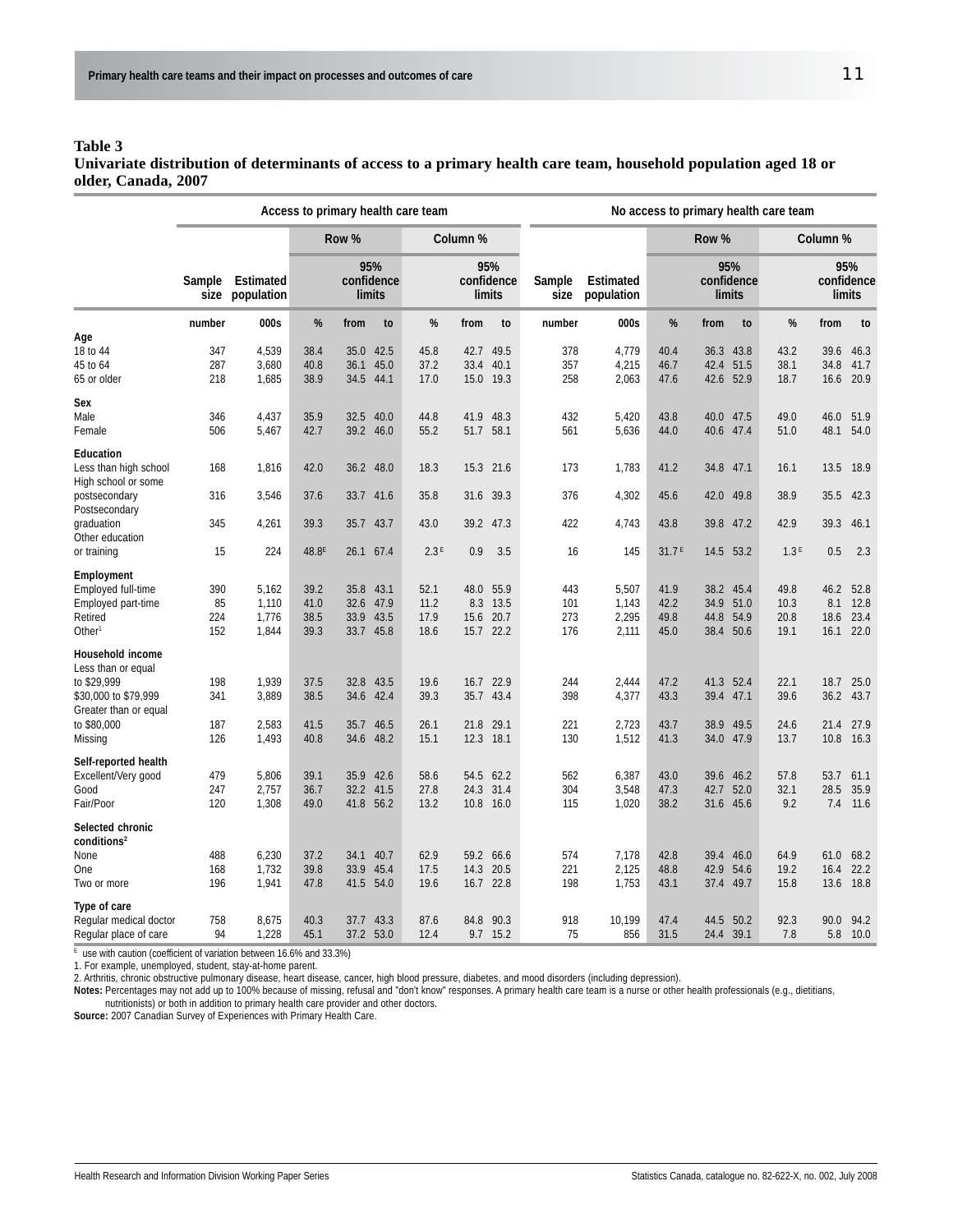**Table 3**
**Univariate distribution of determinants of access to a primary health care team, household population aged 18 or older, Canada, 2007**

| | Access to primary health care team | | | | | | | | | No access to primary health care team | | | | | | | | |
|---|---|---|---|---|---|---|---|---|---|---|---|---|---|---|---|---|---|---|
| | | | Row % | | | Column % | | | | | | Row % | | | Column % | | |
| | Sample size | Estimated population | | 95% confidence limits | | | 95% confidence limits | | Sample size | Estimated population | | 95% confidence limits | | | 95% confidence limits | |
| | number | 000s | % | from | to | % | from | to | number | 000s | % | from | to | % | from | to |
| **Age** | | | | | | | | | | | | | | | | |
| 18 to 44 | 347 | 4,539 | 38.4 | 35.0 | 42.5 | 45.8 | 42.7 | 49.5 | 378 | 4,779 | 40.4 | 36.3 | 43.8 | 43.2 | 39.6 | 46.3 |
| 45 to 64 | 287 | 3,680 | 40.8 | 36.1 | 45.0 | 37.2 | 33.4 | 40.1 | 357 | 4,215 | 46.7 | 42.4 | 51.5 | 38.1 | 34.8 | 41.7 |
| 65 or older | 218 | 1,685 | 38.9 | 34.5 | 44.1 | 17.0 | 15.0 | 19.3 | 258 | 2,063 | 47.6 | 42.6 | 52.9 | 18.7 | 16.6 | 20.9 |
| **Sex** | | | | | | | | | | | | | | | | |
| Male | 346 | 4,437 | 35.9 | 32.5 | 40.0 | 44.8 | 41.9 | 48.3 | 432 | 5,420 | 43.8 | 40.0 | 47.5 | 49.0 | 46.0 | 51.9 |
| Female | 506 | 5,467 | 42.7 | 39.2 | 46.0 | 55.2 | 51.7 | 58.1 | 561 | 5,636 | 44.0 | 40.6 | 47.4 | 51.0 | 48.1 | 54.0 |
| **Education** | | | | | | | | | | | | | | | | |
| Less than high school | 168 | 1,816 | 42.0 | 36.2 | 48.0 | 18.3 | 15.3 | 21.6 | 173 | 1,783 | 41.2 | 34.8 | 47.1 | 16.1 | 13.5 | 18.9 |
| High school or some postsecondary | 316 | 3,546 | 37.6 | 33.7 | 41.6 | 35.8 | 31.6 | 39.3 | 376 | 4,302 | 45.6 | 42.0 | 49.8 | 38.9 | 35.5 | 42.3 |
| Postsecondary graduation | 345 | 4,261 | 39.3 | 35.7 | 43.7 | 43.0 | 39.2 | 47.3 | 422 | 4,743 | 43.8 | 39.8 | 47.2 | 42.9 | 39.3 | 46.1 |
| Other education or training | 15 | 224 | 48.8^E | 26.1 | 67.4 | 2.3^E | 0.9 | 3.5 | 16 | 145 | 31.7^E | 14.5 | 53.2 | 1.3^E | 0.5 | 2.3 |
| **Employment** | | | | | | | | | | | | | | | | |
| Employed full-time | 390 | 5,162 | 39.2 | 35.8 | 43.1 | 52.1 | 48.0 | 55.9 | 443 | 5,507 | 41.9 | 38.2 | 45.4 | 49.8 | 46.2 | 52.8 |
| Employed part-time | 85 | 1,110 | 41.0 | 32.6 | 47.9 | 11.2 | 8.3 | 13.5 | 101 | 1,143 | 42.2 | 34.9 | 51.0 | 10.3 | 8.1 | 12.8 |
| Retired | 224 | 1,776 | 38.5 | 33.9 | 43.5 | 17.9 | 15.6 | 20.7 | 273 | 2,295 | 49.8 | 44.8 | 54.9 | 20.8 | 18.6 | 23.4 |
| Other[1] | 152 | 1,844 | 39.3 | 33.7 | 45.8 | 18.6 | 15.7 | 22.2 | 176 | 2,111 | 45.0 | 38.4 | 50.6 | 19.1 | 16.1 | 22.0 |
| **Household income** | | | | | | | | | | | | | | | | |
| Less than or equal to $29,999 | 198 | 1,939 | 37.5 | 32.8 | 43.5 | 19.6 | 16.7 | 22.9 | 244 | 2,444 | 47.2 | 41.3 | 52.4 | 22.1 | 18.7 | 25.0 |
| $30,000 to $79,999 | 341 | 3,889 | 38.5 | 34.6 | 42.4 | 39.3 | 35.7 | 43.4 | 398 | 4,377 | 43.3 | 39.4 | 47.1 | 39.6 | 36.2 | 43.7 |
| Greater than or equal to $80,000 | 187 | 2,583 | 41.5 | 35.7 | 46.5 | 26.1 | 21.8 | 29.1 | 221 | 2,723 | 43.7 | 38.9 | 49.5 | 24.6 | 21.4 | 27.9 |
| Missing | 126 | 1,493 | 40.8 | 34.6 | 48.2 | 15.1 | 12.3 | 18.1 | 130 | 1,512 | 41.3 | 34.0 | 47.9 | 13.7 | 10.8 | 16.3 |
| **Self-reported health** | | | | | | | | | | | | | | | | |
| Excellent/Very good | 479 | 5,806 | 39.1 | 35.9 | 42.6 | 58.6 | 54.5 | 62.2 | 562 | 6,387 | 43.0 | 39.6 | 46.2 | 57.8 | 53.7 | 61.1 |
| Good | 247 | 2,757 | 36.7 | 32.2 | 41.5 | 27.8 | 24.3 | 31.4 | 304 | 3,548 | 47.3 | 42.7 | 52.0 | 32.1 | 28.5 | 35.9 |
| Fair/Poor | 120 | 1,308 | 49.0 | 41.8 | 56.2 | 13.2 | 10.8 | 16.0 | 115 | 1,020 | 38.2 | 31.6 | 45.6 | 9.2 | 7.4 | 11.6 |
| **Selected chronic conditions[2]** | | | | | | | | | | | | | | | | |
| None | 488 | 6,230 | 37.2 | 34.1 | 40.7 | 62.9 | 59.2 | 66.6 | 574 | 7,178 | 42.8 | 39.4 | 46.0 | 64.9 | 61.0 | 68.2 |
| One | 168 | 1,732 | 39.8 | 33.9 | 45.4 | 17.5 | 14.3 | 20.5 | 221 | 2,125 | 48.8 | 42.9 | 54.6 | 19.2 | 16.4 | 22.2 |
| Two or more | 196 | 1,941 | 47.8 | 41.5 | 54.0 | 19.6 | 16.7 | 22.8 | 198 | 1,753 | 43.1 | 37.4 | 49.7 | 15.8 | 13.6 | 18.8 |
| **Type of care** | | | | | | | | | | | | | | | | |
| Regular medical doctor | 758 | 8,675 | 40.3 | 37.7 | 43.3 | 87.6 | 84.8 | 90.3 | 918 | 10,199 | 47.4 | 44.5 | 50.2 | 92.3 | 90.0 | 94.2 |
| Regular place of care | 94 | 1,228 | 45.1 | 37.2 | 53.0 | 12.4 | 9.7 | 15.2 | 75 | 856 | 31.5 | 24.4 | 39.1 | 7.8 | 5.8 | 10.0 |

E use with caution (coefficient of variation between 16.6% and 33.3%)
1. For example, unemployed, student, stay-at-home parent.
2. Arthritis, chronic obstructive pulmonary disease, heart disease, cancer, high blood pressure, diabetes, and mood disorders (including depression).
**Notes:** Percentages may not add up to 100% because of missing, refusal and "don't know" responses. A primary health care team is a nurse or other health professionals (e.g., dietitians, nutritionists) or both in addition to primary health care provider and other doctors.
**Source:** 2007 Canadian Survey of Experiences with Primary Health Care.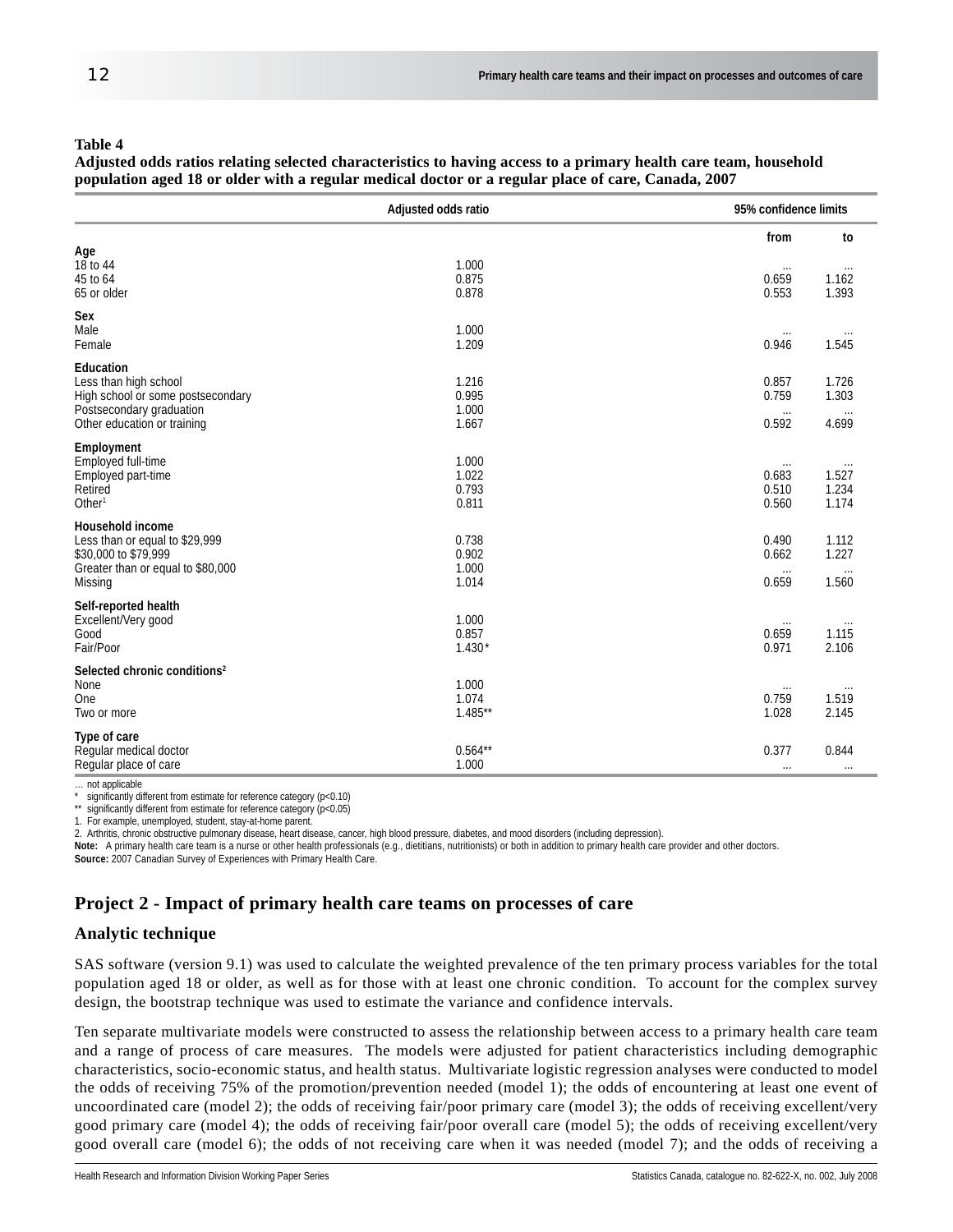**Table 4**
**Adjusted odds ratios relating selected characteristics to having access to a primary health care team, household population aged 18 or older with a regular medical doctor or a regular place of care, Canada, 2007**

| | Adjusted odds ratio | 95% confidence limits | |
|---|---|---|---|
| | | from | to |
| **Age** | | | |
| 18 to 44 | 1.000 | ... | ... |
| 45 to 64 | 0.875 | 0.659 | 1.162 |
| 65 or older | 0.878 | 0.553 | 1.393 |
| **Sex** | | | |
| Male | 1.000 | ... | ... |
| Female | 1.209 | 0.946 | 1.545 |
| **Education** | | | |
| Less than high school | 1.216 | 0.857 | 1.726 |
| High school or some postsecondary | 0.995 | 0.759 | 1.303 |
| Postsecondary graduation | 1.000 | ... | ... |
| Other education or training | 1.667 | 0.592 | 4.699 |
| **Employment** | | | |
| Employed full-time | 1.000 | ... | ... |
| Employed part-time | 1.022 | 0.683 | 1.527 |
| Retired | 0.793 | 0.510 | 1.234 |
| Other[1] | 0.811 | 0.560 | 1.174 |
| **Household income** | | | |
| Less than or equal to $29,999 | 0.738 | 0.490 | 1.112 |
| $30,000 to $79,999 | 0.902 | 0.662 | 1.227 |
| Greater than or equal to $80,000 | 1.000 | ... | ... |
| Missing | 1.014 | 0.659 | 1.560 |
| **Self-reported health** | | | |
| Excellent/Very good | 1.000 | ... | ... |
| Good | 0.857 | 0.659 | 1.115 |
| Fair/Poor | 1.430* | 0.971 | 2.106 |
| **Selected chronic conditions[2]** | | | |
| None | 1.000 | ... | ... |
| One | 1.074 | 0.759 | 1.519 |
| Two or more | 1.485** | 1.028 | 2.145 |
| **Type of care** | | | |
| Regular medical doctor | 0.564** | 0.377 | 0.844 |
| Regular place of care | 1.000 | ... | ... |

... not applicable
* significantly different from estimate for reference category (p<0.10)
** significantly different from estimate for reference category (p<0.05)
1. For example, unemployed, student, stay-at-home parent.
2. Arthritis, chronic obstructive pulmonary disease, heart disease, cancer, high blood pressure, diabetes, and mood disorders (including depression).
**Note:** A primary health care team is a nurse or other health professionals (e.g., dietitians, nutritionists) or both in addition to primary health care provider and other doctors.
**Source:** 2007 Canadian Survey of Experiences with Primary Health Care.

## Project 2 - Impact of primary health care teams on processes of care

### Analytic technique

SAS software (version 9.1) was used to calculate the weighted prevalence of the ten primary process variables for the total population aged 18 or older, as well as for those with at least one chronic condition. To account for the complex survey design, the bootstrap technique was used to estimate the variance and confidence intervals.

Ten separate multivariate models were constructed to assess the relationship between access to a primary health care team and a range of process of care measures. The models were adjusted for patient characteristics including demographic characteristics, socio-economic status, and health status. Multivariate logistic regression analyses were conducted to model the odds of receiving 75% of the promotion/prevention needed (model 1); the odds of encountering at least one event of uncoordinated care (model 2); the odds of receiving fair/poor primary care (model 3); the odds of receiving excellent/very good primary care (model 4); the odds of receiving fair/poor overall care (model 5); the odds of receiving excellent/very good overall care (model 6); the odds of not receiving care when it was needed (model 7); and the odds of receiving a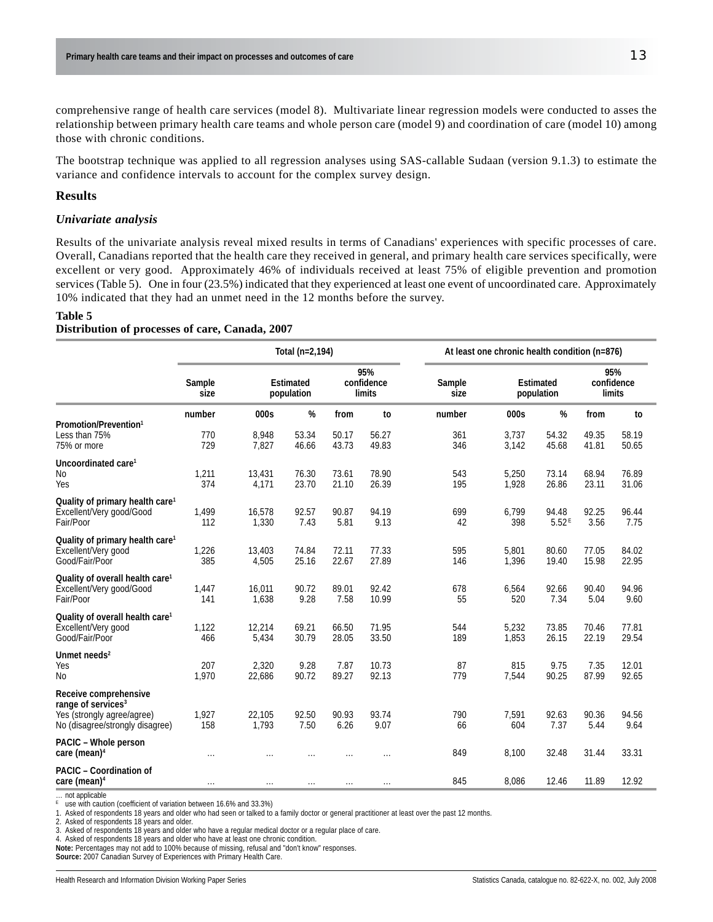comprehensive range of health care services (model 8). Multivariate linear regression models were conducted to asses the relationship between primary health care teams and whole person care (model 9) and coordination of care (model 10) among those with chronic conditions.

The bootstrap technique was applied to all regression analyses using SAS-callable Sudaan (version 9.1.3) to estimate the variance and confidence intervals to account for the complex survey design.

## Results

### *Univariate analysis*

Results of the univariate analysis reveal mixed results in terms of Canadians' experiences with specific processes of care. Overall, Canadians reported that the health care they received in general, and primary health care services specifically, were excellent or very good. Approximately 46% of individuals received at least 75% of eligible prevention and promotion services (Table 5). One in four (23.5%) indicated that they experienced at least one event of uncoordinated care. Approximately 10% indicated that they had an unmet need in the 12 months before the survey.

**Table 5**
**Distribution of processes of care, Canada, 2007**

| | Total (n=2,194) | | | | | At least one chronic health condition (n=876) | | | | |
|---|---|---|---|---|---|---|---|---|---|---|
| | Sample size | Estimated population | | 95% confidence limits | | Sample size | Estimated population | | 95% confidence limits | |
| | number | 000s | % | from | to | number | 000s | % | from | to |
| **Promotion/Prevention[1]** | | | | | | | | | | |
| Less than 75% | 770 | 8,948 | 53.34 | 50.17 | 56.27 | 361 | 3,737 | 54.32 | 49.35 | 58.19 |
| 75% or more | 729 | 7,827 | 46.66 | 43.73 | 49.83 | 346 | 3,142 | 45.68 | 41.81 | 50.65 |
| **Uncoordinated care[1]** | | | | | | | | | | |
| No | 1,211 | 13,431 | 76.30 | 73.61 | 78.90 | 543 | 5,250 | 73.14 | 68.94 | 76.89 |
| Yes | 374 | 4,171 | 23.70 | 21.10 | 26.39 | 195 | 1,928 | 26.86 | 23.11 | 31.06 |
| **Quality of primary health care[1]** | | | | | | | | | | |
| Excellent/Very good/Good | 1,499 | 16,578 | 92.57 | 90.87 | 94.19 | 699 | 6,799 | 94.48 | 92.25 | 96.44 |
| Fair/Poor | 112 | 1,330 | 7.43 | 5.81 | 9.13 | 42 | 398 | 5.52[E] | 3.56 | 7.75 |
| **Quality of primary health care[1]** | | | | | | | | | | |
| Excellent/Very good | 1,226 | 13,403 | 74.84 | 72.11 | 77.33 | 595 | 5,801 | 80.60 | 77.05 | 84.02 |
| Good/Fair/Poor | 385 | 4,505 | 25.16 | 22.67 | 27.89 | 146 | 1,396 | 19.40 | 15.98 | 22.95 |
| **Quality of overall health care[1]** | | | | | | | | | | |
| Excellent/Very good/Good | 1,447 | 16,011 | 90.72 | 89.01 | 92.42 | 678 | 6,564 | 92.66 | 90.40 | 94.96 |
| Fair/Poor | 141 | 1,638 | 9.28 | 7.58 | 10.99 | 55 | 520 | 7.34 | 5.04 | 9.60 |
| **Quality of overall health care[1]** | | | | | | | | | | |
| Excellent/Very good | 1,122 | 12,214 | 69.21 | 66.50 | 71.95 | 544 | 5,232 | 73.85 | 70.46 | 77.81 |
| Good/Fair/Poor | 466 | 5,434 | 30.79 | 28.05 | 33.50 | 189 | 1,853 | 26.15 | 22.19 | 29.54 |
| **Unmet needs[2]** | | | | | | | | | | |
| Yes | 207 | 2,320 | 9.28 | 7.87 | 10.73 | 87 | 815 | 9.75 | 7.35 | 12.01 |
| No | 1,970 | 22,686 | 90.72 | 89.27 | 92.13 | 779 | 7,544 | 90.25 | 87.99 | 92.65 |
| **Receive comprehensive range of services[3]** | | | | | | | | | | |
| Yes (strongly agree/agree) | 1,927 | 22,105 | 92.50 | 90.93 | 93.74 | 790 | 7,591 | 92.63 | 90.36 | 94.56 |
| No (disagree/strongly disagree) | 158 | 1,793 | 7.50 | 6.26 | 9.07 | 66 | 604 | 7.37 | 5.44 | 9.64 |
| **PACIC – Whole person care (mean)[4]** | ... | ... | ... | ... | ... | 849 | 8,100 | 32.48 | 31.44 | 33.31 |
| **PACIC – Coordination of care (mean)[4]** | ... | ... | ... | ... | ... | 845 | 8,086 | 12.46 | 11.89 | 12.92 |

... not applicable
E use with caution (coefficient of variation between 16.6% and 33.3%)
1. Asked of respondents 18 years and older who had seen or talked to a family doctor or general practitioner at least over the past 12 months.
2. Asked of respondents 18 years and older.
3. Asked of respondents 18 years and older who have a regular medical doctor or a regular place of care.
4. Asked of respondents 18 years and older who have at least one chronic condition.
**Note:** Percentages may not add to 100% because of missing, refusal and "don't know" responses.
**Source:** 2007 Canadian Survey of Experiences with Primary Health Care.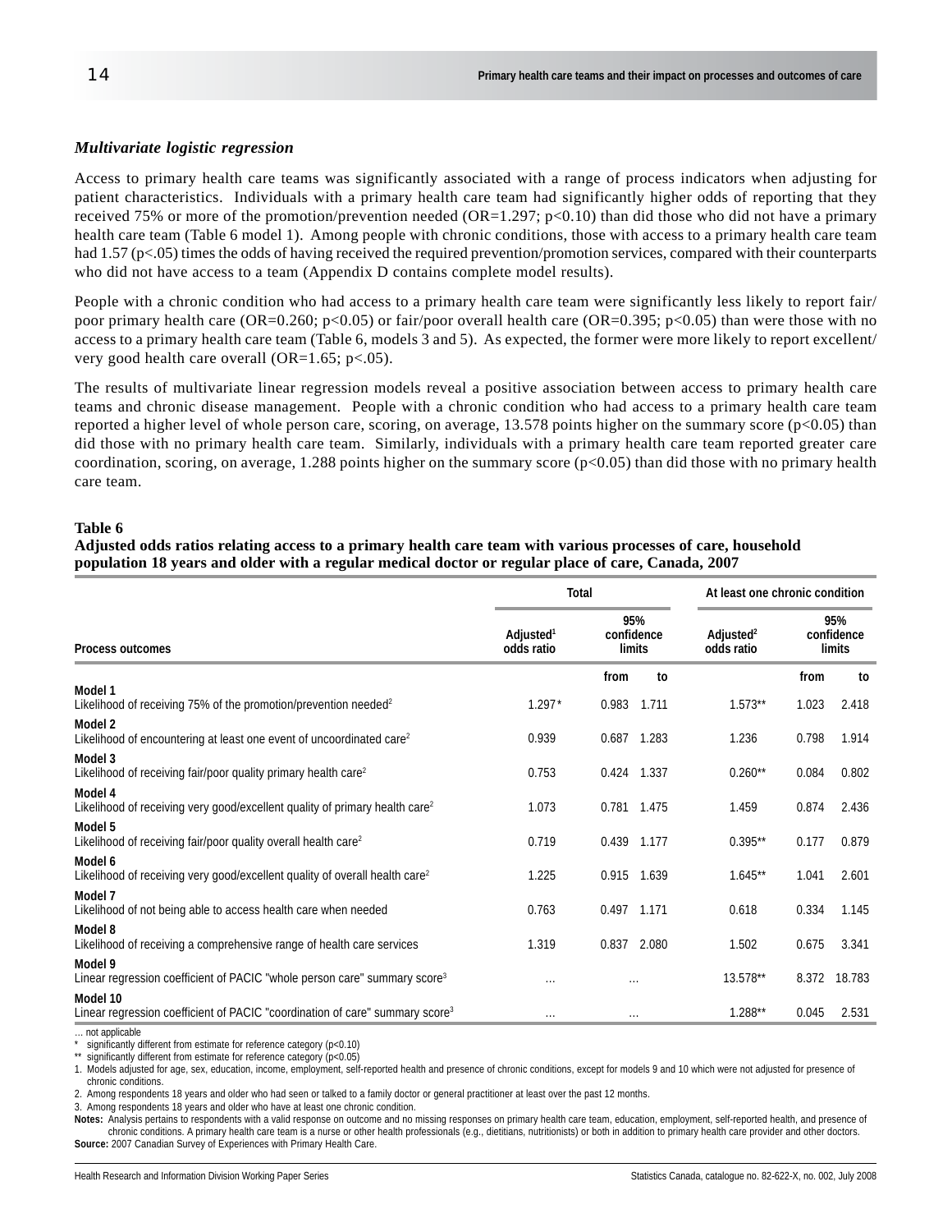### *Multivariate logistic regression*

Access to primary health care teams was significantly associated with a range of process indicators when adjusting for patient characteristics. Individuals with a primary health care team had significantly higher odds of reporting that they received 75% or more of the promotion/prevention needed (OR=1.297; p<0.10) than did those who did not have a primary health care team (Table 6 model 1). Among people with chronic conditions, those with access to a primary health care team had 1.57 (p<.05) times the odds of having received the required prevention/promotion services, compared with their counterparts who did not have access to a team (Appendix D contains complete model results).

People with a chronic condition who had access to a primary health care team were significantly less likely to report fair/poor primary health care (OR=0.260; p<0.05) or fair/poor overall health care (OR=0.395; p<0.05) than were those with no access to a primary health care team (Table 6, models 3 and 5). As expected, the former were more likely to report excellent/very good health care overall (OR=1.65; p<.05).

The results of multivariate linear regression models reveal a positive association between access to primary health care teams and chronic disease management. People with a chronic condition who had access to a primary health care team reported a higher level of whole person care, scoring, on average, 13.578 points higher on the summary score (p<0.05) than did those with no primary health care team. Similarly, individuals with a primary health care team reported greater care coordination, scoring, on average, 1.288 points higher on the summary score (p<0.05) than did those with no primary health care team.

**Table 6**
**Adjusted odds ratios relating access to a primary health care team with various processes of care, household population 18 years and older with a regular medical doctor or regular place of care, Canada, 2007**

| Process outcomes | Total | | | At least one chronic condition | | |
|---|---|---|---|---|---|---|
| | Adjusted[1] odds ratio | 95% confidence limits | | Adjusted[2] odds ratio | 95% confidence limits | |
| | | from | to | | from | to |
| **Model 1** Likelihood of receiving 75% of the promotion/prevention needed[2] | 1.297* | 0.983 | 1.711 | 1.573** | 1.023 | 2.418 |
| **Model 2** Likelihood of encountering at least one event of uncoordinated care[2] | 0.939 | 0.687 | 1.283 | 1.236 | 0.798 | 1.914 |
| **Model 3** Likelihood of receiving fair/poor quality primary health care[2] | 0.753 | 0.424 | 1.337 | 0.260** | 0.084 | 0.802 |
| **Model 4** Likelihood of receiving very good/excellent quality of primary health care[2] | 1.073 | 0.781 | 1.475 | 1.459 | 0.874 | 2.436 |
| **Model 5** Likelihood of receiving fair/poor quality overall health care[2] | 0.719 | 0.439 | 1.177 | 0.395** | 0.177 | 0.879 |
| **Model 6** Likelihood of receiving very good/excellent quality of overall health care[2] | 1.225 | 0.915 | 1.639 | 1.645** | 1.041 | 2.601 |
| **Model 7** Likelihood of not being able to access health care when needed | 0.763 | 0.497 | 1.171 | 0.618 | 0.334 | 1.145 |
| **Model 8** Likelihood of receiving a comprehensive range of health care services | 1.319 | 0.837 | 2.080 | 1.502 | 0.675 | 3.341 |
| **Model 9** Linear regression coefficient of PACIC "whole person care" summary score[3] | ... | ... | | 13.578** | 8.372 | 18.783 |
| **Model 10** Linear regression coefficient of PACIC "coordination of care" summary score[3] | ... | ... | | 1.288** | 0.045 | 2.531 |

... not applicable
\* significantly different from estimate for reference category (p<0.10)
\*\* significantly different from estimate for reference category (p<0.05)
1. Models adjusted for age, sex, education, income, employment, self-reported health and presence of chronic conditions, except for models 9 and 10 which were not adjusted for presence of chronic conditions.
2. Among respondents 18 years and older who had seen or talked to a family doctor or general practitioner at least over the past 12 months.
3. Among respondents 18 years and older who have at least one chronic condition.

**Notes:** Analysis pertains to respondents with a valid response on outcome and no missing responses on primary health care team, education, employment, self-reported health, and presence of chronic conditions. A primary health care team is a nurse or other health professionals (e.g., dietitians, nutritionists) or both in addition to primary health care provider and other doctors.
**Source:** 2007 Canadian Survey of Experiences with Primary Health Care.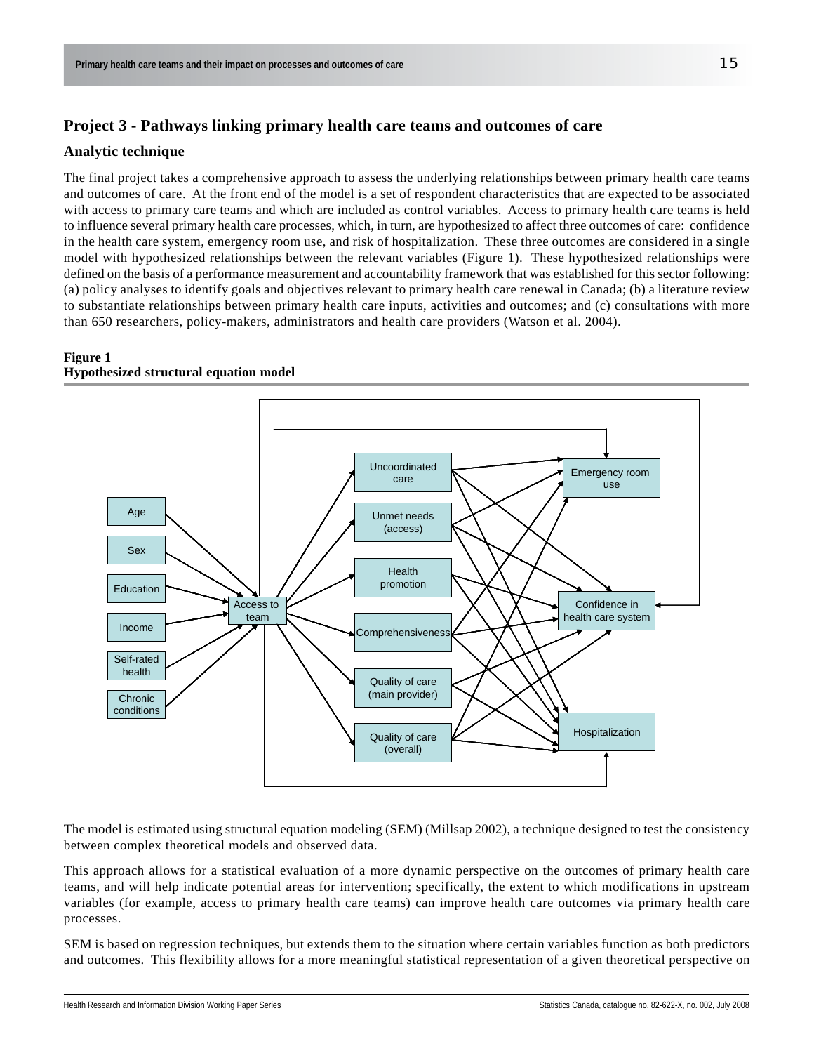## Project 3 - Pathways linking primary health care teams and outcomes of care

### Analytic technique

The final project takes a comprehensive approach to assess the underlying relationships between primary health care teams and outcomes of care. At the front end of the model is a set of respondent characteristics that are expected to be associated with access to primary care teams and which are included as control variables. Access to primary health care teams is held to influence several primary health care processes, which, in turn, are hypothesized to affect three outcomes of care: confidence in the health care system, emergency room use, and risk of hospitalization. These three outcomes are considered in a single model with hypothesized relationships between the relevant variables (Figure 1). These hypothesized relationships were defined on the basis of a performance measurement and accountability framework that was established for this sector following: (a) policy analyses to identify goals and objectives relevant to primary health care renewal in Canada; (b) a literature review to substantiate relationships between primary health care inputs, activities and outcomes; and (c) consultations with more than 650 researchers, policy-makers, administrators and health care providers (Watson et al. 2004).

**Figure 1**
**Hypothesized structural equation model**

Age
Sex
Education
Income
Self-rated health
Chronic conditions
Access to team
Uncoordinated care
Unmet needs (access)
Health promotion
Comprehensiveness
Quality of care (main provider)
Quality of care (overall)
Emergency room use
Confidence in health care system
Hospitalization

The model is estimated using structural equation modeling (SEM) (Millsap 2002), a technique designed to test the consistency between complex theoretical models and observed data.

This approach allows for a statistical evaluation of a more dynamic perspective on the outcomes of primary health care teams, and will help indicate potential areas for intervention; specifically, the extent to which modifications in upstream variables (for example, access to primary health care teams) can improve health care outcomes via primary health care processes.

SEM is based on regression techniques, but extends them to the situation where certain variables function as both predictors and outcomes. This flexibility allows for a more meaningful statistical representation of a given theoretical perspective on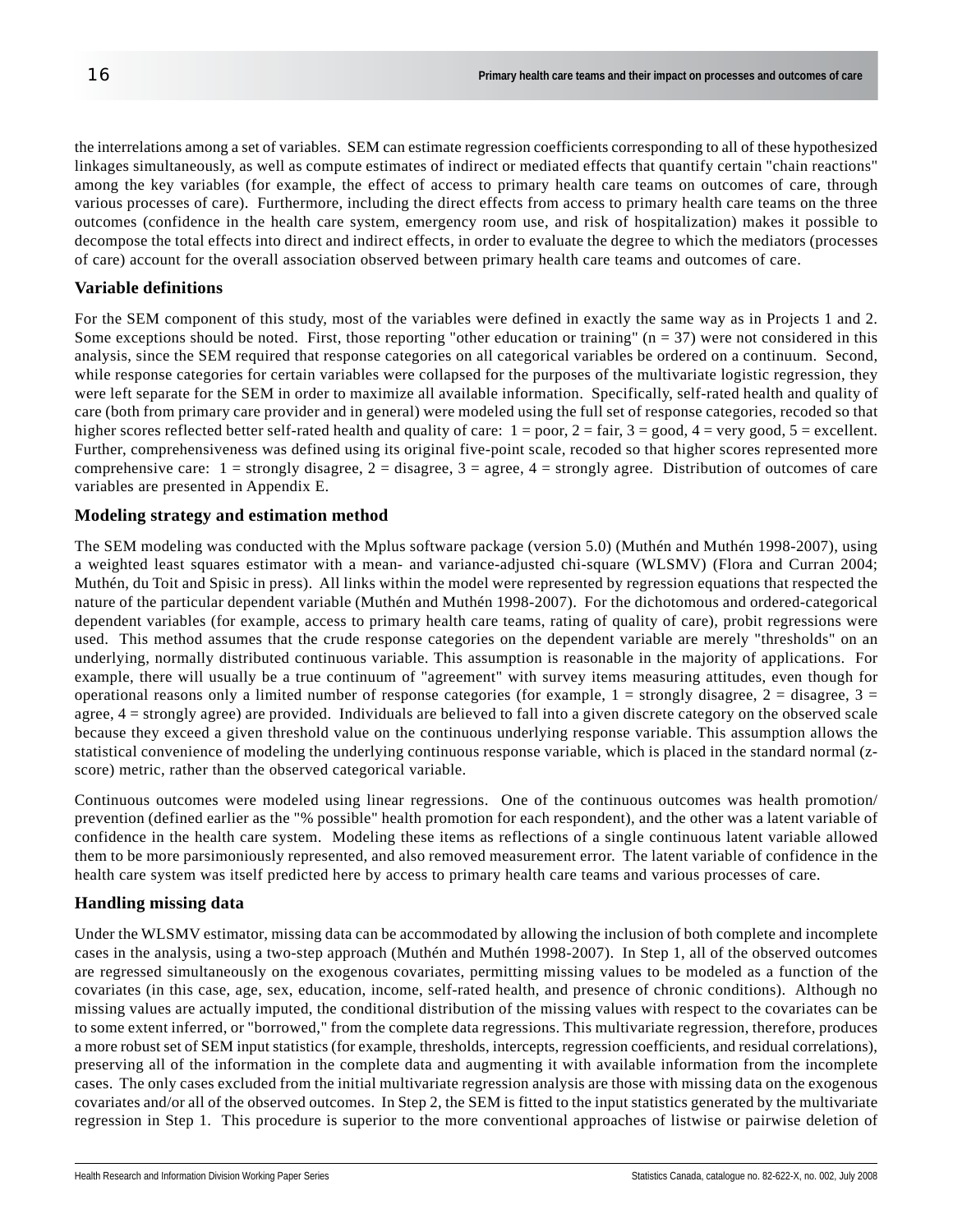the interrelations among a set of variables. SEM can estimate regression coefficients corresponding to all of these hypothesized linkages simultaneously, as well as compute estimates of indirect or mediated effects that quantify certain "chain reactions" among the key variables (for example, the effect of access to primary health care teams on outcomes of care, through various processes of care). Furthermore, including the direct effects from access to primary health care teams on the three outcomes (confidence in the health care system, emergency room use, and risk of hospitalization) makes it possible to decompose the total effects into direct and indirect effects, in order to evaluate the degree to which the mediators (processes of care) account for the overall association observed between primary health care teams and outcomes of care.

### Variable definitions

For the SEM component of this study, most of the variables were defined in exactly the same way as in Projects 1 and 2. Some exceptions should be noted. First, those reporting "other education or training" (n = 37) were not considered in this analysis, since the SEM required that response categories on all categorical variables be ordered on a continuum. Second, while response categories for certain variables were collapsed for the purposes of the multivariate logistic regression, they were left separate for the SEM in order to maximize all available information. Specifically, self-rated health and quality of care (both from primary care provider and in general) were modeled using the full set of response categories, recoded so that higher scores reflected better self-rated health and quality of care: 1 = poor, 2 = fair, 3 = good, 4 = very good, 5 = excellent. Further, comprehensiveness was defined using its original five-point scale, recoded so that higher scores represented more comprehensive care: 1 = strongly disagree, 2 = disagree, 3 = agree, 4 = strongly agree. Distribution of outcomes of care variables are presented in Appendix E.

### Modeling strategy and estimation method

The SEM modeling was conducted with the Mplus software package (version 5.0) (Muthén and Muthén 1998-2007), using a weighted least squares estimator with a mean- and variance-adjusted chi-square (WLSMV) (Flora and Curran 2004; Muthén, du Toit and Spisic in press). All links within the model were represented by regression equations that respected the nature of the particular dependent variable (Muthén and Muthén 1998-2007). For the dichotomous and ordered-categorical dependent variables (for example, access to primary health care teams, rating of quality of care), probit regressions were used. This method assumes that the crude response categories on the dependent variable are merely "thresholds" on an underlying, normally distributed continuous variable. This assumption is reasonable in the majority of applications. For example, there will usually be a true continuum of "agreement" with survey items measuring attitudes, even though for operational reasons only a limited number of response categories (for example, 1 = strongly disagree, 2 = disagree, 3 = agree, 4 = strongly agree) are provided. Individuals are believed to fall into a given discrete category on the observed scale because they exceed a given threshold value on the continuous underlying response variable. This assumption allows the statistical convenience of modeling the underlying continuous response variable, which is placed in the standard normal (z-score) metric, rather than the observed categorical variable.

Continuous outcomes were modeled using linear regressions. One of the continuous outcomes was health promotion/ prevention (defined earlier as the "% possible" health promotion for each respondent), and the other was a latent variable of confidence in the health care system. Modeling these items as reflections of a single continuous latent variable allowed them to be more parsimoniously represented, and also removed measurement error. The latent variable of confidence in the health care system was itself predicted here by access to primary health care teams and various processes of care.

### Handling missing data

Under the WLSMV estimator, missing data can be accommodated by allowing the inclusion of both complete and incomplete cases in the analysis, using a two-step approach (Muthén and Muthén 1998-2007). In Step 1, all of the observed outcomes are regressed simultaneously on the exogenous covariates, permitting missing values to be modeled as a function of the covariates (in this case, age, sex, education, income, self-rated health, and presence of chronic conditions). Although no missing values are actually imputed, the conditional distribution of the missing values with respect to the covariates can be to some extent inferred, or "borrowed," from the complete data regressions. This multivariate regression, therefore, produces a more robust set of SEM input statistics (for example, thresholds, intercepts, regression coefficients, and residual correlations), preserving all of the information in the complete data and augmenting it with available information from the incomplete cases. The only cases excluded from the initial multivariate regression analysis are those with missing data on the exogenous covariates and/or all of the observed outcomes. In Step 2, the SEM is fitted to the input statistics generated by the multivariate regression in Step 1. This procedure is superior to the more conventional approaches of listwise or pairwise deletion of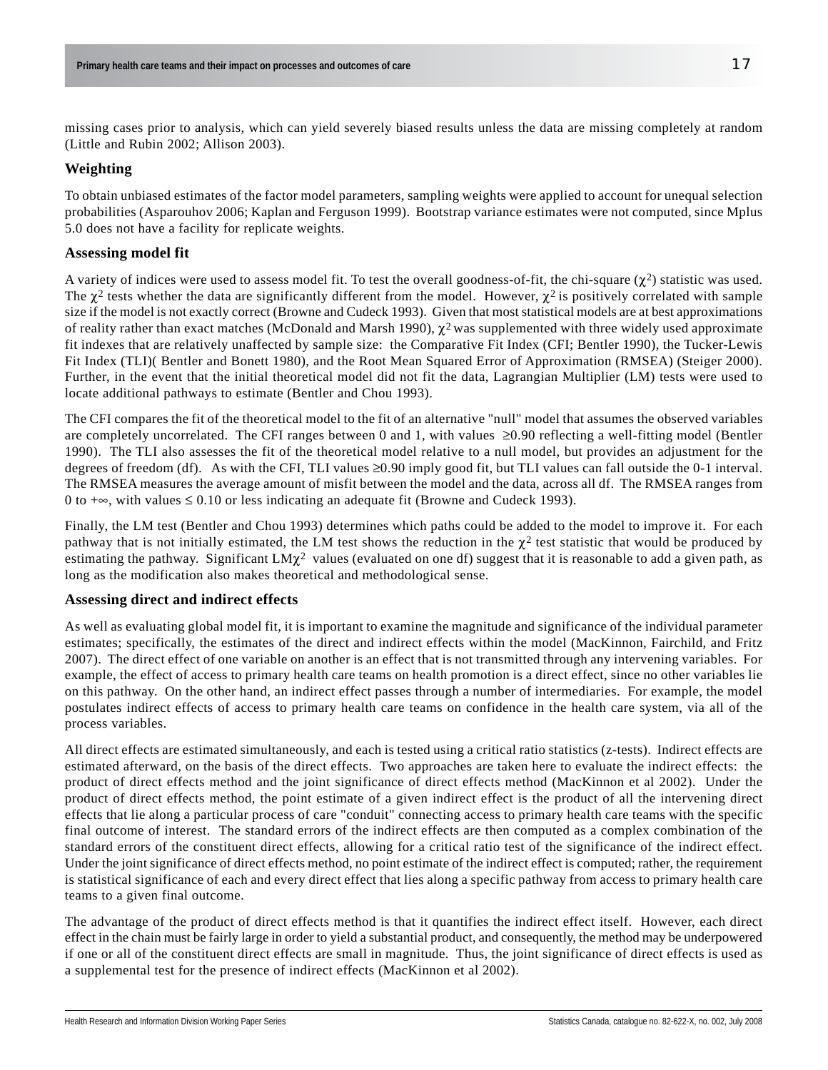missing cases prior to analysis, which can yield severely biased results unless the data are missing completely at random (Little and Rubin 2002; Allison 2003).

### Weighting

To obtain unbiased estimates of the factor model parameters, sampling weights were applied to account for unequal selection probabilities (Asparouhov 2006; Kaplan and Ferguson 1999). Bootstrap variance estimates were not computed, since Mplus 5.0 does not have a facility for replicate weights.

### Assessing model fit

A variety of indices were used to assess model fit. To test the overall goodness-of-fit, the chi-square ($\chi^2$) statistic was used. The $\chi^2$ tests whether the data are significantly different from the model. However, $\chi^2$ is positively correlated with sample size if the model is not exactly correct (Browne and Cudeck 1993). Given that most statistical models are at best approximations of reality rather than exact matches (McDonald and Marsh 1990), $\chi^2$ was supplemented with three widely used approximate fit indexes that are relatively unaffected by sample size: the Comparative Fit Index (CFI; Bentler 1990), the Tucker-Lewis Fit Index (TLI)( Bentler and Bonett 1980), and the Root Mean Squared Error of Approximation (RMSEA) (Steiger 2000). Further, in the event that the initial theoretical model did not fit the data, Lagrangian Multiplier (LM) tests were used to locate additional pathways to estimate (Bentler and Chou 1993).

The CFI compares the fit of the theoretical model to the fit of an alternative "null" model that assumes the observed variables are completely uncorrelated. The CFI ranges between 0 and 1, with values $\geq$0.90 reflecting a well-fitting model (Bentler 1990). The TLI also assesses the fit of the theoretical model relative to a null model, but provides an adjustment for the degrees of freedom (df). As with the CFI, TLI values $\geq$0.90 imply good fit, but TLI values can fall outside the 0-1 interval. The RMSEA measures the average amount of misfit between the model and the data, across all df. The RMSEA ranges from 0 to $+\infty$, with values $\leq$ 0.10 or less indicating an adequate fit (Browne and Cudeck 1993).

Finally, the LM test (Bentler and Chou 1993) determines which paths could be added to the model to improve it. For each pathway that is not initially estimated, the LM test shows the reduction in the $\chi^2$ test statistic that would be produced by estimating the pathway. Significant LM$\chi^2$ values (evaluated on one df) suggest that it is reasonable to add a given path, as long as the modification also makes theoretical and methodological sense.

### Assessing direct and indirect effects

As well as evaluating global model fit, it is important to examine the magnitude and significance of the individual parameter estimates; specifically, the estimates of the direct and indirect effects within the model (MacKinnon, Fairchild, and Fritz 2007). The direct effect of one variable on another is an effect that is not transmitted through any intervening variables. For example, the effect of access to primary health care teams on health promotion is a direct effect, since no other variables lie on this pathway. On the other hand, an indirect effect passes through a number of intermediaries. For example, the model postulates indirect effects of access to primary health care teams on confidence in the health care system, via all of the process variables.

All direct effects are estimated simultaneously, and each is tested using a critical ratio statistics (z-tests). Indirect effects are estimated afterward, on the basis of the direct effects. Two approaches are taken here to evaluate the indirect effects: the product of direct effects method and the joint significance of direct effects method (MacKinnon et al 2002). Under the product of direct effects method, the point estimate of a given indirect effect is the product of all the intervening direct effects that lie along a particular process of care "conduit" connecting access to primary health care teams with the specific final outcome of interest. The standard errors of the indirect effects are then computed as a complex combination of the standard errors of the constituent direct effects, allowing for a critical ratio test of the significance of the indirect effect. Under the joint significance of direct effects method, no point estimate of the indirect effect is computed; rather, the requirement is statistical significance of each and every direct effect that lies along a specific pathway from access to primary health care teams to a given final outcome.

The advantage of the product of direct effects method is that it quantifies the indirect effect itself. However, each direct effect in the chain must be fairly large in order to yield a substantial product, and consequently, the method may be underpowered if one or all of the constituent direct effects are small in magnitude. Thus, the joint significance of direct effects is used as a supplemental test for the presence of indirect effects (MacKinnon et al 2002).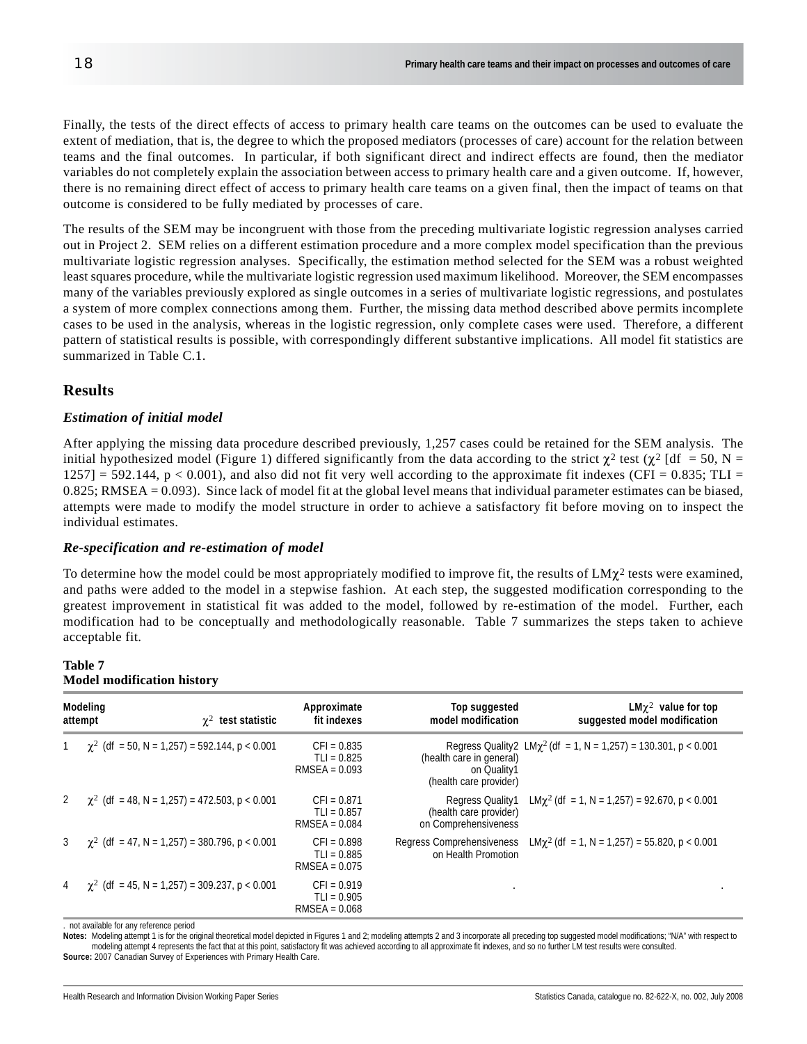Finally, the tests of the direct effects of access to primary health care teams on the outcomes can be used to evaluate the extent of mediation, that is, the degree to which the proposed mediators (processes of care) account for the relation between teams and the final outcomes. In particular, if both significant direct and indirect effects are found, then the mediator variables do not completely explain the association between access to primary health care and a given outcome. If, however, there is no remaining direct effect of access to primary health care teams on a given final, then the impact of teams on that outcome is considered to be fully mediated by processes of care.

The results of the SEM may be incongruent with those from the preceding multivariate logistic regression analyses carried out in Project 2. SEM relies on a different estimation procedure and a more complex model specification than the previous multivariate logistic regression analyses. Specifically, the estimation method selected for the SEM was a robust weighted least squares procedure, while the multivariate logistic regression used maximum likelihood. Moreover, the SEM encompasses many of the variables previously explored as single outcomes in a series of multivariate logistic regressions, and postulates a system of more complex connections among them. Further, the missing data method described above permits incomplete cases to be used in the analysis, whereas in the logistic regression, only complete cases were used. Therefore, a different pattern of statistical results is possible, with correspondingly different substantive implications. All model fit statistics are summarized in Table C.1.

## Results

### *Estimation of initial model*

After applying the missing data procedure described previously, 1,257 cases could be retained for the SEM analysis. The initial hypothesized model (Figure 1) differed significantly from the data according to the strict $\chi^2$ test ($\chi^2$ [df = 50, N = 1257] = 592.144, $p < 0.001$), and also did not fit very well according to the approximate fit indexes (CFI = 0.835; TLI = 0.825; RMSEA = 0.093). Since lack of model fit at the global level means that individual parameter estimates can be biased, attempts were made to modify the model structure in order to achieve a satisfactory fit before moving on to inspect the individual estimates.

### *Re-specification and re-estimation of model*

To determine how the model could be most appropriately modified to improve fit, the results of LM$\chi^2$ tests were examined, and paths were added to the model in a stepwise fashion. At each step, the suggested modification corresponding to the greatest improvement in statistical fit was added to the model, followed by re-estimation of the model. Further, each modification had to be conceptually and methodologically reasonable. Table 7 summarizes the steps taken to achieve acceptable fit.

**Table 7**
**Model modification history**

| Modeling attempt | $\chi^2$ test statistic | Approximate fit indexes | Top suggested model modification | LM$\chi^2$ value for top suggested model modification |
|---|---|---|---|---|
| 1 | $\chi^2$ (df = 50, N = 1,257) = 592.144, $p < 0.001$ | CFI = 0.835<br>TLI = 0.825<br>RMSEA = 0.093 | Regress Quality2 (health care in general) on Quality1 (health care provider) | LM$\chi^2$ (df = 1, N = 1,257) = 130.301, $p < 0.001$ |
| 2 | $\chi^2$ (df = 48, N = 1,257) = 472.503, $p < 0.001$ | CFI = 0.871<br>TLI = 0.857<br>RMSEA = 0.084 | Regress Quality1 (health care provider) on Comprehensiveness | LM$\chi^2$ (df = 1, N = 1,257) = 92.670, $p < 0.001$ |
| 3 | $\chi^2$ (df = 47, N = 1,257) = 380.796, $p < 0.001$ | CFI = 0.898<br>TLI = 0.885<br>RMSEA = 0.075 | Regress Comprehensiveness on Health Promotion | LM$\chi^2$ (df = 1, N = 1,257) = 55.820, $p < 0.001$ |
| 4 | $\chi^2$ (df = 45, N = 1,257) = 309.237, $p < 0.001$ | CFI = 0.919<br>TLI = 0.905<br>RMSEA = 0.068 | . | . |

. not available for any reference period

**Notes:** Modeling attempt 1 is for the original theoretical model depicted in Figures 1 and 2; modeling attempts 2 and 3 incorporate all preceding top suggested model modifications; "N/A" with respect to modeling attempt 4 represents the fact that at this point, satisfactory fit was achieved according to all approximate fit indexes, and so no further LM test results were consulted.

**Source:** 2007 Canadian Survey of Experiences with Primary Health Care.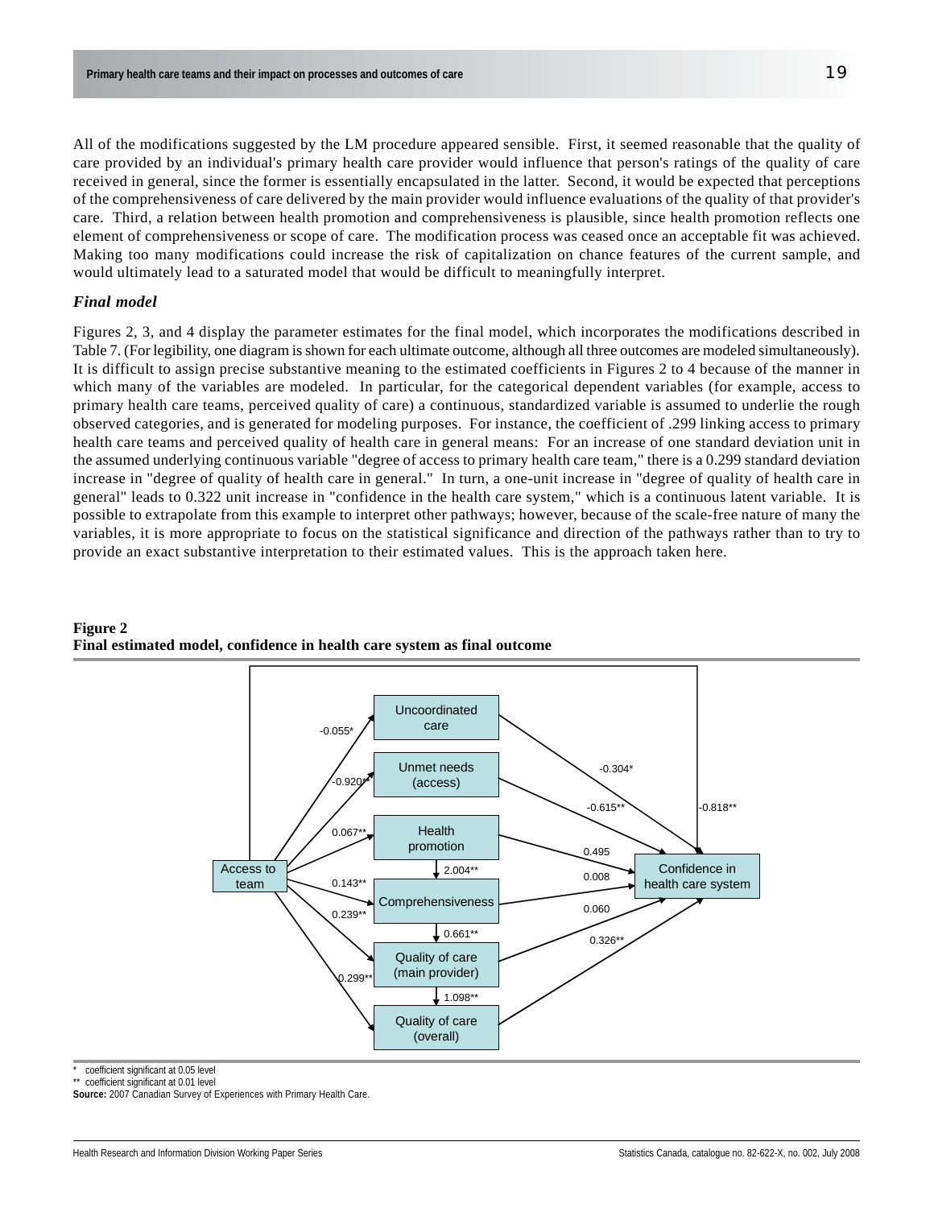All of the modifications suggested by the LM procedure appeared sensible. First, it seemed reasonable that the quality of care provided by an individual's primary health care provider would influence that person's ratings of the quality of care received in general, since the former is essentially encapsulated in the latter. Second, it would be expected that perceptions of the comprehensiveness of care delivered by the main provider would influence evaluations of the quality of that provider's care. Third, a relation between health promotion and comprehensiveness is plausible, since health promotion reflects one element of comprehensiveness or scope of care. The modification process was ceased once an acceptable fit was achieved. Making too many modifications could increase the risk of capitalization on chance features of the current sample, and would ultimately lead to a saturated model that would be difficult to meaningfully interpret.

### *Final model*

Figures 2, 3, and 4 display the parameter estimates for the final model, which incorporates the modifications described in Table 7. (For legibility, one diagram is shown for each ultimate outcome, although all three outcomes are modeled simultaneously). It is difficult to assign precise substantive meaning to the estimated coefficients in Figures 2 to 4 because of the manner in which many of the variables are modeled. In particular, for the categorical dependent variables (for example, access to primary health care teams, perceived quality of care) a continuous, standardized variable is assumed to underlie the rough observed categories, and is generated for modeling purposes. For instance, the coefficient of .299 linking access to primary health care teams and perceived quality of health care in general means: For an increase of one standard deviation unit in the assumed underlying continuous variable "degree of access to primary health care team," there is a 0.299 standard deviation increase in "degree of quality of health care in general." In turn, a one-unit increase in "degree of quality of health care in general" leads to 0.322 unit increase in "confidence in the health care system," which is a continuous latent variable. It is possible to extrapolate from this example to interpret other pathways; however, because of the scale-free nature of many the variables, it is more appropriate to focus on the statistical significance and direction of the pathways rather than to try to provide an exact substantive interpretation to their estimated values. This is the approach taken here.

**Figure 2**
**Final estimated model, confidence in health care system as final outcome**

Access to team
Uncoordinated care
Unmet needs (access)
Health promotion
Comprehensiveness
Quality of care (main provider)
Quality of care (overall)
Confidence in health care system

-0.055*
-0.920**
0.067**
0.143**
0.239**
0.299**
2.004**
0.661**
1.098**
-0.304*
-0.615**
0.495
0.008
0.060
0.326**
-0.818**

\* coefficient significant at 0.05 level
\** coefficient significant at 0.01 level
**Source:** 2007 Canadian Survey of Experiences with Primary Health Care.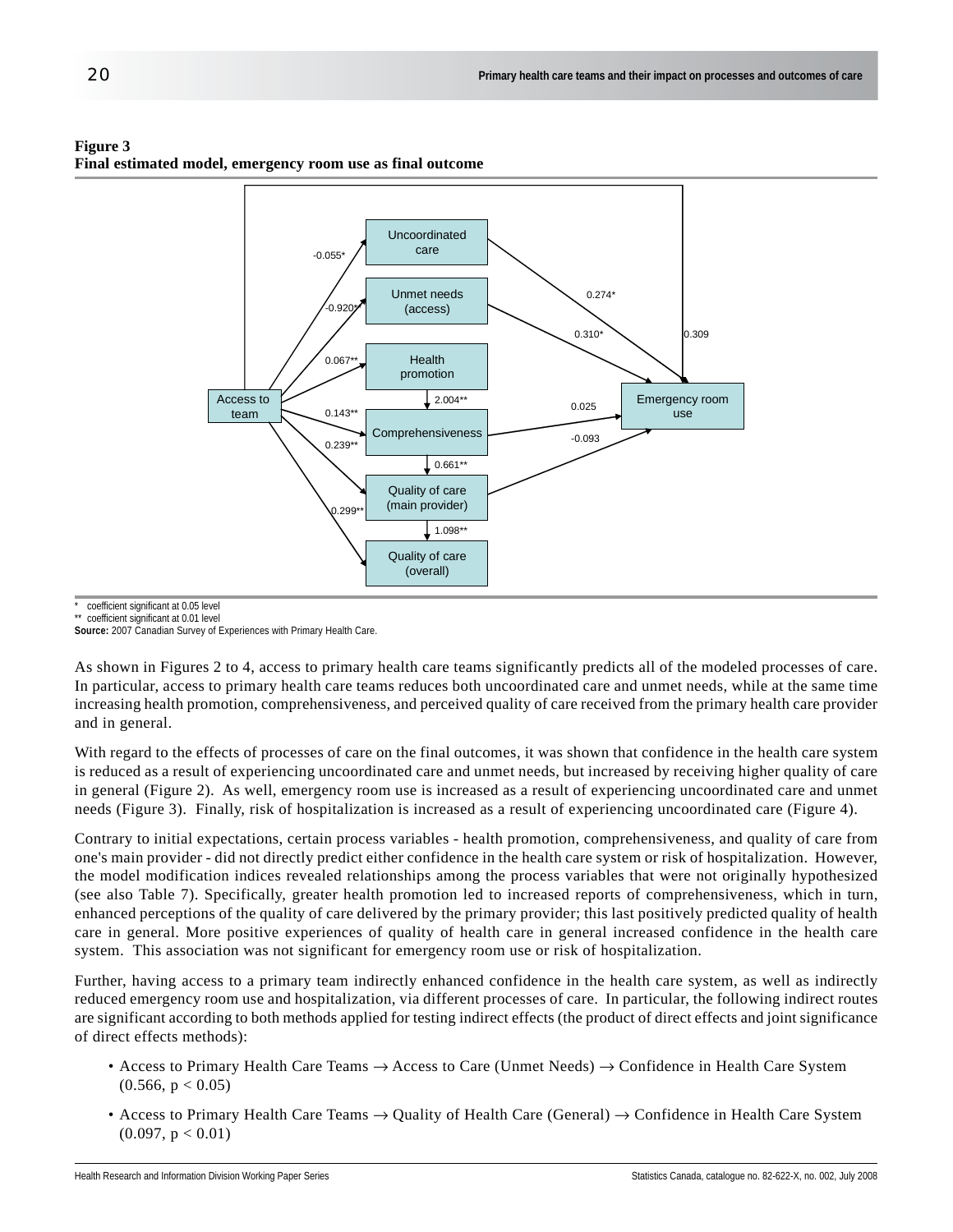**Figure 3**
**Final estimated model, emergency room use as final outcome**

Uncoordinated care
Unmet needs (access)
Health promotion
Access to team
Comprehensiveness
Quality of care (main provider)
Quality of care (overall)
Emergency room use

-0.055*
-0.920**
0.067**
0.143**
0.239**
0.299**
2.004**
0.661**
1.098**
0.274*
0.310*
0.309
0.025
-0.093

\* coefficient significant at 0.05 level
\*\* coefficient significant at 0.01 level
**Source:** 2007 Canadian Survey of Experiences with Primary Health Care.

As shown in Figures 2 to 4, access to primary health care teams significantly predicts all of the modeled processes of care. In particular, access to primary health care teams reduces both uncoordinated care and unmet needs, while at the same time increasing health promotion, comprehensiveness, and perceived quality of care received from the primary health care provider and in general.

With regard to the effects of processes of care on the final outcomes, it was shown that confidence in the health care system is reduced as a result of experiencing uncoordinated care and unmet needs, but increased by receiving higher quality of care in general (Figure 2). As well, emergency room use is increased as a result of experiencing uncoordinated care and unmet needs (Figure 3). Finally, risk of hospitalization is increased as a result of experiencing uncoordinated care (Figure 4).

Contrary to initial expectations, certain process variables - health promotion, comprehensiveness, and quality of care from one's main provider - did not directly predict either confidence in the health care system or risk of hospitalization. However, the model modification indices revealed relationships among the process variables that were not originally hypothesized (see also Table 7). Specifically, greater health promotion led to increased reports of comprehensiveness, which in turn, enhanced perceptions of the quality of care delivered by the primary provider; this last positively predicted quality of health care in general. More positive experiences of quality of health care in general increased confidence in the health care system. This association was not significant for emergency room use or risk of hospitalization.

Further, having access to a primary team indirectly enhanced confidence in the health care system, as well as indirectly reduced emergency room use and hospitalization, via different processes of care. In particular, the following indirect routes are significant according to both methods applied for testing indirect effects (the product of direct effects and joint significance of direct effects methods):

- Access to Primary Health Care Teams → Access to Care (Unmet Needs) → Confidence in Health Care System (0.566, $p < 0.05$)
- Access to Primary Health Care Teams → Quality of Health Care (General) → Confidence in Health Care System (0.097, $p < 0.01$)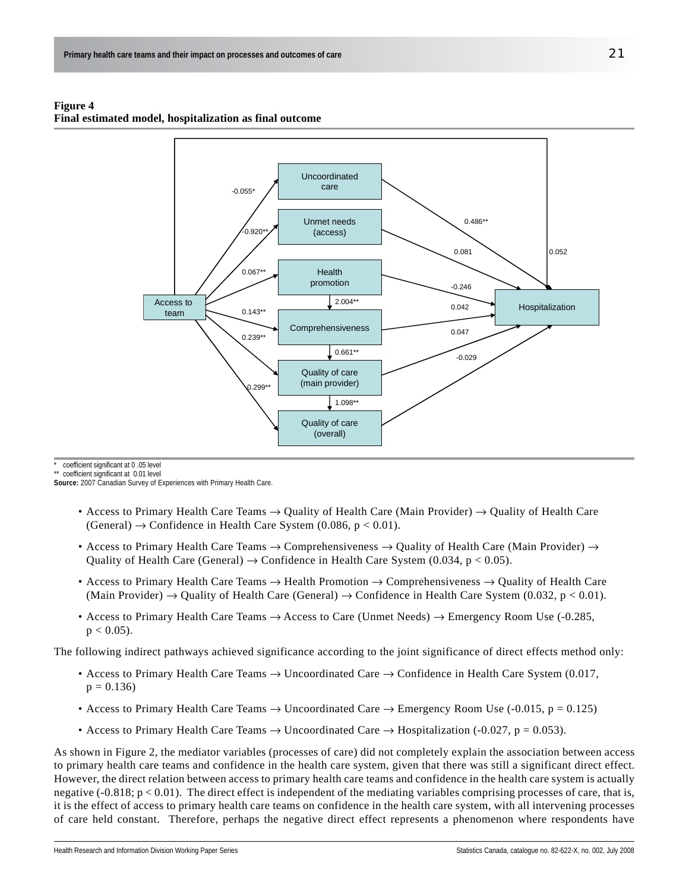**Figure 4**
**Final estimated model, hospitalization as final outcome**

Uncoordinated care
Unmet needs (access)
Health promotion
Comprehensiveness
Quality of care (main provider)
Quality of care (overall)
Access to team
Hospitalization

-0.055*
-0.920**
0.067**
0.143**
0.239**
0.299**
2.004**
0.661**
1.098**
0.486**
0.081
0.052
-0.246
0.042
0.047
-0.029

\* coefficient significant at 0 .05 level
\*\* coefficient significant at 0.01 level
**Source:** 2007 Canadian Survey of Experiences with Primary Health Care.

- Access to Primary Health Care Teams → Quality of Health Care (Main Provider) → Quality of Health Care (General) → Confidence in Health Care System (0.086, $p < 0.01$).
- Access to Primary Health Care Teams → Comprehensiveness → Quality of Health Care (Main Provider) → Quality of Health Care (General) → Confidence in Health Care System (0.034, $p < 0.05$).
- Access to Primary Health Care Teams → Health Promotion → Comprehensiveness → Quality of Health Care (Main Provider) → Quality of Health Care (General) → Confidence in Health Care System (0.032, $p < 0.01$).
- Access to Primary Health Care Teams → Access to Care (Unmet Needs) → Emergency Room Use (-0.285, $p < 0.05$).

The following indirect pathways achieved significance according to the joint significance of direct effects method only:

- Access to Primary Health Care Teams → Uncoordinated Care → Confidence in Health Care System (0.017, $p = 0.136$)
- Access to Primary Health Care Teams → Uncoordinated Care → Emergency Room Use (-0.015, $p = 0.125$)
- Access to Primary Health Care Teams → Uncoordinated Care → Hospitalization (-0.027, $p = 0.053$).

As shown in Figure 2, the mediator variables (processes of care) did not completely explain the association between access to primary health care teams and confidence in the health care system, given that there was still a significant direct effect. However, the direct relation between access to primary health care teams and confidence in the health care system is actually negative (-0.818; $p < 0.01$). The direct effect is independent of the mediating variables comprising processes of care, that is, it is the effect of access to primary health care teams on confidence in the health care system, with all intervening processes of care held constant. Therefore, perhaps the negative direct effect represents a phenomenon where respondents have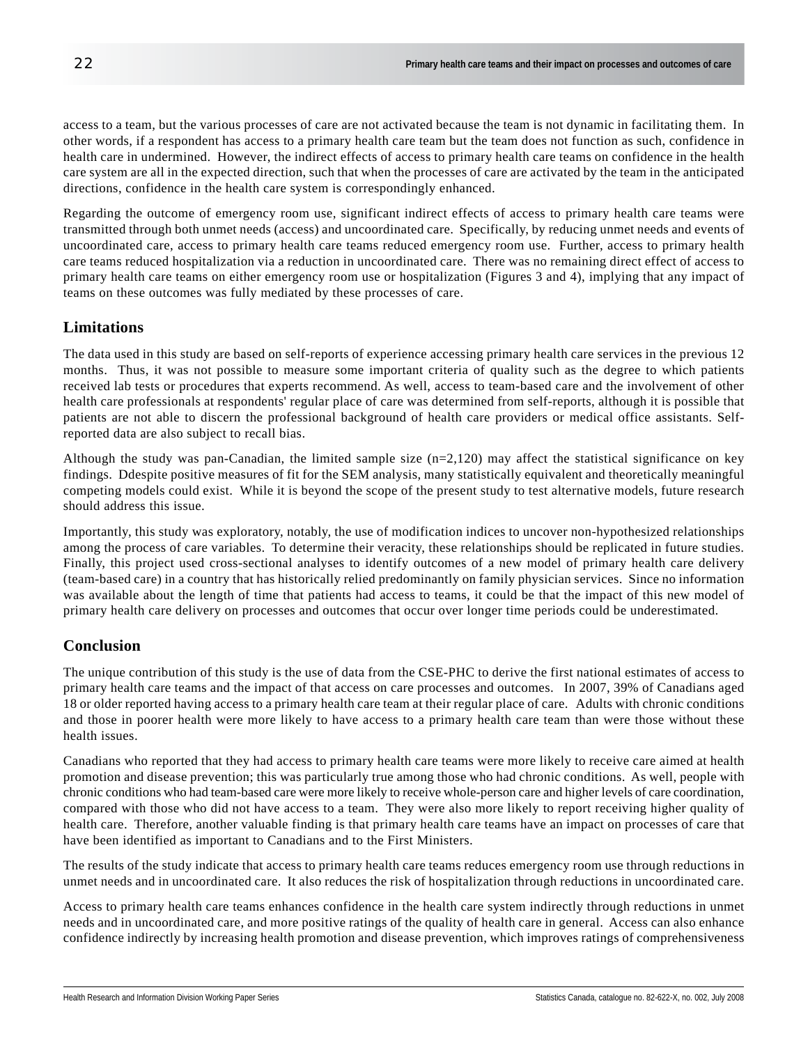access to a team, but the various processes of care are not activated because the team is not dynamic in facilitating them. In other words, if a respondent has access to a primary health care team but the team does not function as such, confidence in health care in undermined. However, the indirect effects of access to primary health care teams on confidence in the health care system are all in the expected direction, such that when the processes of care are activated by the team in the anticipated directions, confidence in the health care system is correspondingly enhanced.

Regarding the outcome of emergency room use, significant indirect effects of access to primary health care teams were transmitted through both unmet needs (access) and uncoordinated care. Specifically, by reducing unmet needs and events of uncoordinated care, access to primary health care teams reduced emergency room use. Further, access to primary health care teams reduced hospitalization via a reduction in uncoordinated care. There was no remaining direct effect of access to primary health care teams on either emergency room use or hospitalization (Figures 3 and 4), implying that any impact of teams on these outcomes was fully mediated by these processes of care.

## Limitations

The data used in this study are based on self-reports of experience accessing primary health care services in the previous 12 months. Thus, it was not possible to measure some important criteria of quality such as the degree to which patients received lab tests or procedures that experts recommend. As well, access to team-based care and the involvement of other health care professionals at respondents' regular place of care was determined from self-reports, although it is possible that patients are not able to discern the professional background of health care providers or medical office assistants. Self-reported data are also subject to recall bias.

Although the study was pan-Canadian, the limited sample size (n=2,120) may affect the statistical significance on key findings. Ddespite positive measures of fit for the SEM analysis, many statistically equivalent and theoretically meaningful competing models could exist. While it is beyond the scope of the present study to test alternative models, future research should address this issue.

Importantly, this study was exploratory, notably, the use of modification indices to uncover non-hypothesized relationships among the process of care variables. To determine their veracity, these relationships should be replicated in future studies. Finally, this project used cross-sectional analyses to identify outcomes of a new model of primary health care delivery (team-based care) in a country that has historically relied predominantly on family physician services. Since no information was available about the length of time that patients had access to teams, it could be that the impact of this new model of primary health care delivery on processes and outcomes that occur over longer time periods could be underestimated.

## Conclusion

The unique contribution of this study is the use of data from the CSE-PHC to derive the first national estimates of access to primary health care teams and the impact of that access on care processes and outcomes. In 2007, 39% of Canadians aged 18 or older reported having access to a primary health care team at their regular place of care. Adults with chronic conditions and those in poorer health were more likely to have access to a primary health care team than were those without these health issues.

Canadians who reported that they had access to primary health care teams were more likely to receive care aimed at health promotion and disease prevention; this was particularly true among those who had chronic conditions. As well, people with chronic conditions who had team-based care were more likely to receive whole-person care and higher levels of care coordination, compared with those who did not have access to a team. They were also more likely to report receiving higher quality of health care. Therefore, another valuable finding is that primary health care teams have an impact on processes of care that have been identified as important to Canadians and to the First Ministers.

The results of the study indicate that access to primary health care teams reduces emergency room use through reductions in unmet needs and in uncoordinated care. It also reduces the risk of hospitalization through reductions in uncoordinated care.

Access to primary health care teams enhances confidence in the health care system indirectly through reductions in unmet needs and in uncoordinated care, and more positive ratings of the quality of health care in general. Access can also enhance confidence indirectly by increasing health promotion and disease prevention, which improves ratings of comprehensiveness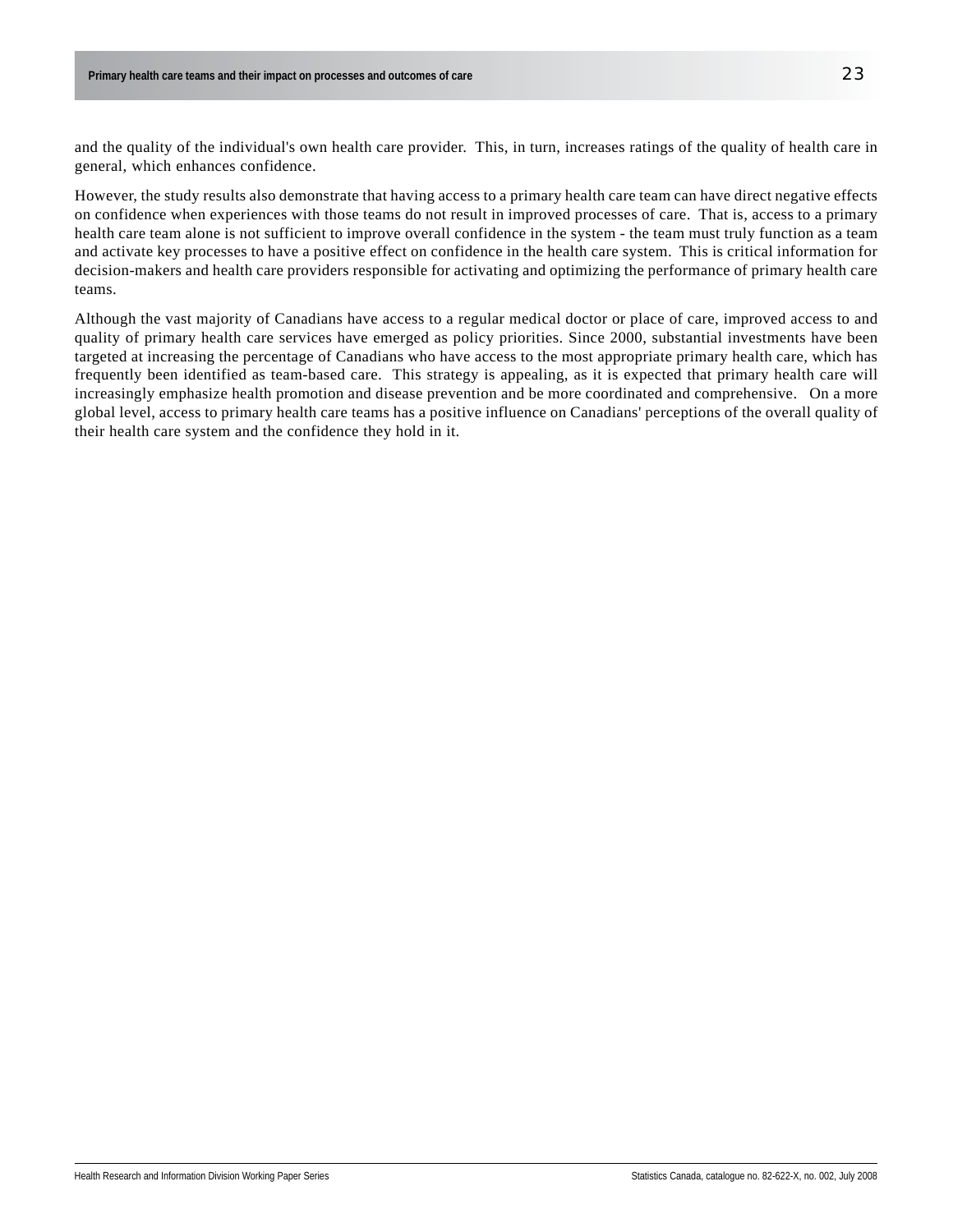and the quality of the individual's own health care provider. This, in turn, increases ratings of the quality of health care in general, which enhances confidence.

However, the study results also demonstrate that having access to a primary health care team can have direct negative effects on confidence when experiences with those teams do not result in improved processes of care. That is, access to a primary health care team alone is not sufficient to improve overall confidence in the system - the team must truly function as a team and activate key processes to have a positive effect on confidence in the health care system. This is critical information for decision-makers and health care providers responsible for activating and optimizing the performance of primary health care teams.

Although the vast majority of Canadians have access to a regular medical doctor or place of care, improved access to and quality of primary health care services have emerged as policy priorities. Since 2000, substantial investments have been targeted at increasing the percentage of Canadians who have access to the most appropriate primary health care, which has frequently been identified as team-based care. This strategy is appealing, as it is expected that primary health care will increasingly emphasize health promotion and disease prevention and be more coordinated and comprehensive. On a more global level, access to primary health care teams has a positive influence on Canadians' perceptions of the overall quality of their health care system and the confidence they hold in it.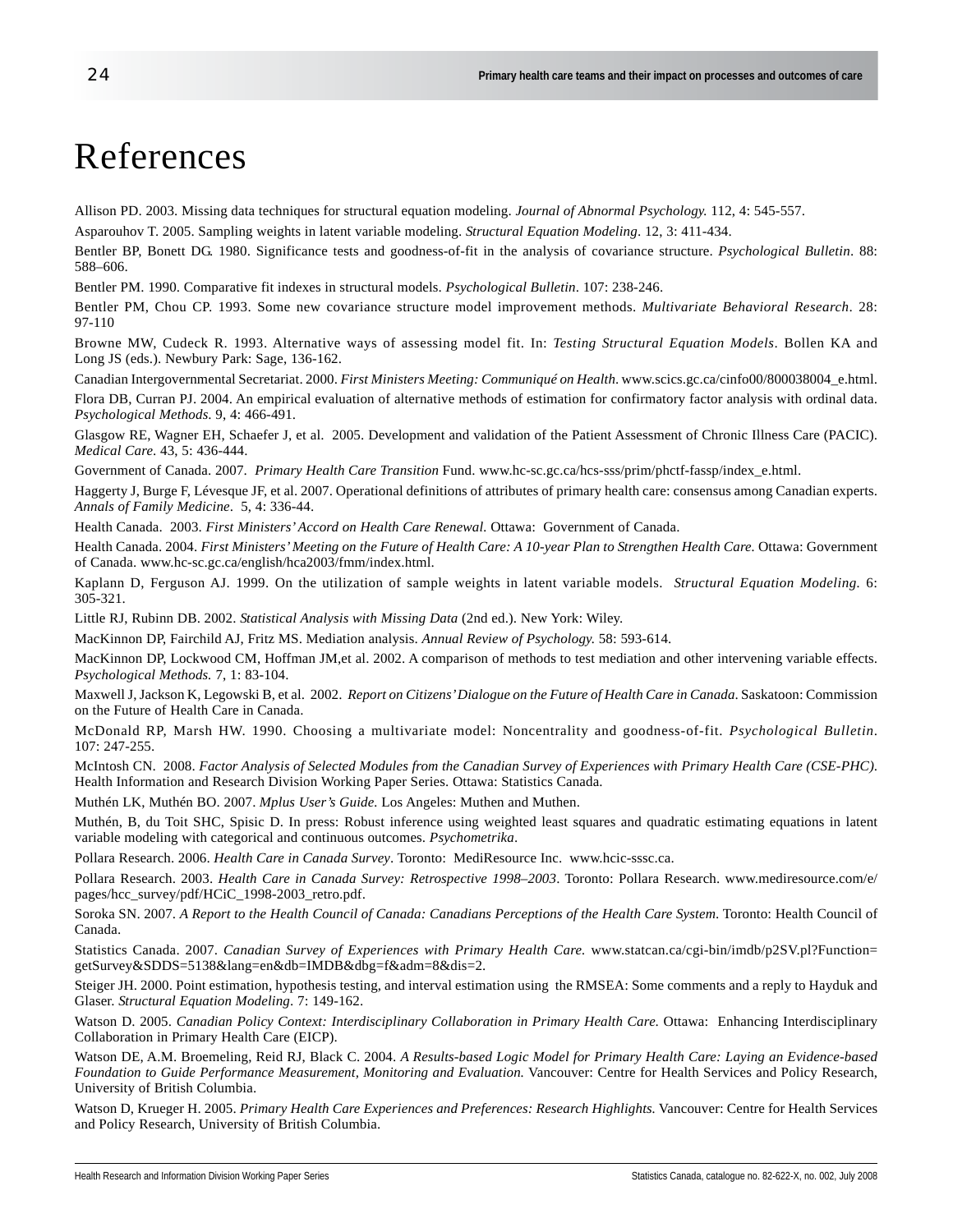# References

Allison PD. 2003. Missing data techniques for structural equation modeling. *Journal of Abnormal Psychology.* 112, 4: 545-557.

Asparouhov T. 2005. Sampling weights in latent variable modeling. *Structural Equation Modeling*. 12, 3: 411-434.

Bentler BP, Bonett DG. 1980. Significance tests and goodness-of-fit in the analysis of covariance structure. *Psychological Bulletin*. 88: 588–606.

Bentler PM. 1990. Comparative fit indexes in structural models. *Psychological Bulletin*. 107: 238-246.

Bentler PM, Chou CP. 1993. Some new covariance structure model improvement methods. *Multivariate Behavioral Research*. 28: 97-110

Browne MW, Cudeck R. 1993. Alternative ways of assessing model fit. In: *Testing Structural Equation Models*. Bollen KA and Long JS (eds.). Newbury Park: Sage, 136-162.

Canadian Intergovernmental Secretariat. 2000. *First Ministers Meeting: Communiqué on Health*. www.scics.gc.ca/cinfo00/800038004_e.html.

Flora DB, Curran PJ. 2004. An empirical evaluation of alternative methods of estimation for confirmatory factor analysis with ordinal data. *Psychological Methods.* 9, 4: 466-491.

Glasgow RE, Wagner EH, Schaefer J, et al. 2005. Development and validation of the Patient Assessment of Chronic Illness Care (PACIC). *Medical Care.* 43, 5: 436-444.

Government of Canada. 2007. *Primary Health Care Transition* Fund. www.hc-sc.gc.ca/hcs-sss/prim/phctf-fassp/index_e.html.

Haggerty J, Burge F, Lévesque JF, et al. 2007. Operational definitions of attributes of primary health care: consensus among Canadian experts. *Annals of Family Medicine*. 5, 4: 336-44.

Health Canada. 2003. *First Ministers' Accord on Health Care Renewal*. Ottawa: Government of Canada.

Health Canada. 2004. *First Ministers' Meeting on the Future of Health Care: A 10-year Plan to Strengthen Health Care.* Ottawa: Government of Canada. www.hc-sc.gc.ca/english/hca2003/fmm/index.html.

Kaplann D, Ferguson AJ. 1999. On the utilization of sample weights in latent variable models. *Structural Equation Modeling*. 6: 305-321.

Little RJ, Rubinn DB. 2002. *Statistical Analysis with Missing Data* (2nd ed.). New York: Wiley.

MacKinnon DP, Fairchild AJ, Fritz MS. Mediation analysis. *Annual Review of Psychology.* 58: 593-614.

MacKinnon DP, Lockwood CM, Hoffman JM,et al. 2002. A comparison of methods to test mediation and other intervening variable effects. *Psychological Methods.* 7, 1: 83-104.

Maxwell J, Jackson K, Legowski B, et al. 2002. *Report on Citizens' Dialogue on the Future of Health Care in Canada*. Saskatoon: Commission on the Future of Health Care in Canada.

McDonald RP, Marsh HW. 1990. Choosing a multivariate model: Noncentrality and goodness-of-fit. *Psychological Bulletin*. 107: 247-255.

McIntosh CN. 2008. *Factor Analysis of Selected Modules from the Canadian Survey of Experiences with Primary Health Care (CSE-PHC)*. Health Information and Research Division Working Paper Series. Ottawa: Statistics Canada.

Muthén LK, Muthén BO. 2007. *Mplus User's Guide.* Los Angeles: Muthen and Muthen.

Muthén, B, du Toit SHC, Spisic D. In press: Robust inference using weighted least squares and quadratic estimating equations in latent variable modeling with categorical and continuous outcomes. *Psychometrika*.

Pollara Research. 2006. *Health Care in Canada Survey*. Toronto: MediResource Inc. www.hcic-sssc.ca.

Pollara Research. 2003. *Health Care in Canada Survey: Retrospective 1998–2003*. Toronto: Pollara Research. www.mediresource.com/e/pages/hcc_survey/pdf/HCiC_1998-2003_retro.pdf.

Soroka SN. 2007. *A Report to the Health Council of Canada: Canadians Perceptions of the Health Care System.* Toronto: Health Council of Canada.

Statistics Canada. 2007. *Canadian Survey of Experiences with Primary Health Care.* www.statcan.ca/cgi-bin/imdb/p2SV.pl?Function=getSurvey&SDDS=5138&lang=en&db=IMDB&dbg=f&adm=8&dis=2.

Steiger JH. 2000. Point estimation, hypothesis testing, and interval estimation using the RMSEA: Some comments and a reply to Hayduk and Glaser. *Structural Equation Modeling.* 7: 149-162.

Watson D. 2005. *Canadian Policy Context: Interdisciplinary Collaboration in Primary Health Care.* Ottawa: Enhancing Interdisciplinary Collaboration in Primary Health Care (EICP).

Watson DE, A.M. Broemeling, Reid RJ, Black C. 2004. *A Results-based Logic Model for Primary Health Care: Laying an Evidence-based Foundation to Guide Performance Measurement, Monitoring and Evaluation.* Vancouver: Centre for Health Services and Policy Research, University of British Columbia.

Watson D, Krueger H. 2005. *Primary Health Care Experiences and Preferences: Research Highlights.* Vancouver: Centre for Health Services and Policy Research, University of British Columbia.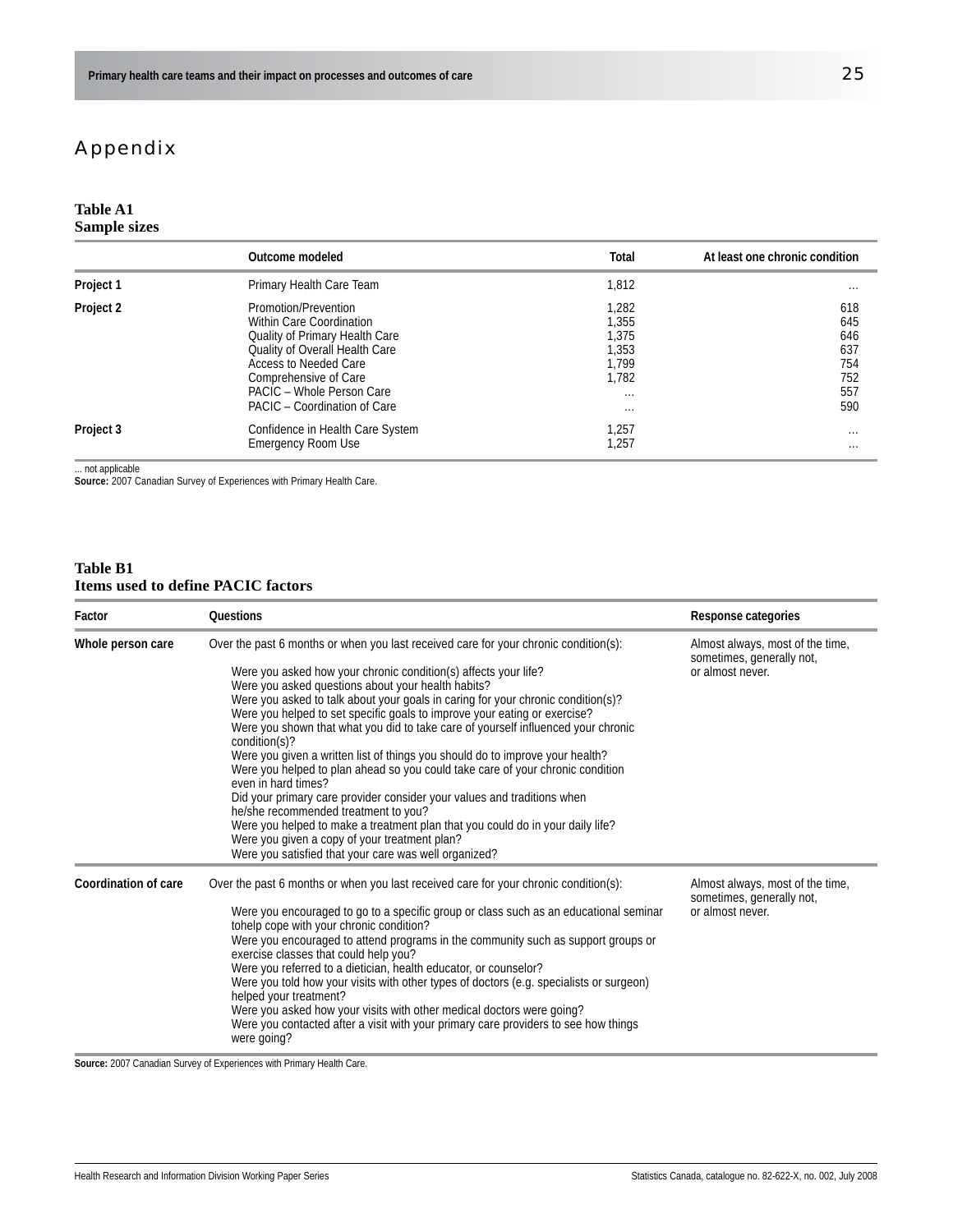# Appendix

**Table A1**
**Sample sizes**

| | Outcome modeled | Total | At least one chronic condition |
|---|---|---|---|
| **Project 1** | Primary Health Care Team | 1,812 | ... |
| **Project 2** | Promotion/Prevention | 1,282 | 618 |
| | Within Care Coordination | 1,355 | 645 |
| | Quality of Primary Health Care | 1,375 | 646 |
| | Quality of Overall Health Care | 1,353 | 637 |
| | Access to Needed Care | 1,799 | 754 |
| | Comprehensive of Care | 1,782 | 752 |
| | PACIC – Whole Person Care | ... | 557 |
| | PACIC – Coordination of Care | ... | 590 |
| **Project 3** | Confidence in Health Care System | 1,257 | ... |
| | Emergency Room Use | 1,257 | ... |

... not applicable
**Source:** 2007 Canadian Survey of Experiences with Primary Health Care.

**Table B1**
**Items used to define PACIC factors**

| Factor | Questions | Response categories |
|---|---|---|
| **Whole person care** | Over the past 6 months or when you last received care for your chronic condition(s):<br><br>Were you asked how your chronic condition(s) affects your life?<br>Were you asked questions about your health habits?<br>Were you asked to talk about your goals in caring for your chronic condition(s)?<br>Were you helped to set specific goals to improve your eating or exercise?<br>Were you shown that what you did to take care of yourself influenced your chronic condition(s)?<br>Were you given a written list of things you should do to improve your health?<br>Were you helped to plan ahead so you could take care of your chronic condition even in hard times?<br>Did your primary care provider consider your values and traditions when he/she recommended treatment to you?<br>Were you helped to make a treatment plan that you could do in your daily life?<br>Were you given a copy of your treatment plan?<br>Were you satisfied that your care was well organized? | Almost always, most of the time, sometimes, generally not, or almost never. |
| **Coordination of care** | Over the past 6 months or when you last received care for your chronic condition(s):<br><br>Were you encouraged to go to a specific group or class such as an educational seminar tohelp cope with your chronic condition?<br>Were you encouraged to attend programs in the community such as support groups or exercise classes that could help you?<br>Were you referred to a dietician, health educator, or counselor?<br>Were you told how your visits with other types of doctors (e.g. specialists or surgeon) helped your treatment?<br>Were you asked how your visits with other medical doctors were going?<br>Were you contacted after a visit with your primary care providers to see how things were going? | Almost always, most of the time, sometimes, generally not, or almost never. |

**Source:** 2007 Canadian Survey of Experiences with Primary Health Care.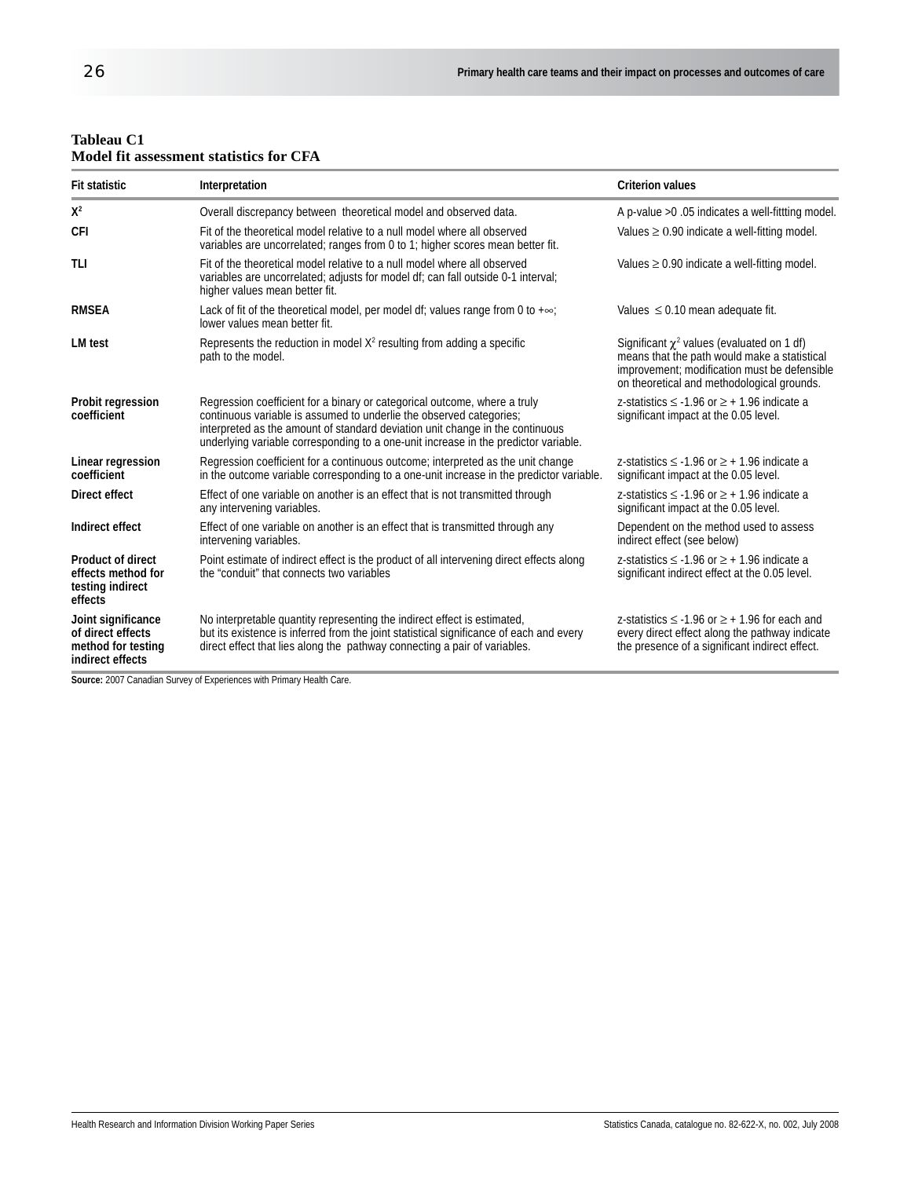**Tableau C1**
**Model fit assessment statistics for CFA**

| Fit statistic | Interpretation | Criterion values |
|---|---|---|
| **$X^2$** | Overall discrepancy between theoretical model and observed data. | A p-value >0 .05 indicates a well-fittting model. |
| **CFI** | Fit of the theoretical model relative to a null model where all observed variables are uncorrelated; ranges from 0 to 1; higher scores mean better fit. | Values ≥ 0.90 indicate a well-fitting model. |
| **TLI** | Fit of the theoretical model relative to a null model where all observed variables are uncorrelated; adjusts for model df; can fall outside 0-1 interval; higher values mean better fit. | Values ≥ 0.90 indicate a well-fitting model. |
| **RMSEA** | Lack of fit of the theoretical model, per model df; values range from 0 to +∞; lower values mean better fit. | Values ≤ 0.10 mean adequate fit. |
| **LM test** | Represents the reduction in model $X^2$ resulting from adding a specific path to the model. | Significant $\chi^2$ values (evaluated on 1 df) means that the path would make a statistical improvement; modification must be defensible on theoretical and methodological grounds. |
| **Probit regression coefficient** | Regression coefficient for a binary or categorical outcome, where a truly continuous variable is assumed to underlie the observed categories; interpreted as the amount of standard deviation unit change in the continuous underlying variable corresponding to a one-unit increase in the predictor variable. | z-statistics ≤ -1.96 or ≥ + 1.96 indicate a significant impact at the 0.05 level. |
| **Linear regression coefficient** | Regression coefficient for a continuous outcome; interpreted as the unit change in the outcome variable corresponding to a one-unit increase in the predictor variable. | z-statistics ≤ -1.96 or ≥ + 1.96 indicate a significant impact at the 0.05 level. |
| **Direct effect** | Effect of one variable on another is an effect that is not transmitted through any intervening variables. | z-statistics ≤ -1.96 or ≥ + 1.96 indicate a significant impact at the 0.05 level. |
| **Indirect effect** | Effect of one variable on another is an effect that is transmitted through any intervening variables. | Dependent on the method used to assess indirect effect (see below) |
| **Product of direct effects method for testing indirect effects** | Point estimate of indirect effect is the product of all intervening direct effects along the "conduit" that connects two variables | z-statistics ≤ -1.96 or ≥ + 1.96 indicate a significant indirect effect at the 0.05 level. |
| **Joint significance of direct effects method for testing indirect effects** | No interpretable quantity representing the indirect effect is estimated, but its existence is inferred from the joint statistical significance of each and every direct effect that lies along the pathway connecting a pair of variables. | z-statistics ≤ -1.96 or ≥ + 1.96 for each and every direct effect along the pathway indicate the presence of a significant indirect effect. |

**Source:** 2007 Canadian Survey of Experiences with Primary Health Care.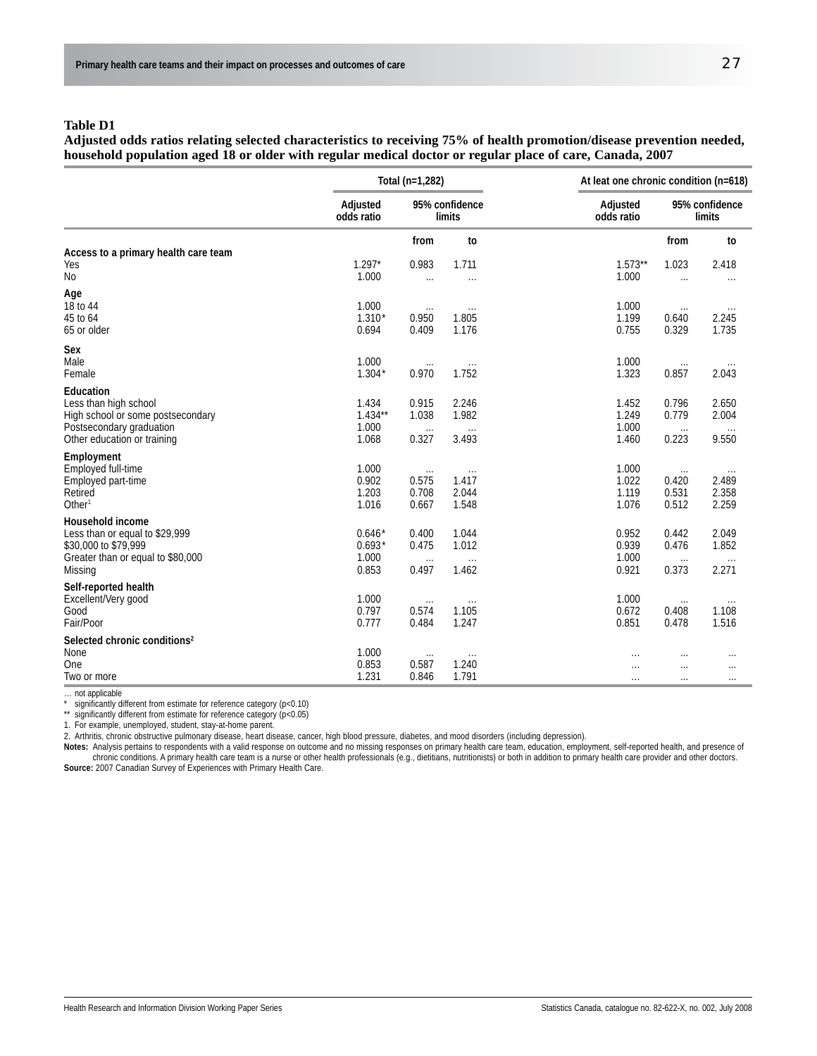**Table D1**
**Adjusted odds ratios relating selected characteristics to receiving 75% of health promotion/disease prevention needed, household population aged 18 or older with regular medical doctor or regular place of care, Canada, 2007**

| | Total (n=1,282) | | | At leat one chronic condition (n=618) | | |
|---|---|---|---|---|---|---|
| | Adjusted odds ratio | 95% confidence limits | | Adjusted odds ratio | 95% confidence limits | |
| | | from | to | | from | to |
| **Access to a primary health care team** | | | | | | |
| Yes | 1.297* | 0.983 | 1.711 | 1.573** | 1.023 | 2.418 |
| No | 1.000 | ... | ... | 1.000 | ... | ... |
| **Age** | | | | | | |
| 18 to 44 | 1.000 | ... | ... | 1.000 | ... | ... |
| 45 to 64 | 1.310* | 0.950 | 1.805 | 1.199 | 0.640 | 2.245 |
| 65 or older | 0.694 | 0.409 | 1.176 | 0.755 | 0.329 | 1.735 |
| **Sex** | | | | | | |
| Male | 1.000 | ... | ... | 1.000 | ... | ... |
| Female | 1.304* | 0.970 | 1.752 | 1.323 | 0.857 | 2.043 |
| **Education** | | | | | | |
| Less than high school | 1.434 | 0.915 | 2.246 | 1.452 | 0.796 | 2.650 |
| High school or some postsecondary | 1.434** | 1.038 | 1.982 | 1.249 | 0.779 | 2.004 |
| Postsecondary graduation | 1.000 | ... | ... | 1.000 | ... | ... |
| Other education or training | 1.068 | 0.327 | 3.493 | 1.460 | 0.223 | 9.550 |
| **Employment** | | | | | | |
| Employed full-time | 1.000 | ... | ... | 1.000 | ... | ... |
| Employed part-time | 0.902 | 0.575 | 1.417 | 1.022 | 0.420 | 2.489 |
| Retired | 1.203 | 0.708 | 2.044 | 1.119 | 0.531 | 2.358 |
| Other[1] | 1.016 | 0.667 | 1.548 | 1.076 | 0.512 | 2.259 |
| **Household income** | | | | | | |
| Less than or equal to $29,999 | 0.646* | 0.400 | 1.044 | 0.952 | 0.442 | 2.049 |
| $30,000 to $79,999 | 0.693* | 0.475 | 1.012 | 0.939 | 0.476 | 1.852 |
| Greater than or equal to $80,000 | 1.000 | ... | ... | 1.000 | ... | ... |
| Missing | 0.853 | 0.497 | 1.462 | 0.921 | 0.373 | 2.271 |
| **Self-reported health** | | | | | | |
| Excellent/Very good | 1.000 | ... | ... | 1.000 | ... | ... |
| Good | 0.797 | 0.574 | 1.105 | 0.672 | 0.408 | 1.108 |
| Fair/Poor | 0.777 | 0.484 | 1.247 | 0.851 | 0.478 | 1.516 |
| **Selected chronic conditions[2]** | | | | | | |
| None | 1.000 | ... | ... | ... | ... | ... |
| One | 0.853 | 0.587 | 1.240 | ... | ... | ... |
| Two or more | 1.231 | 0.846 | 1.791 | ... | ... | ... |

... not applicable
\* significantly different from estimate for reference category (p<0.10)
\*\* significantly different from estimate for reference category (p<0.05)
1. For example, unemployed, student, stay-at-home parent.
2. Arthritis, chronic obstructive pulmonary disease, heart disease, cancer, high blood pressure, diabetes, and mood disorders (including depression).

**Notes:** Analysis pertains to respondents with a valid response on outcome and no missing responses on primary health care team, education, employment, self-reported health, and presence of chronic conditions. A primary health care team is a nurse or other health professionals (e.g., dietitians, nutritionists) or both in addition to primary health care provider and other doctors.
**Source:** 2007 Canadian Survey of Experiences with Primary Health Care.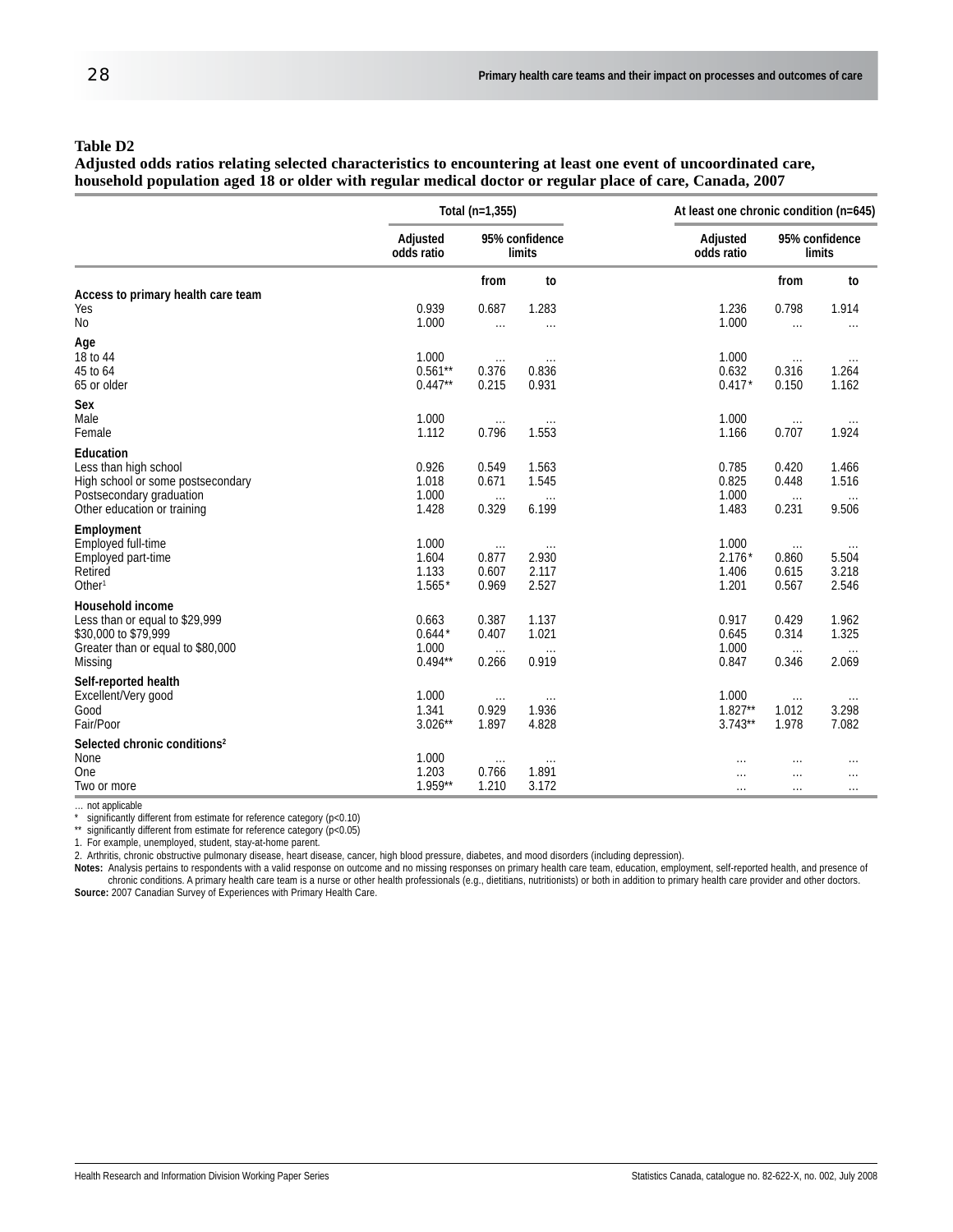**Table D2**
**Adjusted odds ratios relating selected characteristics to encountering at least one event of uncoordinated care, household population aged 18 or older with regular medical doctor or regular place of care, Canada, 2007**

| | Total (n=1,355) | | | At least one chronic condition (n=645) | | |
|---|---|---|---|---|---|---|
| | Adjusted odds ratio | 95% confidence limits | | Adjusted odds ratio | 95% confidence limits | |
| | | from | to | | from | to |
| **Access to primary health care team** | | | | | | |
| Yes | 0.939 | 0.687 | 1.283 | 1.236 | 0.798 | 1.914 |
| No | 1.000 | ... | ... | 1.000 | ... | ... |
| **Age** | | | | | | |
| 18 to 44 | 1.000 | ... | ... | 1.000 | ... | ... |
| 45 to 64 | 0.561** | 0.376 | 0.836 | 0.632 | 0.316 | 1.264 |
| 65 or older | 0.447** | 0.215 | 0.931 | 0.417* | 0.150 | 1.162 |
| **Sex** | | | | | | |
| Male | 1.000 | ... | ... | 1.000 | ... | ... |
| Female | 1.112 | 0.796 | 1.553 | 1.166 | 0.707 | 1.924 |
| **Education** | | | | | | |
| Less than high school | 0.926 | 0.549 | 1.563 | 0.785 | 0.420 | 1.466 |
| High school or some postsecondary | 1.018 | 0.671 | 1.545 | 0.825 | 0.448 | 1.516 |
| Postsecondary graduation | 1.000 | ... | ... | 1.000 | ... | ... |
| Other education or training | 1.428 | 0.329 | 6.199 | 1.483 | 0.231 | 9.506 |
| **Employment** | | | | | | |
| Employed full-time | 1.000 | ... | ... | 1.000 | ... | ... |
| Employed part-time | 1.604 | 0.877 | 2.930 | 2.176* | 0.860 | 5.504 |
| Retired | 1.133 | 0.607 | 2.117 | 1.406 | 0.615 | 3.218 |
| Other[1] | 1.565* | 0.969 | 2.527 | 1.201 | 0.567 | 2.546 |
| **Household income** | | | | | | |
| Less than or equal to $29,999 | 0.663 | 0.387 | 1.137 | 0.917 | 0.429 | 1.962 |
| $30,000 to $79,999 | 0.644* | 0.407 | 1.021 | 0.645 | 0.314 | 1.325 |
| Greater than or equal to $80,000 | 1.000 | ... | ... | 1.000 | ... | ... |
| Missing | 0.494** | 0.266 | 0.919 | 0.847 | 0.346 | 2.069 |
| **Self-reported health** | | | | | | |
| Excellent/Very good | 1.000 | ... | ... | 1.000 | ... | ... |
| Good | 1.341 | 0.929 | 1.936 | 1.827** | 1.012 | 3.298 |
| Fair/Poor | 3.026** | 1.897 | 4.828 | 3.743** | 1.978 | 7.082 |
| **Selected chronic conditions[2]** | | | | | | |
| None | 1.000 | ... | ... | ... | ... | ... |
| One | 1.203 | 0.766 | 1.891 | ... | ... | ... |
| Two or more | 1.959** | 1.210 | 3.172 | ... | ... | ... |

... not applicable
\* significantly different from estimate for reference category (p<0.10)
\*\* significantly different from estimate for reference category (p<0.05)
1. For example, unemployed, student, stay-at-home parent.
2. Arthritis, chronic obstructive pulmonary disease, heart disease, cancer, high blood pressure, diabetes, and mood disorders (including depression).

**Notes:** Analysis pertains to respondents with a valid response on outcome and no missing responses on primary health care team, education, employment, self-reported health, and presence of chronic conditions. A primary health care team is a nurse or other health professionals (e.g., dietitians, nutritionists) or both in addition to primary health care provider and other doctors.
**Source:** 2007 Canadian Survey of Experiences with Primary Health Care.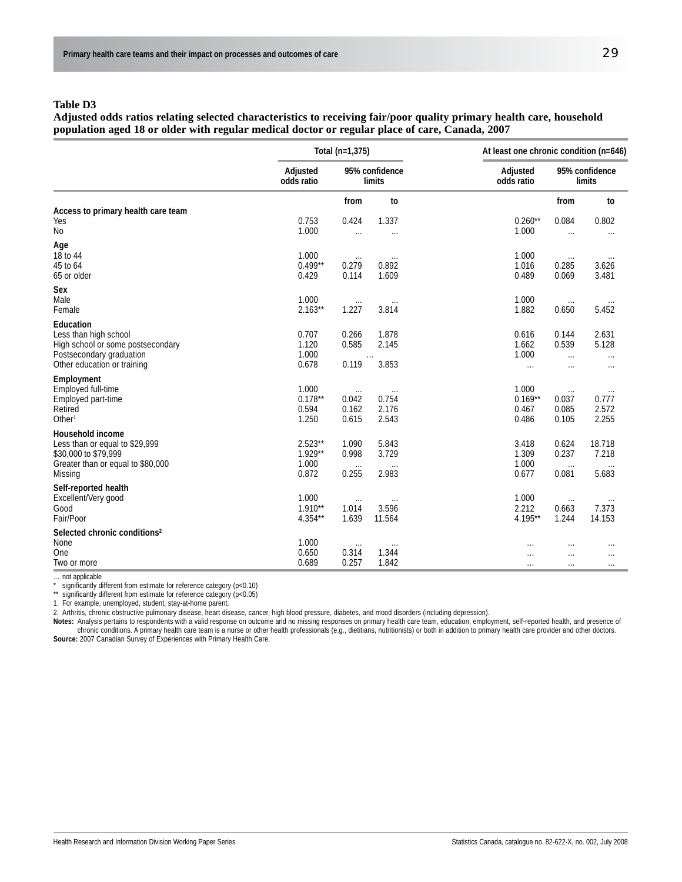**Table D3**
**Adjusted odds ratios relating selected characteristics to receiving fair/poor quality primary health care, household population aged 18 or older with regular medical doctor or regular place of care, Canada, 2007**

| | Total (n=1,375) | | | At least one chronic condition (n=646) | | |
|---|---|---|---|---|---|---|
| | Adjusted odds ratio | 95% confidence limits | | Adjusted odds ratio | 95% confidence limits | |
| | | from | to | | from | to |
| **Access to primary health care team** | | | | | | |
| Yes | 0.753 | 0.424 | 1.337 | 0.260** | 0.084 | 0.802 |
| No | 1.000 | ... | ... | 1.000 | ... | ... |
| **Age** | | | | | | |
| 18 to 44 | 1.000 | ... | ... | 1.000 | ... | ... |
| 45 to 64 | 0.499** | 0.279 | 0.892 | 1.016 | 0.285 | 3.626 |
| 65 or older | 0.429 | 0.114 | 1.609 | 0.489 | 0.069 | 3.481 |
| **Sex** | | | | | | |
| Male | 1.000 | ... | ... | 1.000 | ... | ... |
| Female | 2.163** | 1.227 | 3.814 | 1.882 | 0.650 | 5.452 |
| **Education** | | | | | | |
| Less than high school | 0.707 | 0.266 | 1.878 | 0.616 | 0.144 | 2.631 |
| High school or some postsecondary | 1.120 | 0.585 | 2.145 | 1.662 | 0.539 | 5.128 |
| Postsecondary graduation | 1.000 | ... | | 1.000 | ... | ... |
| Other education or training | 0.678 | 0.119 | 3.853 | ... | ... | ... |
| **Employment** | | | | | | |
| Employed full-time | 1.000 | ... | ... | 1.000 | ... | ... |
| Employed part-time | 0.178** | 0.042 | 0.754 | 0.169** | 0.037 | 0.777 |
| Retired | 0.594 | 0.162 | 2.176 | 0.467 | 0.085 | 2.572 |
| Other[1] | 1.250 | 0.615 | 2.543 | 0.486 | 0.105 | 2.255 |
| **Household income** | | | | | | |
| Less than or equal to $29,999 | 2.523** | 1.090 | 5.843 | 3.418 | 0.624 | 18.718 |
| $30,000 to $79,999 | 1.929** | 0.998 | 3.729 | 1.309 | 0.237 | 7.218 |
| Greater than or equal to $80,000 | 1.000 | ... | ... | 1.000 | ... | ... |
| Missing | 0.872 | 0.255 | 2.983 | 0.677 | 0.081 | 5.683 |
| **Self-reported health** | | | | | | |
| Excellent/Very good | 1.000 | ... | ... | 1.000 | ... | ... |
| Good | 1.910** | 1.014 | 3.596 | 2.212 | 0.663 | 7.373 |
| Fair/Poor | 4.354** | 1.639 | 11.564 | 4.195** | 1.244 | 14.153 |
| **Selected chronic conditions[2]** | | | | | | |
| None | 1.000 | ... | ... | ... | ... | ... |
| One | 0.650 | 0.314 | 1.344 | ... | ... | ... |
| Two or more | 0.689 | 0.257 | 1.842 | ... | ... | ... |

... not applicable
\* significantly different from estimate for reference category (p<0.10)
\*\* significantly different from estimate for reference category (p<0.05)
1. For example, unemployed, student, stay-at-home parent.
2. Arthritis, chronic obstructive pulmonary disease, heart disease, cancer, high blood pressure, diabetes, and mood disorders (including depression).

**Notes:** Analysis pertains to respondents with a valid response on outcome and no missing responses on primary health care team, education, employment, self-reported health, and presence of chronic conditions. A primary health care team is a nurse or other health professionals (e.g., dietitians, nutritionists) or both in addition to primary health care provider and other doctors.
**Source:** 2007 Canadian Survey of Experiences with Primary Health Care.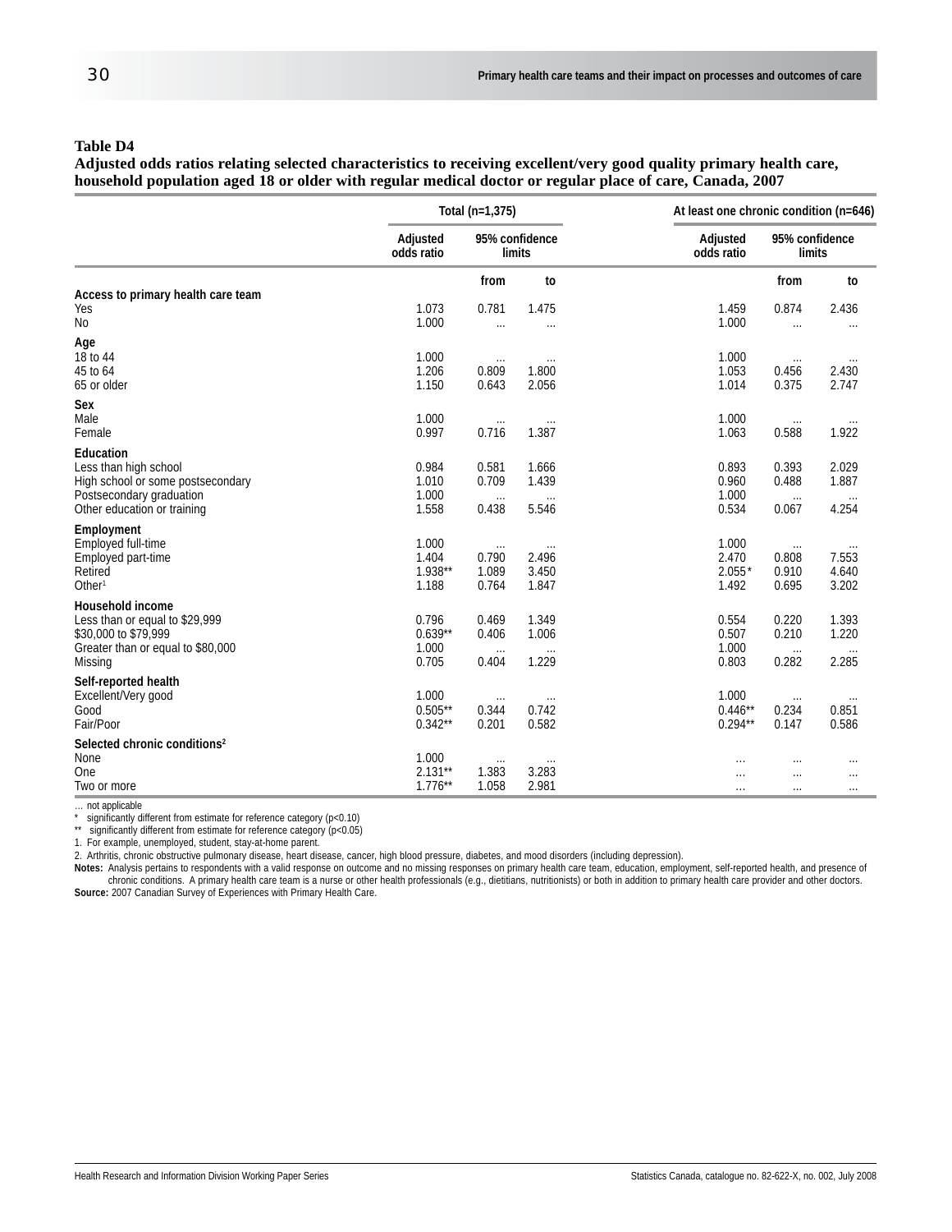**Table D4**
**Adjusted odds ratios relating selected characteristics to receiving excellent/very good quality primary health care, household population aged 18 or older with regular medical doctor or regular place of care, Canada, 2007**

| | Total (n=1,375) | | | At least one chronic condition (n=646) | | |
|---|---|---|---|---|---|---|
| | Adjusted odds ratio | 95% confidence limits | | Adjusted odds ratio | 95% confidence limits | |
| | | from | to | | from | to |
| **Access to primary health care team** | | | | | | |
| Yes | 1.073 | 0.781 | 1.475 | 1.459 | 0.874 | 2.436 |
| No | 1.000 | ... | ... | 1.000 | ... | ... |
| **Age** | | | | | | |
| 18 to 44 | 1.000 | ... | ... | 1.000 | ... | ... |
| 45 to 64 | 1.206 | 0.809 | 1.800 | 1.053 | 0.456 | 2.430 |
| 65 or older | 1.150 | 0.643 | 2.056 | 1.014 | 0.375 | 2.747 |
| **Sex** | | | | | | |
| Male | 1.000 | ... | ... | 1.000 | ... | ... |
| Female | 0.997 | 0.716 | 1.387 | 1.063 | 0.588 | 1.922 |
| **Education** | | | | | | |
| Less than high school | 0.984 | 0.581 | 1.666 | 0.893 | 0.393 | 2.029 |
| High school or some postsecondary | 1.010 | 0.709 | 1.439 | 0.960 | 0.488 | 1.887 |
| Postsecondary graduation | 1.000 | ... | ... | 1.000 | ... | ... |
| Other education or training | 1.558 | 0.438 | 5.546 | 0.534 | 0.067 | 4.254 |
| **Employment** | | | | | | |
| Employed full-time | 1.000 | ... | ... | 1.000 | ... | ... |
| Employed part-time | 1.404 | 0.790 | 2.496 | 2.470 | 0.808 | 7.553 |
| Retired | 1.938** | 1.089 | 3.450 | 2.055* | 0.910 | 4.640 |
| Other[1] | 1.188 | 0.764 | 1.847 | 1.492 | 0.695 | 3.202 |
| **Household income** | | | | | | |
| Less than or equal to $29,999 | 0.796 | 0.469 | 1.349 | 0.554 | 0.220 | 1.393 |
| $30,000 to $79,999 | 0.639** | 0.406 | 1.006 | 0.507 | 0.210 | 1.220 |
| Greater than or equal to $80,000 | 1.000 | ... | ... | 1.000 | ... | ... |
| Missing | 0.705 | 0.404 | 1.229 | 0.803 | 0.282 | 2.285 |
| **Self-reported health** | | | | | | |
| Excellent/Very good | 1.000 | ... | ... | 1.000 | ... | ... |
| Good | 0.505** | 0.344 | 0.742 | 0.446** | 0.234 | 0.851 |
| Fair/Poor | 0.342** | 0.201 | 0.582 | 0.294** | 0.147 | 0.586 |
| **Selected chronic conditions[2]** | | | | | | |
| None | 1.000 | ... | ... | ... | ... | ... |
| One | 2.131** | 1.383 | 3.283 | ... | ... | ... |
| Two or more | 1.776** | 1.058 | 2.981 | ... | ... | ... |

... not applicable
\* significantly different from estimate for reference category (p<0.10)
\*\* significantly different from estimate for reference category (p<0.05)
1. For example, unemployed, student, stay-at-home parent.
2. Arthritis, chronic obstructive pulmonary disease, heart disease, cancer, high blood pressure, diabetes, and mood disorders (including depression).
**Notes:** Analysis pertains to respondents with a valid response on outcome and no missing responses on primary health care team, education, employment, self-reported health, and presence of chronic conditions. A primary health care team is a nurse or other health professionals (e.g., dietitians, nutritionists) or both in addition to primary health care provider and other doctors.
**Source:** 2007 Canadian Survey of Experiences with Primary Health Care.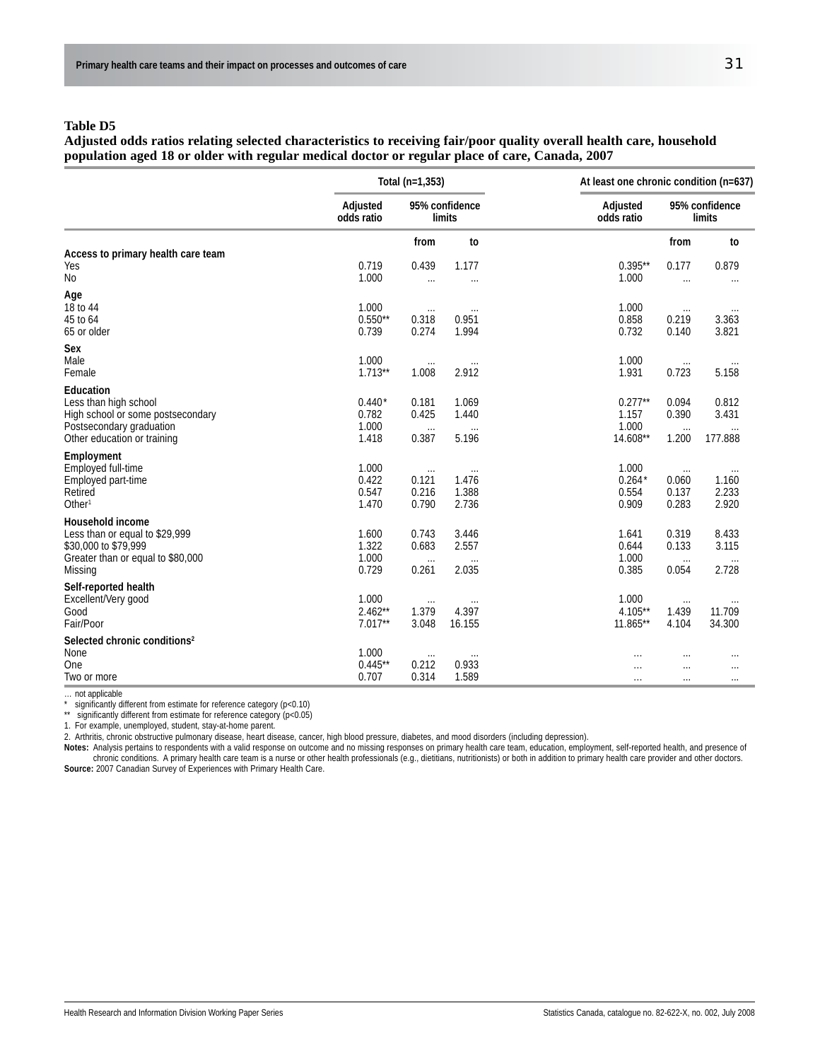**Table D5**
**Adjusted odds ratios relating selected characteristics to receiving fair/poor quality overall health care, household population aged 18 or older with regular medical doctor or regular place of care, Canada, 2007**

| | Total (n=1,353) | | | At least one chronic condition (n=637) | | |
|---|---|---|---|---|---|---|
| | Adjusted odds ratio | 95% confidence limits | | Adjusted odds ratio | 95% confidence limits | |
| | | from | to | | from | to |
| **Access to primary health care team** | | | | | | |
| Yes | 0.719 | 0.439 | 1.177 | 0.395** | 0.177 | 0.879 |
| No | 1.000 | ... | ... | 1.000 | ... | ... |
| **Age** | | | | | | |
| 18 to 44 | 1.000 | ... | ... | 1.000 | ... | ... |
| 45 to 64 | 0.550** | 0.318 | 0.951 | 0.858 | 0.219 | 3.363 |
| 65 or older | 0.739 | 0.274 | 1.994 | 0.732 | 0.140 | 3.821 |
| **Sex** | | | | | | |
| Male | 1.000 | ... | ... | 1.000 | ... | ... |
| Female | 1.713** | 1.008 | 2.912 | 1.931 | 0.723 | 5.158 |
| **Education** | | | | | | |
| Less than high school | 0.440* | 0.181 | 1.069 | 0.277** | 0.094 | 0.812 |
| High school or some postsecondary | 0.782 | 0.425 | 1.440 | 1.157 | 0.390 | 3.431 |
| Postsecondary graduation | 1.000 | ... | ... | 1.000 | ... | ... |
| Other education or training | 1.418 | 0.387 | 5.196 | 14.608** | 1.200 | 177.888 |
| **Employment** | | | | | | |
| Employed full-time | 1.000 | ... | ... | 1.000 | ... | ... |
| Employed part-time | 0.422 | 0.121 | 1.476 | 0.264* | 0.060 | 1.160 |
| Retired | 0.547 | 0.216 | 1.388 | 0.554 | 0.137 | 2.233 |
| Other[1] | 1.470 | 0.790 | 2.736 | 0.909 | 0.283 | 2.920 |
| **Household income** | | | | | | |
| Less than or equal to $29,999 | 1.600 | 0.743 | 3.446 | 1.641 | 0.319 | 8.433 |
| $30,000 to $79,999 | 1.322 | 0.683 | 2.557 | 0.644 | 0.133 | 3.115 |
| Greater than or equal to $80,000 | 1.000 | ... | ... | 1.000 | ... | ... |
| Missing | 0.729 | 0.261 | 2.035 | 0.385 | 0.054 | 2.728 |
| **Self-reported health** | | | | | | |
| Excellent/Very good | 1.000 | ... | ... | 1.000 | ... | ... |
| Good | 2.462** | 1.379 | 4.397 | 4.105** | 1.439 | 11.709 |
| Fair/Poor | 7.017** | 3.048 | 16.155 | 11.865** | 4.104 | 34.300 |
| **Selected chronic conditions[2]** | | | | | | |
| None | 1.000 | ... | ... | ... | ... | ... |
| One | 0.445** | 0.212 | 0.933 | ... | ... | ... |
| Two or more | 0.707 | 0.314 | 1.589 | ... | ... | ... |

... not applicable
* significantly different from estimate for reference category (p<0.10)
** significantly different from estimate for reference category (p<0.05)
1. For example, unemployed, student, stay-at-home parent.
2. Arthritis, chronic obstructive pulmonary disease, heart disease, cancer, high blood pressure, diabetes, and mood disorders (including depression).
**Notes:** Analysis pertains to respondents with a valid response on outcome and no missing responses on primary health care team, education, employment, self-reported health, and presence of chronic conditions. A primary health care team is a nurse or other health professionals (e.g., dietitians, nutritionists) or both in addition to primary health care provider and other doctors.
**Source:** 2007 Canadian Survey of Experiences with Primary Health Care.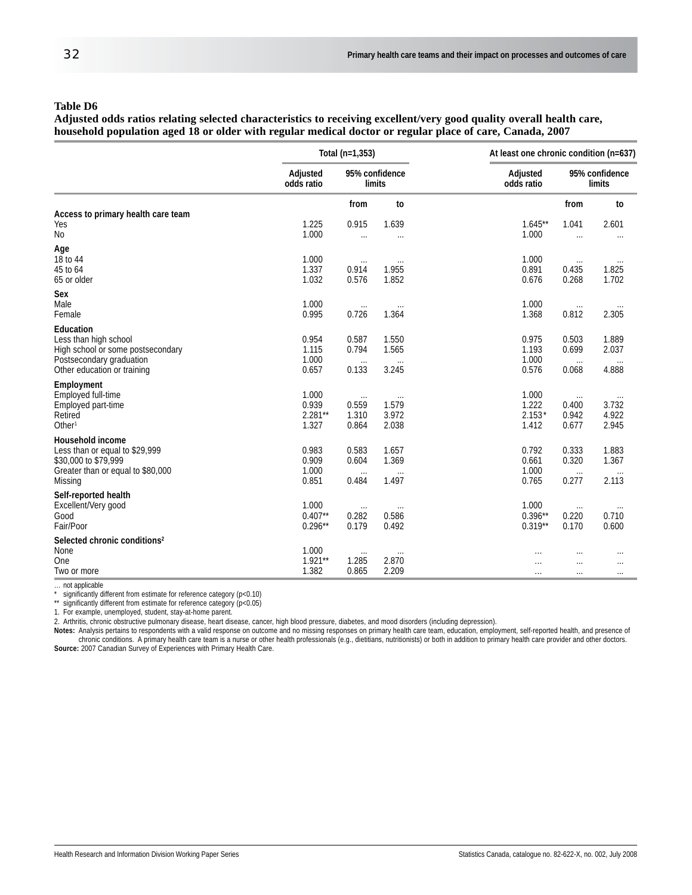**Table D6**
**Adjusted odds ratios relating selected characteristics to receiving excellent/very good quality overall health care, household population aged 18 or older with regular medical doctor or regular place of care, Canada, 2007**

| | Total (n=1,353) | | | At least one chronic condition (n=637) | | |
|---|---|---|---|---|---|---|
| | Adjusted odds ratio | 95% confidence limits | | Adjusted odds ratio | 95% confidence limits | |
| | | from | to | | from | to |
| **Access to primary health care team** | | | | | | |
| Yes | 1.225 | 0.915 | 1.639 | 1.645** | 1.041 | 2.601 |
| No | 1.000 | ... | ... | 1.000 | ... | ... |
| **Age** | | | | | | |
| 18 to 44 | 1.000 | ... | ... | 1.000 | ... | ... |
| 45 to 64 | 1.337 | 0.914 | 1.955 | 0.891 | 0.435 | 1.825 |
| 65 or older | 1.032 | 0.576 | 1.852 | 0.676 | 0.268 | 1.702 |
| **Sex** | | | | | | |
| Male | 1.000 | ... | ... | 1.000 | ... | ... |
| Female | 0.995 | 0.726 | 1.364 | 1.368 | 0.812 | 2.305 |
| **Education** | | | | | | |
| Less than high school | 0.954 | 0.587 | 1.550 | 0.975 | 0.503 | 1.889 |
| High school or some postsecondary | 1.115 | 0.794 | 1.565 | 1.193 | 0.699 | 2.037 |
| Postsecondary graduation | 1.000 | ... | ... | 1.000 | ... | ... |
| Other education or training | 0.657 | 0.133 | 3.245 | 0.576 | 0.068 | 4.888 |
| **Employment** | | | | | | |
| Employed full-time | 1.000 | ... | ... | 1.000 | ... | ... |
| Employed part-time | 0.939 | 0.559 | 1.579 | 1.222 | 0.400 | 3.732 |
| Retired | 2.281** | 1.310 | 3.972 | 2.153* | 0.942 | 4.922 |
| Other[1] | 1.327 | 0.864 | 2.038 | 1.412 | 0.677 | 2.945 |
| **Household income** | | | | | | |
| Less than or equal to $29,999 | 0.983 | 0.583 | 1.657 | 0.792 | 0.333 | 1.883 |
| $30,000 to $79,999 | 0.909 | 0.604 | 1.369 | 0.661 | 0.320 | 1.367 |
| Greater than or equal to $80,000 | 1.000 | ... | ... | 1.000 | ... | ... |
| Missing | 0.851 | 0.484 | 1.497 | 0.765 | 0.277 | 2.113 |
| **Self-reported health** | | | | | | |
| Excellent/Very good | 1.000 | ... | ... | 1.000 | ... | ... |
| Good | 0.407** | 0.282 | 0.586 | 0.396** | 0.220 | 0.710 |
| Fair/Poor | 0.296** | 0.179 | 0.492 | 0.319** | 0.170 | 0.600 |
| **Selected chronic conditions[2]** | | | | | | |
| None | 1.000 | ... | ... | ... | ... | ... |
| One | 1.921** | 1.285 | 2.870 | ... | ... | ... |
| Two or more | 1.382 | 0.865 | 2.209 | ... | ... | ... |

... not applicable
\* significantly different from estimate for reference category (p<0.10)
\** significantly different from estimate for reference category (p<0.05)
1. For example, unemployed, student, stay-at-home parent.
2. Arthritis, chronic obstructive pulmonary disease, heart disease, cancer, high blood pressure, diabetes, and mood disorders (including depression).
**Notes:** Analysis pertains to respondents with a valid response on outcome and no missing responses on primary health care team, education, employment, self-reported health, and presence of chronic conditions. A primary health care team is a nurse or other health professionals (e.g., dietitians, nutritionists) or both in addition to primary health care provider and other doctors.
**Source:** 2007 Canadian Survey of Experiences with Primary Health Care.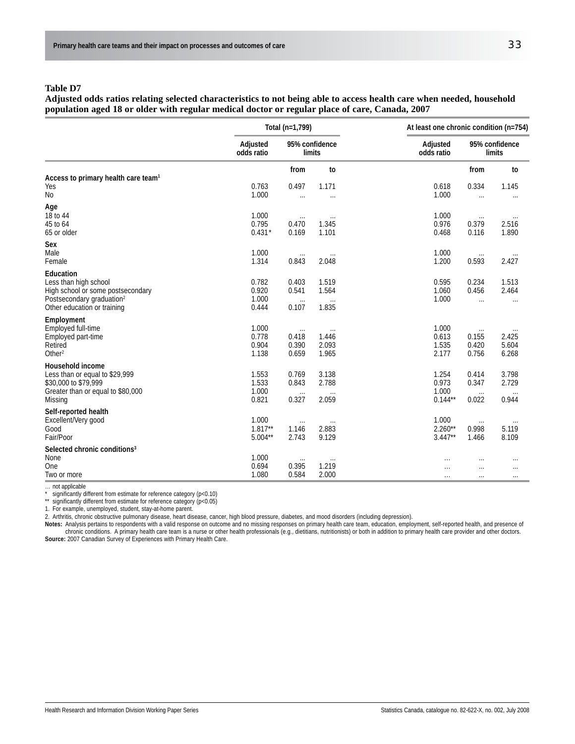**Table D7**
**Adjusted odds ratios relating selected characteristics to not being able to access health care when needed, household population aged 18 or older with regular medical doctor or regular place of care, Canada, 2007**

| | Total (n=1,799) | | | At least one chronic condition (n=754) | | |
|---|---|---|---|---|---|---|
| | Adjusted odds ratio | 95% confidence limits | | Adjusted odds ratio | 95% confidence limits | |
| | | from | to | | from | to |
| **Access to primary health care team**[1] | | | | | | |
| Yes | 0.763 | 0.497 | 1.171 | 0.618 | 0.334 | 1.145 |
| No | 1.000 | ... | ... | 1.000 | ... | ... |
| **Age** | | | | | | |
| 18 to 44 | 1.000 | ... | ... | 1.000 | ... | ... |
| 45 to 64 | 0.795 | 0.470 | 1.345 | 0.976 | 0.379 | 2.516 |
| 65 or older | 0.431* | 0.169 | 1.101 | 0.468 | 0.116 | 1.890 |
| **Sex** | | | | | | |
| Male | 1.000 | ... | ... | 1.000 | ... | ... |
| Female | 1.314 | 0.843 | 2.048 | 1.200 | 0.593 | 2.427 |
| **Education** | | | | | | |
| Less than high school | 0.782 | 0.403 | 1.519 | 0.595 | 0.234 | 1.513 |
| High school or some postsecondary | 0.920 | 0.541 | 1.564 | 1.060 | 0.456 | 2.464 |
| Postsecondary graduation[2] | 1.000 | ... | ... | 1.000 | ... | ... |
| Other education or training | 0.444 | 0.107 | 1.835 | | | |
| **Employment** | | | | | | |
| Employed full-time | 1.000 | ... | ... | 1.000 | ... | ... |
| Employed part-time | 0.778 | 0.418 | 1.446 | 0.613 | 0.155 | 2.425 |
| Retired | 0.904 | 0.390 | 2.093 | 1.535 | 0.420 | 5.604 |
| Other[2] | 1.138 | 0.659 | 1.965 | 2.177 | 0.756 | 6.268 |
| **Household income** | | | | | | |
| Less than or equal to $29,999 | 1.553 | 0.769 | 3.138 | 1.254 | 0.414 | 3.798 |
| $30,000 to $79,999 | 1.533 | 0.843 | 2.788 | 0.973 | 0.347 | 2.729 |
| Greater than or equal to $80,000 | 1.000 | ... | ... | 1.000 | ... | ... |
| Missing | 0.821 | 0.327 | 2.059 | 0.144** | 0.022 | 0.944 |
| **Self-reported health** | | | | | | |
| Excellent/Very good | 1.000 | ... | ... | 1.000 | ... | ... |
| Good | 1.817** | 1.146 | 2.883 | 2.260** | 0.998 | 5.119 |
| Fair/Poor | 5.004** | 2.743 | 9.129 | 3.447** | 1.466 | 8.109 |
| **Selected chronic conditions**[3] | | | | | | |
| None | 1.000 | ... | ... | ... | ... | ... |
| One | 0.694 | 0.395 | 1.219 | ... | ... | ... |
| Two or more | 1.080 | 0.584 | 2.000 | ... | ... | ... |

... not applicable
\* significantly different from estimate for reference category (p<0.10)
\** significantly different from estimate for reference category (p<0.05)
1. For example, unemployed, student, stay-at-home parent.
2. Arthritis, chronic obstructive pulmonary disease, heart disease, cancer, high blood pressure, diabetes, and mood disorders (including depression).

**Notes:** Analysis pertains to respondents with a valid response on outcome and no missing responses on primary health care team, education, employment, self-reported health, and presence of chronic conditions. A primary health care team is a nurse or other health professionals (e.g., dietitians, nutritionists) or both in addition to primary health care provider and other doctors.
**Source:** 2007 Canadian Survey of Experiences with Primary Health Care.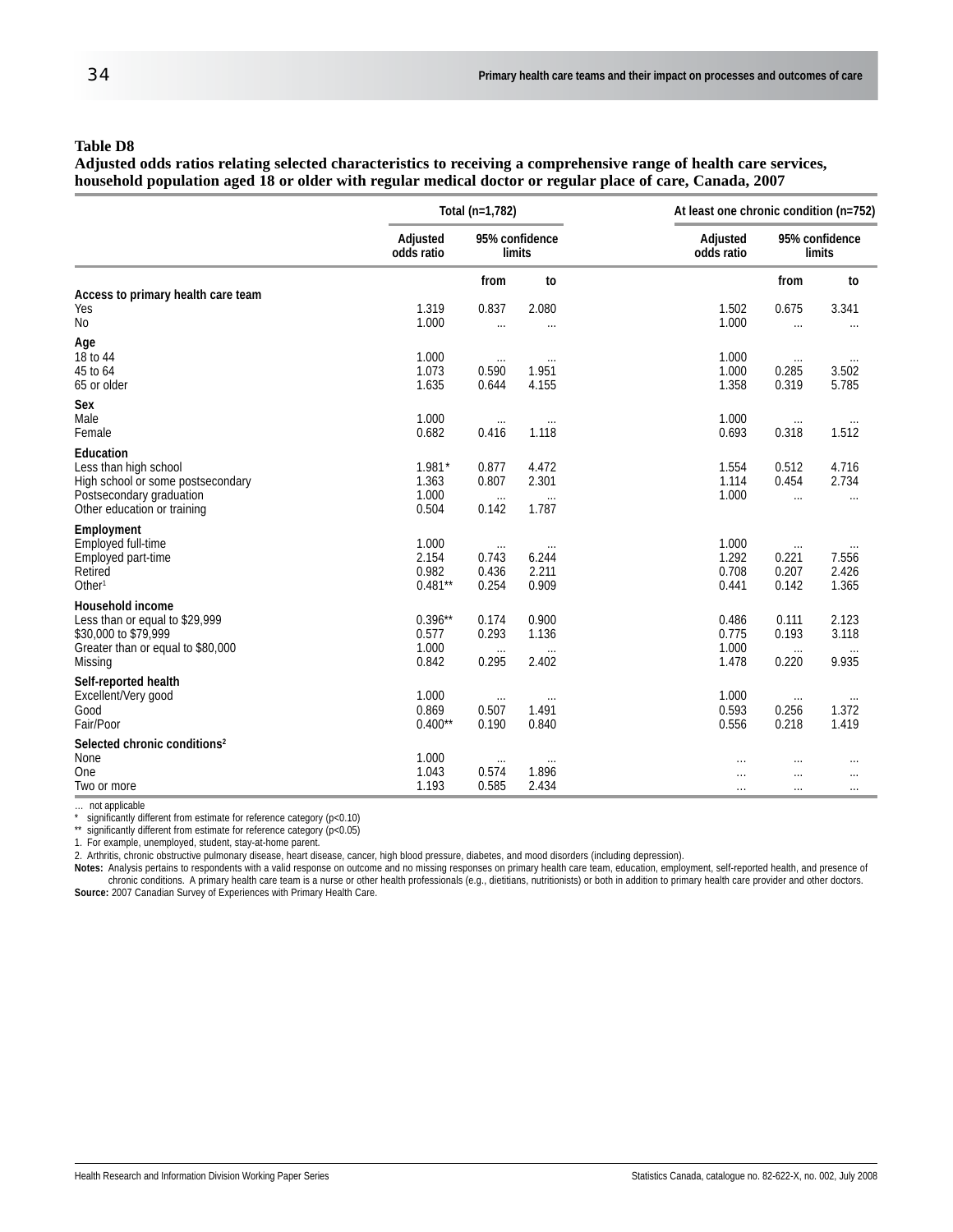**Table D8**
**Adjusted odds ratios relating selected characteristics to receiving a comprehensive range of health care services, household population aged 18 or older with regular medical doctor or regular place of care, Canada, 2007**

| | Total (n=1,782) | | | At least one chronic condition (n=752) | | |
|---|---|---|---|---|---|---|
| | Adjusted odds ratio | 95% confidence limits | | Adjusted odds ratio | 95% confidence limits | |
| | | from | to | | from | to |
| **Access to primary health care team** | | | | | | |
| Yes | 1.319 | 0.837 | 2.080 | 1.502 | 0.675 | 3.341 |
| No | 1.000 | ... | ... | 1.000 | ... | ... |
| **Age** | | | | | | |
| 18 to 44 | 1.000 | ... | ... | 1.000 | ... | ... |
| 45 to 64 | 1.073 | 0.590 | 1.951 | 1.000 | 0.285 | 3.502 |
| 65 or older | 1.635 | 0.644 | 4.155 | 1.358 | 0.319 | 5.785 |
| **Sex** | | | | | | |
| Male | 1.000 | ... | ... | 1.000 | ... | ... |
| Female | 0.682 | 0.416 | 1.118 | 0.693 | 0.318 | 1.512 |
| **Education** | | | | | | |
| Less than high school | 1.981* | 0.877 | 4.472 | 1.554 | 0.512 | 4.716 |
| High school or some postsecondary | 1.363 | 0.807 | 2.301 | 1.114 | 0.454 | 2.734 |
| Postsecondary graduation | 1.000 | ... | ... | 1.000 | ... | ... |
| Other education or training | 0.504 | 0.142 | 1.787 | | | |
| **Employment** | | | | | | |
| Employed full-time | 1.000 | ... | ... | 1.000 | ... | ... |
| Employed part-time | 2.154 | 0.743 | 6.244 | 1.292 | 0.221 | 7.556 |
| Retired | 0.982 | 0.436 | 2.211 | 0.708 | 0.207 | 2.426 |
| Other[1] | 0.481** | 0.254 | 0.909 | 0.441 | 0.142 | 1.365 |
| **Household income** | | | | | | |
| Less than or equal to $29,999 | 0.396** | 0.174 | 0.900 | 0.486 | 0.111 | 2.123 |
| $30,000 to $79,999 | 0.577 | 0.293 | 1.136 | 0.775 | 0.193 | 3.118 |
| Greater than or equal to $80,000 | 1.000 | ... | ... | 1.000 | ... | ... |
| Missing | 0.842 | 0.295 | 2.402 | 1.478 | 0.220 | 9.935 |
| **Self-reported health** | | | | | | |
| Excellent/Very good | 1.000 | ... | ... | 1.000 | ... | ... |
| Good | 0.869 | 0.507 | 1.491 | 0.593 | 0.256 | 1.372 |
| Fair/Poor | 0.400** | 0.190 | 0.840 | 0.556 | 0.218 | 1.419 |
| **Selected chronic conditions[2]** | | | | | | |
| None | 1.000 | ... | ... | ... | ... | ... |
| One | 1.043 | 0.574 | 1.896 | ... | ... | ... |
| Two or more | 1.193 | 0.585 | 2.434 | ... | ... | ... |

... not applicable
* significantly different from estimate for reference category (p<0.10)
** significantly different from estimate for reference category (p<0.05)
1. For example, unemployed, student, stay-at-home parent.
2. Arthritis, chronic obstructive pulmonary disease, heart disease, cancer, high blood pressure, diabetes, and mood disorders (including depression).

**Notes:** Analysis pertains to respondents with a valid response on outcome and no missing responses on primary health care team, education, employment, self-reported health, and presence of chronic conditions. A primary health care team is a nurse or other health professionals (e.g., dietitians, nutritionists) or both in addition to primary health care provider and other doctors.
**Source:** 2007 Canadian Survey of Experiences with Primary Health Care.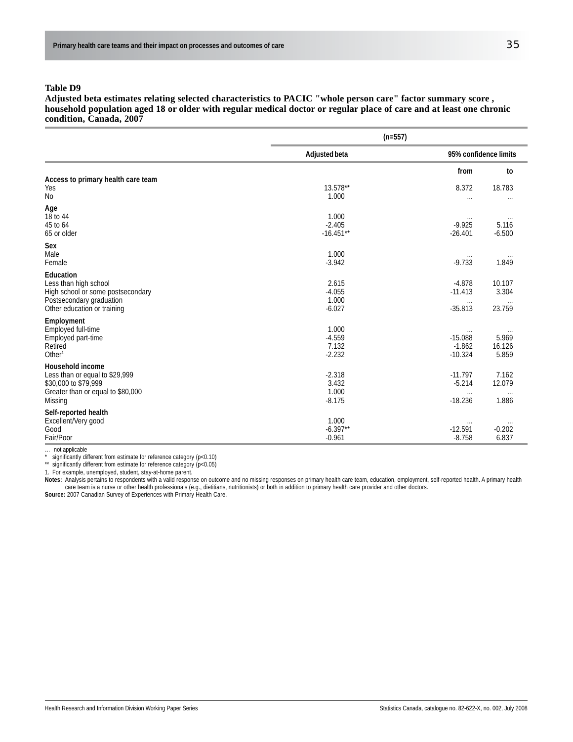**Table D9**

**Adjusted beta estimates relating selected characteristics to PACIC "whole person care" factor summary score , household population aged 18 or older with regular medical doctor or regular place of care and at least one chronic condition, Canada, 2007**

| | (n=557) | | |
|---|---|---|---|
| | Adjusted beta | 95% confidence limits | |
| | | from | to |
| **Access to primary health care team** | | | |
| Yes | 13.578** | 8.372 | 18.783 |
| No | 1.000 | ... | ... |
| **Age** | | | |
| 18 to 44 | 1.000 | ... | ... |
| 45 to 64 | -2.405 | -9.925 | 5.116 |
| 65 or older | -16.451** | -26.401 | -6.500 |
| **Sex** | | | |
| Male | 1.000 | ... | ... |
| Female | -3.942 | -9.733 | 1.849 |
| **Education** | | | |
| Less than high school | 2.615 | -4.878 | 10.107 |
| High school or some postsecondary | -4.055 | -11.413 | 3.304 |
| Postsecondary graduation | 1.000 | ... | ... |
| Other education or training | -6.027 | -35.813 | 23.759 |
| **Employment** | | | |
| Employed full-time | 1.000 | ... | ... |
| Employed part-time | -4.559 | -15.088 | 5.969 |
| Retired | 7.132 | -1.862 | 16.126 |
| Other[1] | -2.232 | -10.324 | 5.859 |
| **Household income** | | | |
| Less than or equal to $29,999 | -2.318 | -11.797 | 7.162 |
| $30,000 to $79,999 | 3.432 | -5.214 | 12.079 |
| Greater than or equal to $80,000 | 1.000 | ... | ... |
| Missing | -8.175 | -18.236 | 1.886 |
| **Self-reported health** | | | |
| Excellent/Very good | 1.000 | ... | ... |
| Good | -6.397** | -12.591 | -0.202 |
| Fair/Poor | -0.961 | -8.758 | 6.837 |

... not applicable
\* significantly different from estimate for reference category (p<0.10)
\*\* significantly different from estimate for reference category (p<0.05)
1. For example, unemployed, student, stay-at-home parent.

**Notes:** Analysis pertains to respondents with a valid response on outcome and no missing responses on primary health care team, education, employment, self-reported health. A primary health care team is a nurse or other health professionals (e.g., dietitians, nutritionists) or both in addition to primary health care provider and other doctors.

**Source:** 2007 Canadian Survey of Experiences with Primary Health Care.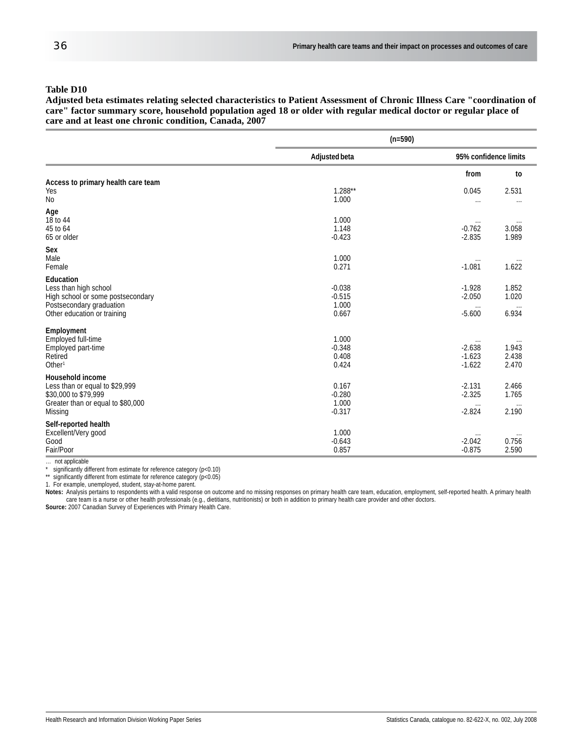**Table D10**

**Adjusted beta estimates relating selected characteristics to Patient Assessment of Chronic Illness Care "coordination of care" factor summary score, household population aged 18 or older with regular medical doctor or regular place of care and at least one chronic condition, Canada, 2007**

| | (n=590) | | |
|---|---|---|---|
| | Adjusted beta | 95% confidence limits | |
| | | from | to |
| **Access to primary health care team** | | | |
| Yes | 1.288** | 0.045 | 2.531 |
| No | 1.000 | ... | ... |
| **Age** | | | |
| 18 to 44 | 1.000 | ... | ... |
| 45 to 64 | 1.148 | -0.762 | 3.058 |
| 65 or older | -0.423 | -2.835 | 1.989 |
| **Sex** | | | |
| Male | 1.000 | ... | ... |
| Female | 0.271 | -1.081 | 1.622 |
| **Education** | | | |
| Less than high school | -0.038 | -1.928 | 1.852 |
| High school or some postsecondary | -0.515 | -2.050 | 1.020 |
| Postsecondary graduation | 1.000 | ... | ... |
| Other education or training | 0.667 | -5.600 | 6.934 |
| **Employment** | | | |
| Employed full-time | 1.000 | ... | ... |
| Employed part-time | -0.348 | -2.638 | 1.943 |
| Retired | 0.408 | -1.623 | 2.438 |
| Other[1] | 0.424 | -1.622 | 2.470 |
| **Household income** | | | |
| Less than or equal to $29,999 | 0.167 | -2.131 | 2.466 |
| $30,000 to $79,999 | -0.280 | -2.325 | 1.765 |
| Greater than or equal to $80,000 | 1.000 | ... | ... |
| Missing | -0.317 | -2.824 | 2.190 |
| **Self-reported health** | | | |
| Excellent/Very good | 1.000 | ... | ... |
| Good | -0.643 | -2.042 | 0.756 |
| Fair/Poor | 0.857 | -0.875 | 2.590 |

... not applicable

* significantly different from estimate for reference category (p<0.10)

** significantly different from estimate for reference category (p<0.05)

1. For example, unemployed, student, stay-at-home parent.

**Notes:** Analysis pertains to respondents with a valid response on outcome and no missing responses on primary health care team, education, employment, self-reported health. A primary health care team is a nurse or other health professionals (e.g., dietitians, nutritionists) or both in addition to primary health care provider and other doctors.

**Source:** 2007 Canadian Survey of Experiences with Primary Health Care.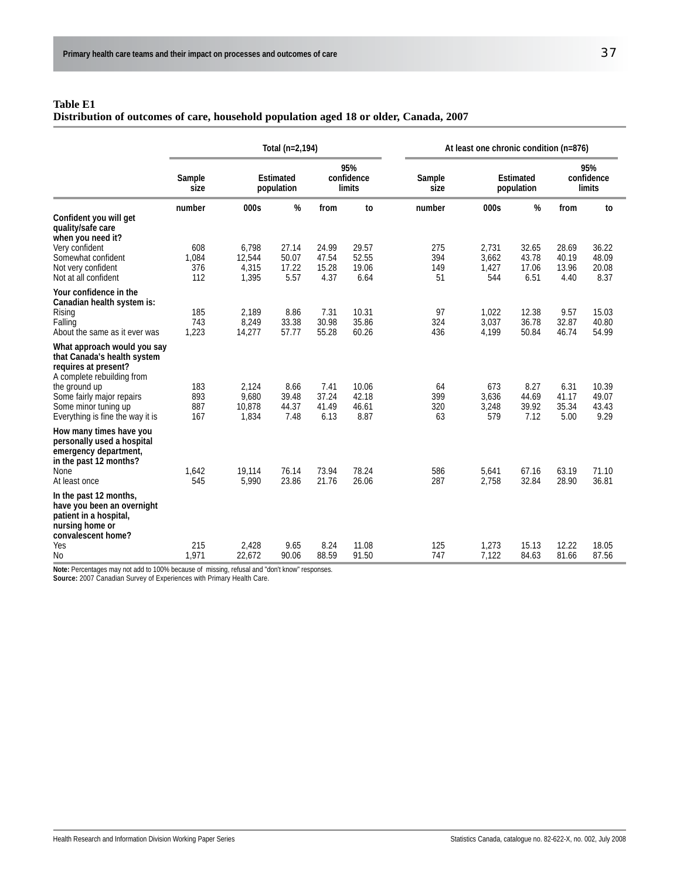**Table E1**
**Distribution of outcomes of care, household population aged 18 or older, Canada, 2007**

| | Total (n=2,194) | | | | | At least one chronic condition (n=876) | | | | |
|---|---|---|---|---|---|---|---|---|---|---|
| | Sample size | Estimated population | | 95% confidence limits | | Sample size | Estimated population | | 95% confidence limits | |
| | number | 000s | % | from | to | number | 000s | % | from | to |
| **Confident you will get quality/safe care when you need it?** | | | | | | | | | | |
| Very confident | 608 | 6,798 | 27.14 | 24.99 | 29.57 | 275 | 2,731 | 32.65 | 28.69 | 36.22 |
| Somewhat confident | 1,084 | 12,544 | 50.07 | 47.54 | 52.55 | 394 | 3,662 | 43.78 | 40.19 | 48.09 |
| Not very confident | 376 | 4,315 | 17.22 | 15.28 | 19.06 | 149 | 1,427 | 17.06 | 13.96 | 20.08 |
| Not at all confident | 112 | 1,395 | 5.57 | 4.37 | 6.64 | 51 | 544 | 6.51 | 4.40 | 8.37 |
| **Your confidence in the Canadian health system is:** | | | | | | | | | | |
| Rising | 185 | 2,189 | 8.86 | 7.31 | 10.31 | 97 | 1,022 | 12.38 | 9.57 | 15.03 |
| Falling | 743 | 8,249 | 33.38 | 30.98 | 35.86 | 324 | 3,037 | 36.78 | 32.87 | 40.80 |
| About the same as it ever was | 1,223 | 14,277 | 57.77 | 55.28 | 60.26 | 436 | 4,199 | 50.84 | 46.74 | 54.99 |
| **What approach would you say that Canada's health system requires at present?** | | | | | | | | | | |
| A complete rebuilding from the ground up | 183 | 2,124 | 8.66 | 7.41 | 10.06 | 64 | 673 | 8.27 | 6.31 | 10.39 |
| Some fairly major repairs | 893 | 9,680 | 39.48 | 37.24 | 42.18 | 399 | 3,636 | 44.69 | 41.17 | 49.07 |
| Some minor tuning up | 887 | 10,878 | 44.37 | 41.49 | 46.61 | 320 | 3,248 | 39.92 | 35.34 | 43.43 |
| Everything is fine the way it is | 167 | 1,834 | 7.48 | 6.13 | 8.87 | 63 | 579 | 7.12 | 5.00 | 9.29 |
| **How many times have you personally used a hospital emergency department, in the past 12 months?** | | | | | | | | | | |
| None | 1,642 | 19,114 | 76.14 | 73.94 | 78.24 | 586 | 5,641 | 67.16 | 63.19 | 71.10 |
| At least once | 545 | 5,990 | 23.86 | 21.76 | 26.06 | 287 | 2,758 | 32.84 | 28.90 | 36.81 |
| **In the past 12 months, have you been an overnight patient in a hospital, nursing home or convalescent home?** | | | | | | | | | | |
| Yes | 215 | 2,428 | 9.65 | 8.24 | 11.08 | 125 | 1,273 | 15.13 | 12.22 | 18.05 |
| No | 1,971 | 22,672 | 90.06 | 88.59 | 91.50 | 747 | 7,122 | 84.63 | 81.66 | 87.56 |

**Note:** Percentages may not add to 100% because of missing, refusal and "don't know" responses.
**Source:** 2007 Canadian Survey of Experiences with Primary Health Care.